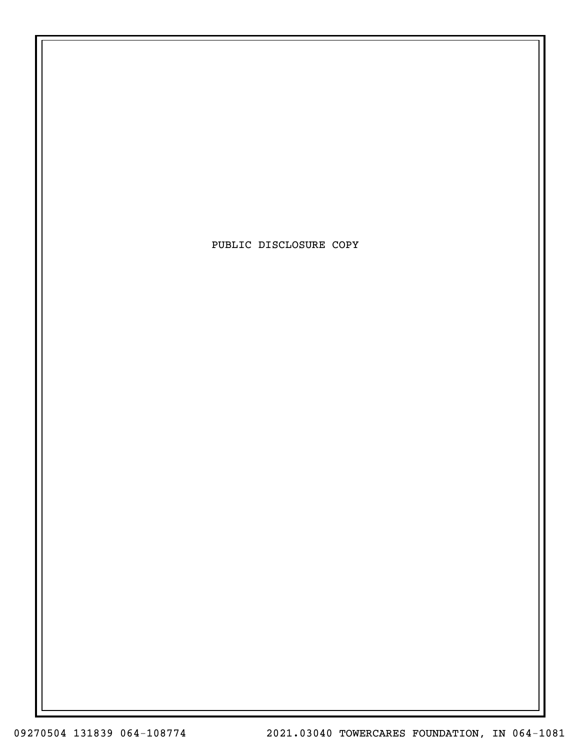PUBLIC DISCLOSURE COPY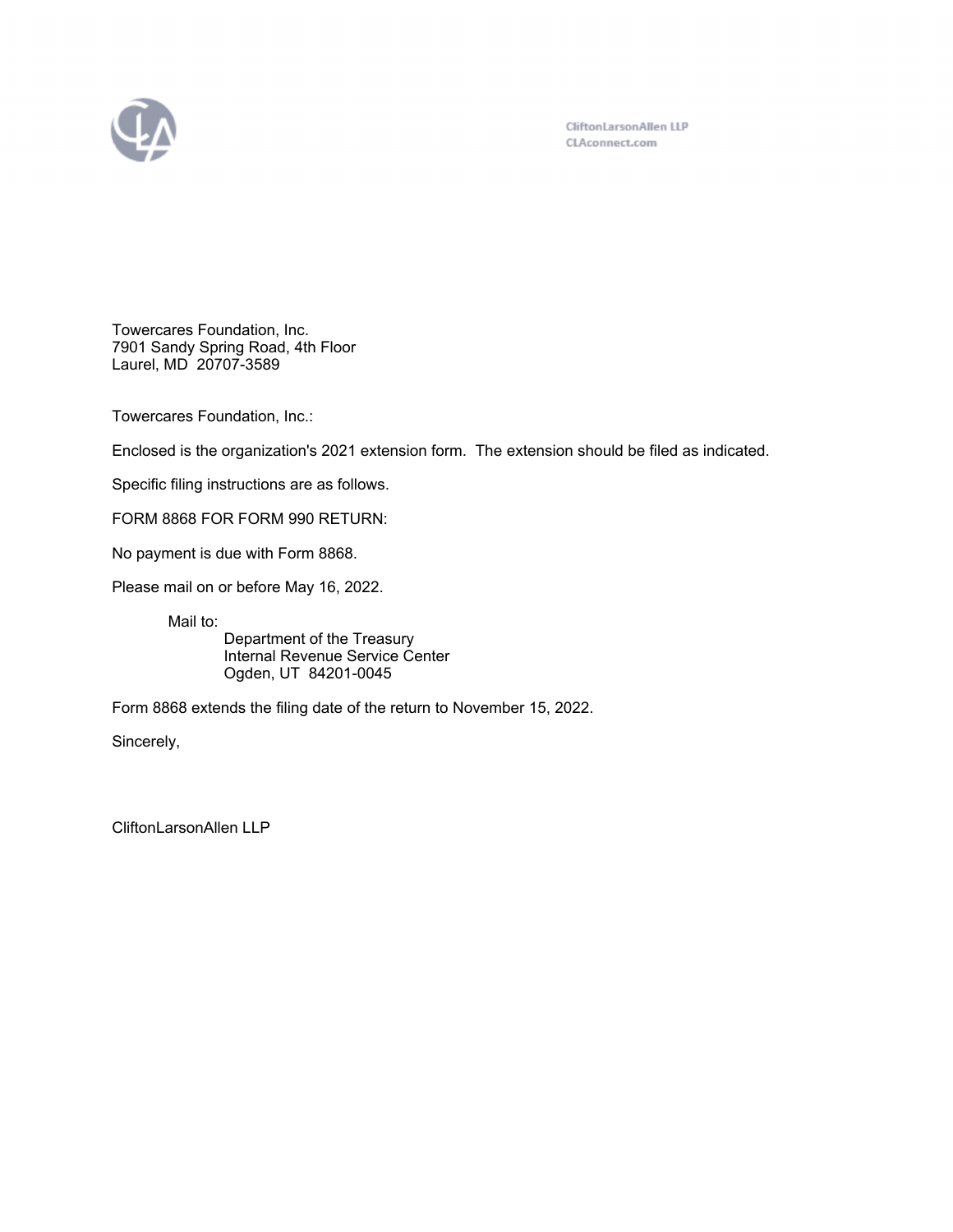CliftonLarsonAllen LLP
CLAconnect.com

Towercares Foundation, Inc.
7901 Sandy Spring Road, 4th Floor
Laurel, MD 20707-3589

Towercares Foundation, Inc.:

Enclosed is the organization's 2021 extension form. The extension should be filed as indicated.

Specific filing instructions are as follows.

FORM 8868 FOR FORM 990 RETURN:

No payment is due with Form 8868.

Please mail on or before May 16, 2022.

Mail to:
Department of the Treasury
Internal Revenue Service Center
Ogden, UT 84201-0045

Form 8868 extends the filing date of the return to November 15, 2022.

Sincerely,

CliftonLarsonAllen LLP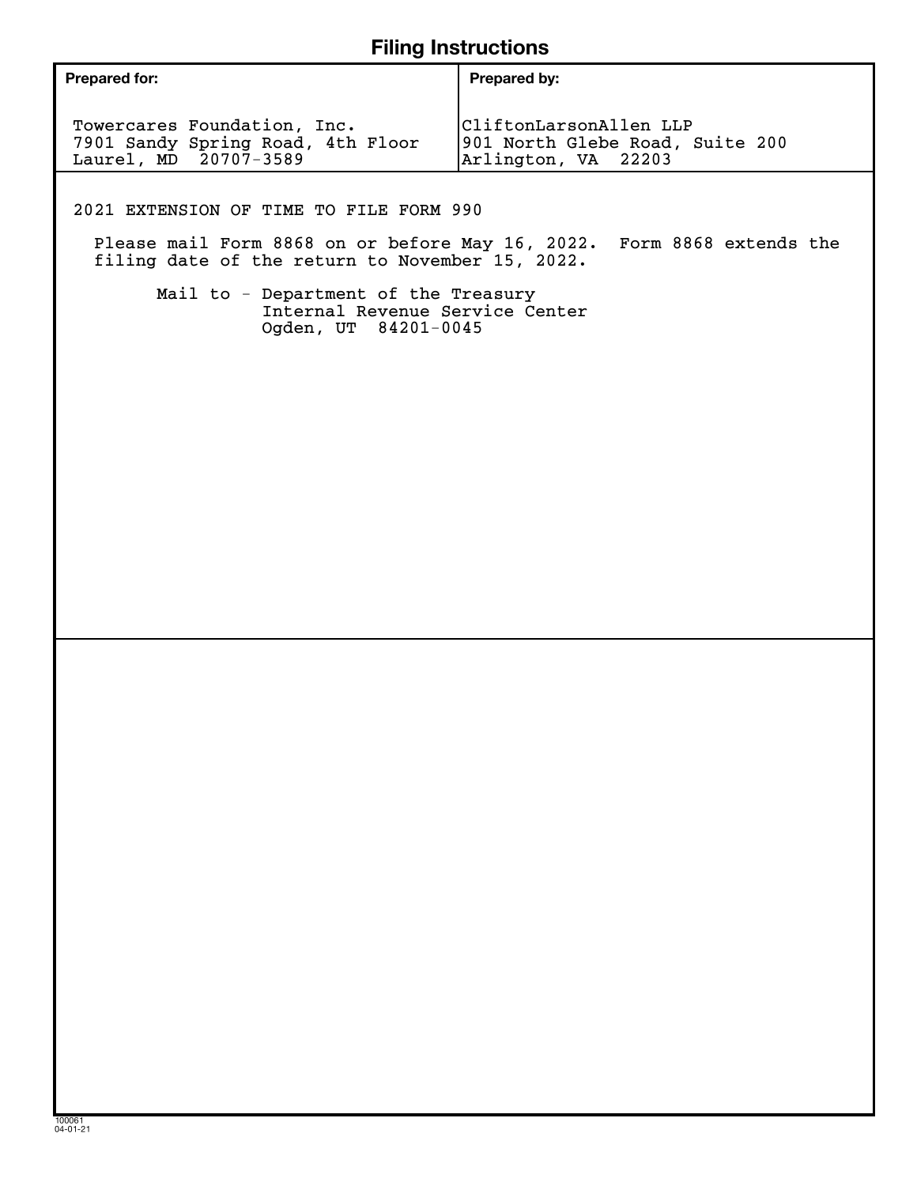# Filing Instructions

| Prepared for: | Prepared by: |
|---|---|
| Towercares Foundation, Inc.<br>7901 Sandy Spring Road, 4th Floor<br>Laurel, MD 20707-3589 | CliftonLarsonAllen LLP<br>901 North Glebe Road, Suite 200<br>Arlington, VA 22203 |

2021 EXTENSION OF TIME TO FILE FORM 990

Please mail Form 8868 on or before May 16, 2022. Form 8868 extends the filing date of the return to November 15, 2022.

Mail to - Department of the Treasury
Internal Revenue Service Center
Ogden, UT 84201-0045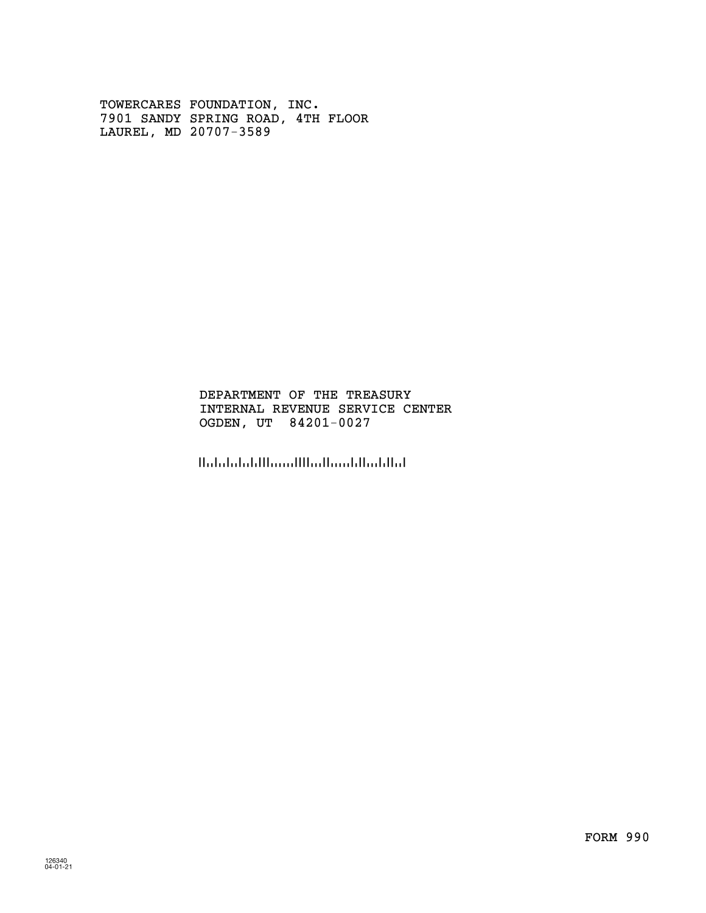TOWERCARES FOUNDATION, INC.
7901 SANDY SPRING ROAD, 4TH FLOOR
LAUREL, MD 20707-3589

DEPARTMENT OF THE TREASURY
INTERNAL REVENUE SERVICE CENTER
OGDEN, UT 84201-0027

FORM 990

126340
04-01-21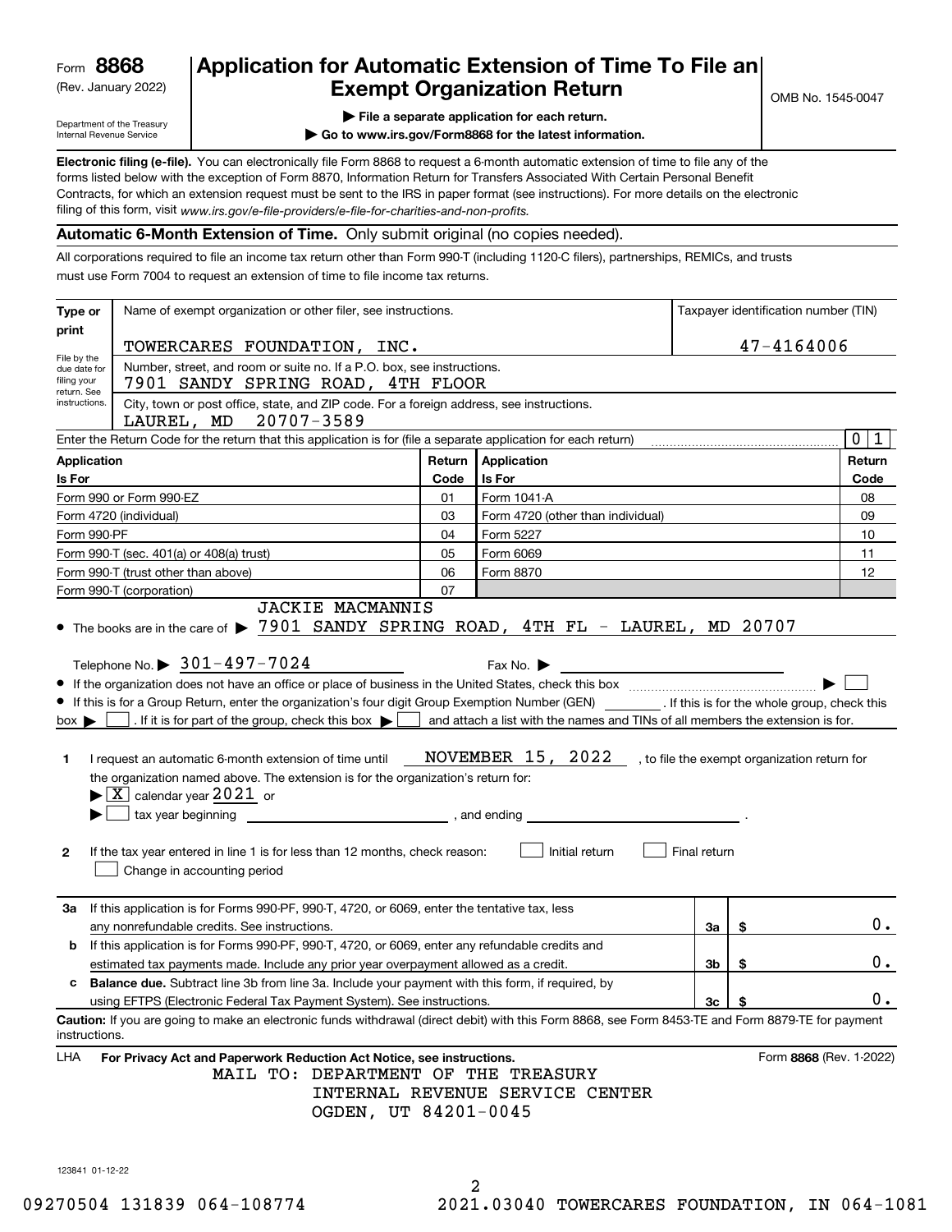Form **8868** (Rev. January 2022)

Department of the Treasury
Internal Revenue Service

# Application for Automatic Extension of Time To File an Exempt Organization Return

OMB No. 1545-0047

▶ File a separate application for each return.

▶ Go to www.irs.gov/Form8868 for the latest information.

**Electronic filing (e-file).** You can electronically file Form 8868 to request a 6-month automatic extension of time to file any of the forms listed below with the exception of Form 8870, Information Return for Transfers Associated With Certain Personal Benefit Contracts, for which an extension request must be sent to the IRS in paper format (see instructions). For more details on the electronic filing of this form, visit *www.irs.gov/e-file-providers/e-file-for-charities-and-non-profits.*

**Automatic 6-Month Extension of Time.** Only submit original (no copies needed).

All corporations required to file an income tax return other than Form 990-T (including 1120-C filers), partnerships, REMICs, and trusts must use Form 7004 to request an extension of time to file income tax returns.

**Type or print** — File by the due date for filing your return. See instructions.

Name of exempt organization or other filer, see instructions: TOWERCARES FOUNDATION, INC.

Taxpayer identification number (TIN): 47-4164006

Number, street, and room or suite no. If a P.O. box, see instructions: 7901 SANDY SPRING ROAD, 4TH FLOOR

City, town or post office, state, and ZIP code. For a foreign address, see instructions: LAUREL, MD 20707-3589

Enter the Return Code for the return that this application is for (file a separate application for each return): 0 1

| Application Is For | Return Code | Application Is For | Return Code |
|---|---|---|---|
| Form 990 or Form 990-EZ | 01 | Form 1041-A | 08 |
| Form 4720 (individual) | 03 | Form 4720 (other than individual) | 09 |
| Form 990-PF | 04 | Form 5227 | 10 |
| Form 990-T (sec. 401(a) or 408(a) trust) | 05 | Form 6069 | 11 |
| Form 990-T (trust other than above) | 06 | Form 8870 | 12 |
| Form 990-T (corporation) | 07 | | |

- The books are in the care of ▶ JACKIE MACMANNIS 7901 SANDY SPRING ROAD, 4TH FL - LAUREL, MD 20707

Telephone No. ▶ 301-497-7024 Fax No. ▶

- If the organization does not have an office or place of business in the United States, check this box ▶ ☐
- If this is for a Group Return, enter the organization's four digit Group Exemption Number (GEN) ______. If this is for the whole group, check this box ▶ ☐. If it is for part of the group, check this box ▶ ☐ and attach a list with the names and TINs of all members the extension is for.

**1** I request an automatic 6-month extension of time until NOVEMBER 15, 2022, to file the exempt organization return for the organization named above. The extension is for the organization's return for:
▶ ☒ calendar year 2021 or
▶ ☐ tax year beginning ______, and ending ______.

**2** If the tax year entered in line 1 is for less than 12 months, check reason: ☐ Initial return ☐ Final return ☐ Change in accounting period

| | | | |
|---|---|---|---|
| **3a** | If this application is for Forms 990-PF, 990-T, 4720, or 6069, enter the tentative tax, less any nonrefundable credits. See instructions. | 3a | $ 0. |
| **b** | If this application is for Forms 990-PF, 990-T, 4720, or 6069, enter any refundable credits and estimated tax payments made. Include any prior year overpayment allowed as a credit. | 3b | $ 0. |
| **c** | **Balance due.** Subtract line 3b from line 3a. Include your payment with this form, if required, by using EFTPS (Electronic Federal Tax Payment System). See instructions. | 3c | $ 0. |

**Caution:** If you are going to make an electronic funds withdrawal (direct debit) with this Form 8868, see Form 8453-TE and Form 8879-TE for payment instructions.

LHA **For Privacy Act and Paperwork Reduction Act Notice, see instructions.** Form **8868** (Rev. 1-2022)

MAIL TO: DEPARTMENT OF THE TREASURY
INTERNAL REVENUE SERVICE CENTER
OGDEN, UT 84201-0045

123841 01-12-22

09270504 131839 064-108774 2021.03040 TOWERCARES FOUNDATION, IN 064-1081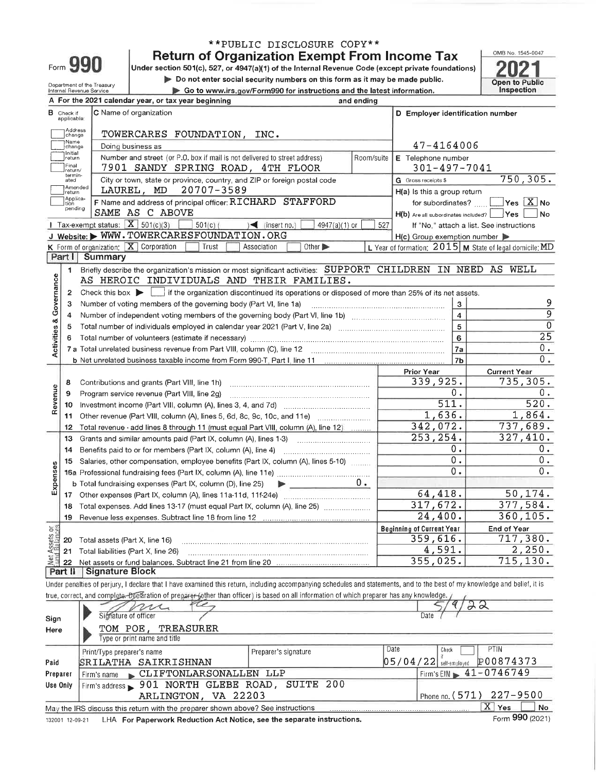**PUBLIC DISCLOSURE COPY**

# Form 990 — Return of Organization Exempt From Income Tax

Under section 501(c), 527, or 4947(a)(1) of the Internal Revenue Code (except private foundations)

▶ Do not enter social security numbers on this form as it may be made public.

▶ Go to www.irs.gov/Form990 for instructions and the latest information.

Department of the Treasury
Internal Revenue Service

OMB No. 1545-0047

**2021**

Open to Public Inspection

**A** For the 2021 calendar year, or tax year beginning and ending

**B** Check if applicable: Address change / Name change / Initial return / Final return/terminated / Amended return / Application pending

**C** Name of organization: TOWERCARES FOUNDATION, INC.

Doing business as

Number and street (or P.O. box if mail is not delivered to street address): 7901 SANDY SPRING ROAD, 4TH FLOOR — Room/suite

City or town, state or province, country, and ZIP or foreign postal code: LAUREL, MD 20707-3589

**D** Employer identification number: 47-4164006

**E** Telephone number: 301-497-7041

**G** Gross receipts $ 750,305.

**F** Name and address of principal officer: RICHARD STAFFORD
SAME AS C ABOVE

**H(a)** Is this a group return for subordinates? ☐ Yes ☒ No

**H(b)** Are all subordinates included? ☐ Yes ☐ No
If "No," attach a list. See instructions

**I** Tax-exempt status: ☒ 501(c)(3) ☐ 501(c) ( ) ◀ (insert no.) ☐ 4947(a)(1) or ☐ 527

**J** Website: ▶ WWW.TOWERCARESFOUNDATION.ORG

**H(c)** Group exemption number ▶

**K** Form of organization: ☒ Corporation ☐ Trust ☐ Association ☐ Other ▶

**L** Year of formation: 2015 **M** State of legal domicile: MD

## Part I Summary

**Activities & Governance**

1. Briefly describe the organization's mission or most significant activities: SUPPORT CHILDREN IN NEED AS WELL AS HEROIC INDIVIDUALS AND THEIR FAMILIES.
2. Check this box ▶ ☐ if the organization discontinued its operations or disposed of more than 25% of its net assets.

| | | Line | Value |
|---|---|---|---|
| 3 | Number of voting members of the governing body (Part VI, line 1a) | 3 | 9 |
| 4 | Number of independent voting members of the governing body (Part VI, line 1b) | 4 | 9 |
| 5 | Total number of individuals employed in calendar year 2021 (Part V, line 2a) | 5 | 0 |
| 6 | Total number of volunteers (estimate if necessary) | 6 | 25 |
| 7a | Total unrelated business revenue from Part VIII, column (C), line 12 | 7a | 0. |
| b | Net unrelated business taxable income from Form 990-T, Part I, line 11 | 7b | 0. |

| | | | Prior Year | Current Year |
|---|---|---|---|---|
| **Revenue** | 8 | Contributions and grants (Part VIII, line 1h) | 339,925. | 735,305. |
| | 9 | Program service revenue (Part VIII, line 2g) | 0. | 0. |
| | 10 | Investment income (Part VIII, column (A), lines 3, 4, and 7d) | 511. | 520. |
| | 11 | Other revenue (Part VIII, column (A), lines 5, 6d, 8c, 9c, 10c, and 11e) | 1,636. | 1,864. |
| | 12 | Total revenue - add lines 8 through 11 (must equal Part VIII, column (A), line 12) | 342,072. | 737,689. |
| **Expenses** | 13 | Grants and similar amounts paid (Part IX, column (A), lines 1-3) | 253,254. | 327,410. |
| | 14 | Benefits paid to or for members (Part IX, column (A), line 4) | 0. | 0. |
| | 15 | Salaries, other compensation, employee benefits (Part IX, column (A), lines 5-10) | 0. | 0. |
| | 16a | Professional fundraising fees (Part IX, column (A), line 11e) | 0. | 0. |
| | b | Total fundraising expenses (Part IX, column (D), line 25) ▶ 0. | | |
| | 17 | Other expenses (Part IX, column (A), lines 11a-11d, 11f-24e) | 64,418. | 50,174. |
| | 18 | Total expenses. Add lines 13-17 (must equal Part IX, column (A), line 25) | 317,672. | 377,584. |
| | 19 | Revenue less expenses. Subtract line 18 from line 12 | 24,400. | 360,105. |

| | | | Beginning of Current Year | End of Year |
|---|---|---|---|---|
| **Net Assets or Fund Balances** | 20 | Total assets (Part X, line 16) | 359,616. | 717,380. |
| | 21 | Total liabilities (Part X, line 26) | 4,591. | 2,250. |
| | 22 | Net assets or fund balances. Subtract line 21 from line 20 | 355,025. | 715,130. |

## Part II Signature Block

Under penalties of perjury, I declare that I have examined this return, including accompanying schedules and statements, and to the best of my knowledge and belief, it is true, correct, and complete. Declaration of preparer (other than officer) is based on all information of which preparer has any knowledge.

**Sign Here**

Signature of officer — Date: 5/9/22

TOM POE, TREASURER
Type or print name and title

**Paid Preparer Use Only**

| Print/Type preparer's name | Preparer's signature | Date | Check ☐ if self-employed | PTIN |
|---|---|---|---|---|
| SRILATHA SAIKRISHNAN | | 05/04/22 | | P00874373 |

Firm's name ▶ CLIFTONLARSONALLEN LLP — Firm's EIN ▶ 41-0746749

Firm's address ▶ 901 NORTH GLEBE ROAD, SUITE 200, ARLINGTON, VA 22203 — Phone no. (571) 227-9500

May the IRS discuss this return with the preparer shown above? See instructions ☒ Yes ☐ No

132001 12-09-21 LHA For Paperwork Reduction Act Notice, see the separate instructions. Form **990** (2021)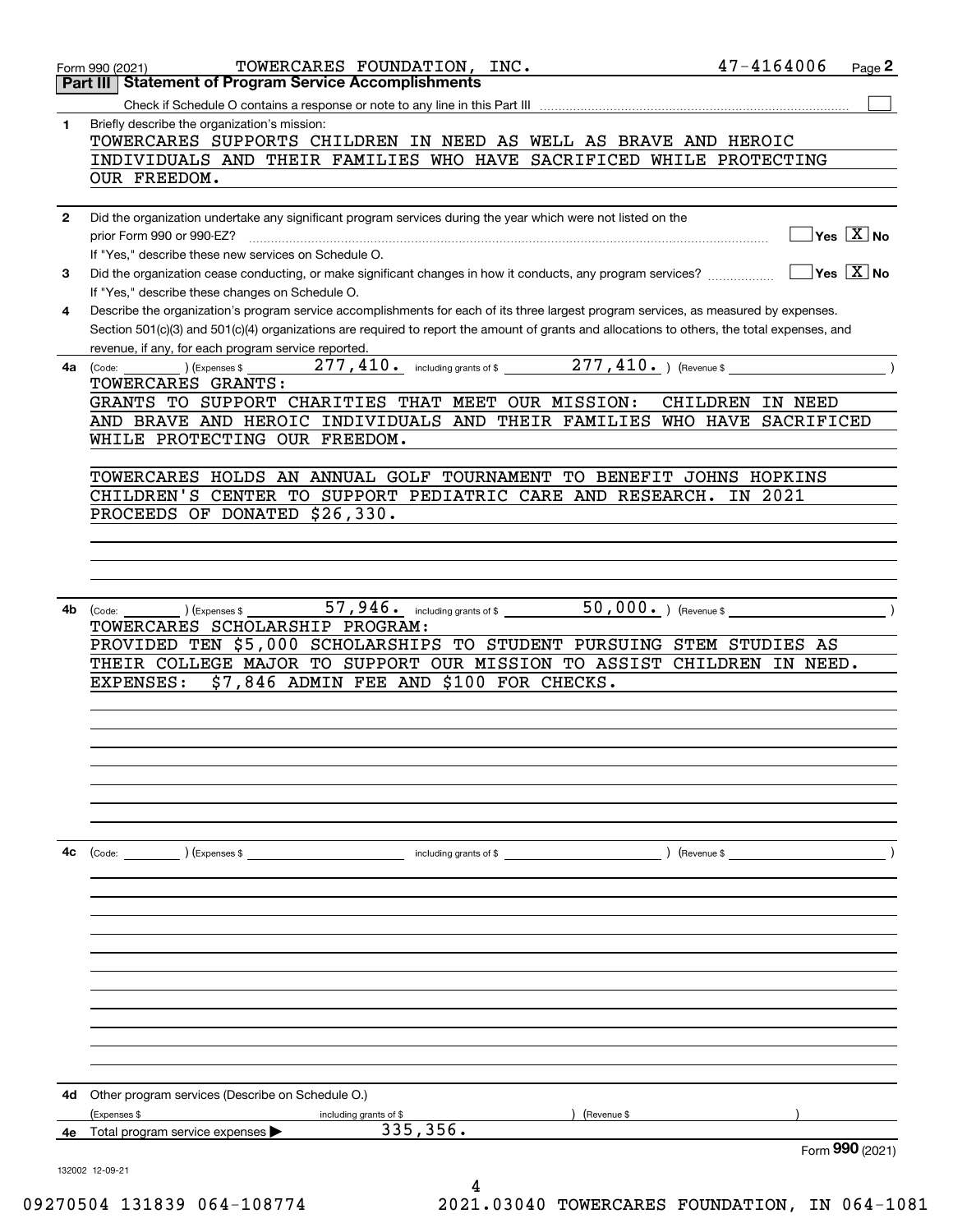Form 990 (2021) TOWERCARES FOUNDATION, INC. 47-4164006 Page 2

## Part III Statement of Program Service Accomplishments

Check if Schedule O contains a response or note to any line in this Part III ☐

**1** Briefly describe the organization's mission:

TOWERCARES SUPPORTS CHILDREN IN NEED AS WELL AS BRAVE AND HEROIC INDIVIDUALS AND THEIR FAMILIES WHO HAVE SACRIFICED WHILE PROTECTING OUR FREEDOM.

**2** Did the organization undertake any significant program services during the year which were not listed on the prior Form 990 or 990-EZ? ☐ Yes ☒ No

If "Yes," describe these new services on Schedule O.

**3** Did the organization cease conducting, or make significant changes in how it conducts, any program services? ☐ Yes ☒ No

If "Yes," describe these changes on Schedule O.

**4** Describe the organization's program service accomplishments for each of its three largest program services, as measured by expenses. Section 501(c)(3) and 501(c)(4) organizations are required to report the amount of grants and allocations to others, the total expenses, and revenue, if any, for each program service reported.

**4a** (Code: ) (Expenses $ 277,410. including grants of $ 277,410. ) (Revenue $ )

TOWERCARES GRANTS:
GRANTS TO SUPPORT CHARITIES THAT MEET OUR MISSION: CHILDREN IN NEED AND BRAVE AND HEROIC INDIVIDUALS AND THEIR FAMILIES WHO HAVE SACRIFICED WHILE PROTECTING OUR FREEDOM.

TOWERCARES HOLDS AN ANNUAL GOLF TOURNAMENT TO BENEFIT JOHNS HOPKINS CHILDREN'S CENTER TO SUPPORT PEDIATRIC CARE AND RESEARCH. IN 2021 PROCEEDS OF DONATED $26,330.

**4b** (Code: ) (Expenses $ 57,946. including grants of $ 50,000. ) (Revenue $ )

TOWERCARES SCHOLARSHIP PROGRAM:
PROVIDED TEN $5,000 SCHOLARSHIPS TO STUDENT PURSUING STEM STUDIES AS THEIR COLLEGE MAJOR TO SUPPORT OUR MISSION TO ASSIST CHILDREN IN NEED.
EXPENSES: $7,846 ADMIN FEE AND $100 FOR CHECKS.

**4c** (Code: ) (Expenses $ including grants of $ ) (Revenue $ )

**4d** Other program services (Describe on Schedule O.)

(Expenses $ including grants of $ ) (Revenue $ )

**4e** Total program service expenses ▶ 335,356.

Form **990** (2021)

132002 12-09-21

09270504 131839 064-108774 2021.03040 TOWERCARES FOUNDATION, IN 064-1081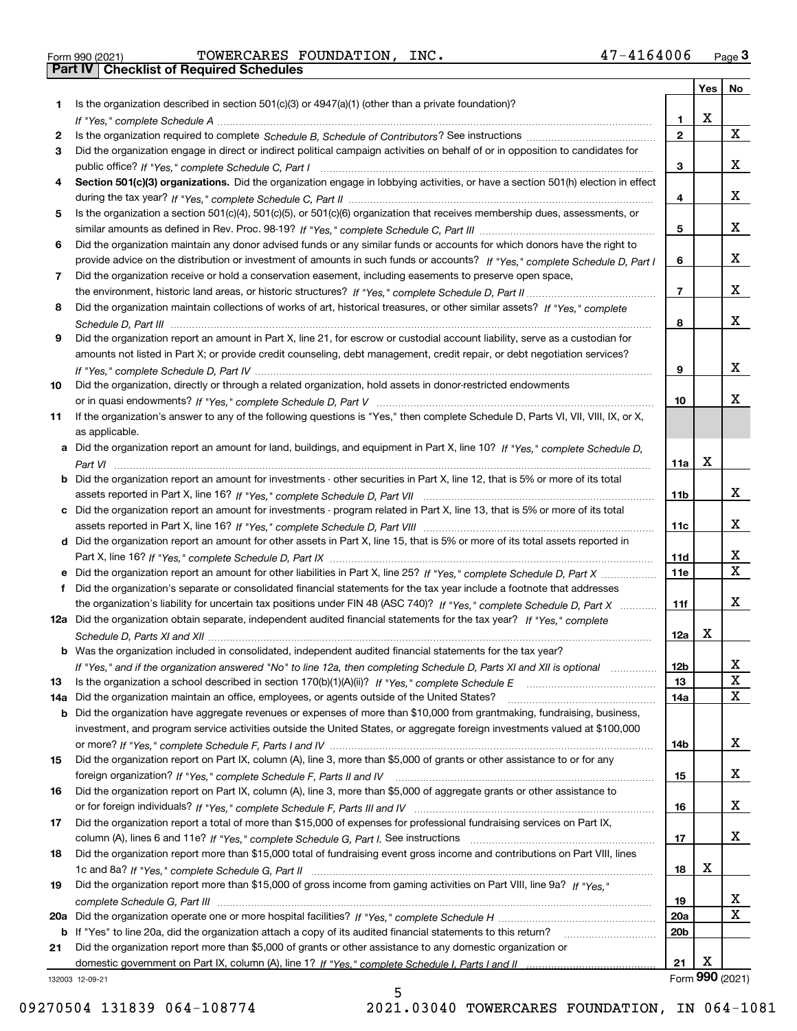Form 990 (2021) TOWERCARES FOUNDATION, INC. 47-4164006 Page 3

**Part IV | Checklist of Required Schedules**

| | | | Yes | No |
|---|---|---|---|---|
| 1 | Is the organization described in section 501(c)(3) or 4947(a)(1) (other than a private foundation)? *If "Yes," complete Schedule A* | 1 | X | |
| 2 | Is the organization required to complete *Schedule B, Schedule of Contributors*? See instructions | 2 | | X |
| 3 | Did the organization engage in direct or indirect political campaign activities on behalf of or in opposition to candidates for public office? *If "Yes," complete Schedule C, Part I* | 3 | | X |
| 4 | **Section 501(c)(3) organizations.** Did the organization engage in lobbying activities, or have a section 501(h) election in effect during the tax year? *If "Yes," complete Schedule C, Part II* | 4 | | X |
| 5 | Is the organization a section 501(c)(4), 501(c)(5), or 501(c)(6) organization that receives membership dues, assessments, or similar amounts as defined in Rev. Proc. 98-19? *If "Yes," complete Schedule C, Part III* | 5 | | X |
| 6 | Did the organization maintain any donor advised funds or any similar funds or accounts for which donors have the right to provide advice on the distribution or investment of amounts in such funds or accounts? *If "Yes," complete Schedule D, Part I* | 6 | | X |
| 7 | Did the organization receive or hold a conservation easement, including easements to preserve open space, the environment, historic land areas, or historic structures? *If "Yes," complete Schedule D, Part II* | 7 | | X |
| 8 | Did the organization maintain collections of works of art, historical treasures, or other similar assets? *If "Yes," complete Schedule D, Part III* | 8 | | X |
| 9 | Did the organization report an amount in Part X, line 21, for escrow or custodial account liability, serve as a custodian for amounts not listed in Part X; or provide credit counseling, debt management, credit repair, or debt negotiation services? *If "Yes," complete Schedule D, Part IV* | 9 | | X |
| 10 | Did the organization, directly or through a related organization, hold assets in donor-restricted endowments or in quasi endowments? *If "Yes," complete Schedule D, Part V* | 10 | | X |
| 11 | If the organization's answer to any of the following questions is "Yes," then complete Schedule D, Parts VI, VII, VIII, IX, or X, as applicable. | | | |
| a | Did the organization report an amount for land, buildings, and equipment in Part X, line 10? *If "Yes," complete Schedule D, Part VI* | 11a | X | |
| b | Did the organization report an amount for investments - other securities in Part X, line 12, that is 5% or more of its total assets reported in Part X, line 16? *If "Yes," complete Schedule D, Part VII* | 11b | | X |
| c | Did the organization report an amount for investments - program related in Part X, line 13, that is 5% or more of its total assets reported in Part X, line 16? *If "Yes," complete Schedule D, Part VIII* | 11c | | X |
| d | Did the organization report an amount for other assets in Part X, line 15, that is 5% or more of its total assets reported in Part X, line 16? *If "Yes," complete Schedule D, Part IX* | 11d | | X |
| e | Did the organization report an amount for other liabilities in Part X, line 25? *If "Yes," complete Schedule D, Part X* | 11e | | X |
| f | Did the organization's separate or consolidated financial statements for the tax year include a footnote that addresses the organization's liability for uncertain tax positions under FIN 48 (ASC 740)? *If "Yes," complete Schedule D, Part X* | 11f | | X |
| 12a | Did the organization obtain separate, independent audited financial statements for the tax year? *If "Yes," complete Schedule D, Parts XI and XII* | 12a | X | |
| b | Was the organization included in consolidated, independent audited financial statements for the tax year? *If "Yes," and if the organization answered "No" to line 12a, then completing Schedule D, Parts XI and XII is optional* | 12b | | X |
| 13 | Is the organization a school described in section 170(b)(1)(A)(ii)? *If "Yes," complete Schedule E* | 13 | | X |
| 14a | Did the organization maintain an office, employees, or agents outside of the United States? | 14a | | X |
| b | Did the organization have aggregate revenues or expenses of more than $10,000 from grantmaking, fundraising, business, investment, and program service activities outside the United States, or aggregate foreign investments valued at $100,000 or more? *If "Yes," complete Schedule F, Parts I and IV* | 14b | | X |
| 15 | Did the organization report on Part IX, column (A), line 3, more than $5,000 of grants or other assistance to or for any foreign organization? *If "Yes," complete Schedule F, Parts II and IV* | 15 | | X |
| 16 | Did the organization report on Part IX, column (A), line 3, more than $5,000 of aggregate grants or other assistance to or for foreign individuals? *If "Yes," complete Schedule F, Parts III and IV* | 16 | | X |
| 17 | Did the organization report a total of more than $15,000 of expenses for professional fundraising services on Part IX, column (A), lines 6 and 11e? *If "Yes," complete Schedule G, Part I.* See instructions | 17 | | X |
| 18 | Did the organization report more than $15,000 total of fundraising event gross income and contributions on Part VIII, lines 1c and 8a? *If "Yes," complete Schedule G, Part II* | 18 | X | |
| 19 | Did the organization report more than $15,000 of gross income from gaming activities on Part VIII, line 9a? *If "Yes," complete Schedule G, Part III* | 19 | | X |
| 20a | Did the organization operate one or more hospital facilities? *If "Yes," complete Schedule H* | 20a | | X |
| b | If "Yes" to line 20a, did the organization attach a copy of its audited financial statements to this return? | 20b | | |
| 21 | Did the organization report more than $5,000 of grants or other assistance to any domestic organization or domestic government on Part IX, column (A), line 1? *If "Yes," complete Schedule I, Parts I and II* | 21 | X | |

132003 12-09-21 Form **990** (2021)

09270504 131839 064-108774 2021.03040 TOWERCARES FOUNDATION, IN 064-1081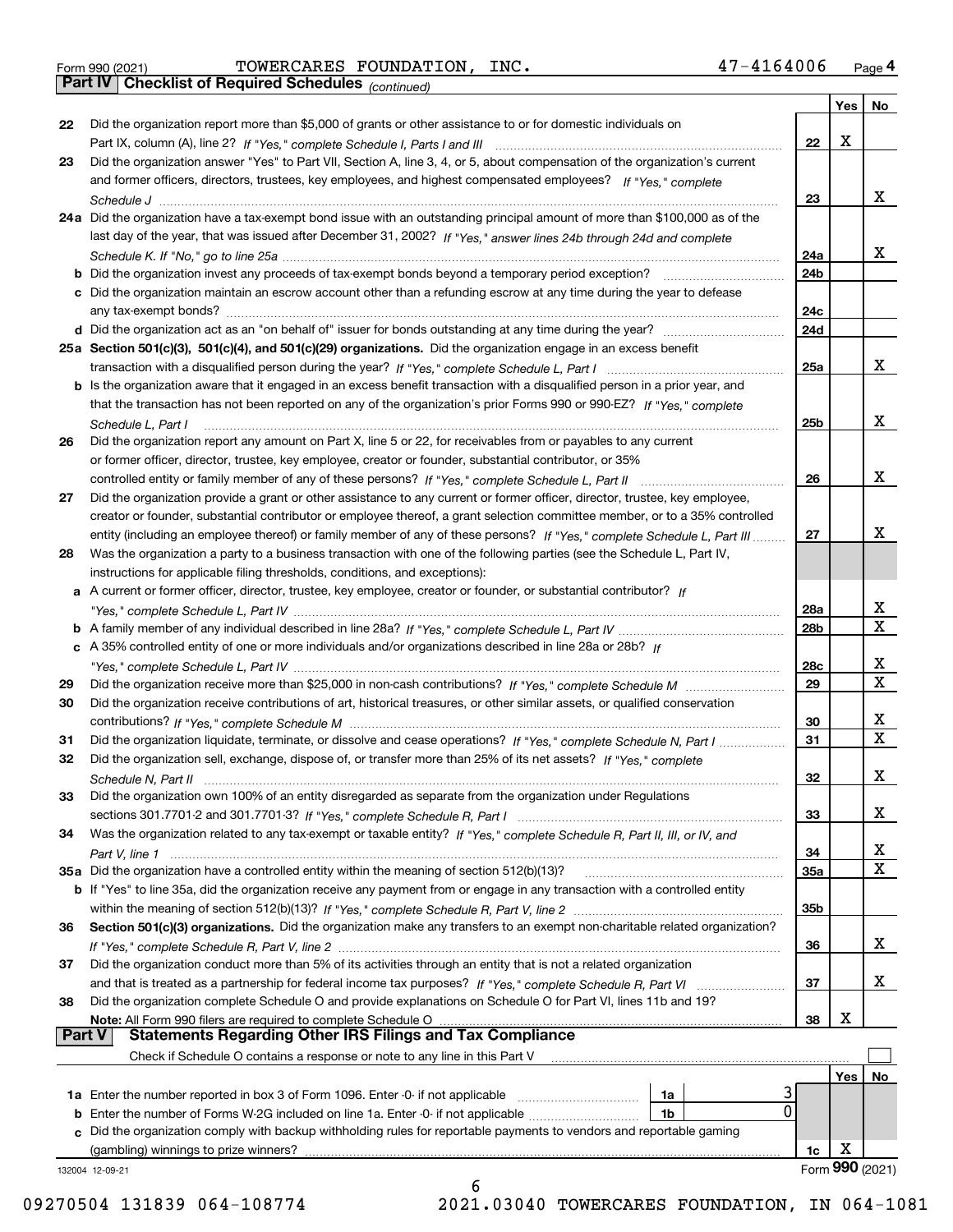Form 990 (2021) TOWERCARES FOUNDATION, INC. 47-4164006 Page **4**

**Part IV Checklist of Required Schedules** *(continued)*

| | | | Yes | No |
|---|---|---|---|---|
| 22 | Did the organization report more than $5,000 of grants or other assistance to or for domestic individuals on Part IX, column (A), line 2? *If "Yes," complete Schedule I, Parts I and III* | 22 | X | |
| 23 | Did the organization answer "Yes" to Part VII, Section A, line 3, 4, or 5, about compensation of the organization's current and former officers, directors, trustees, key employees, and highest compensated employees? *If "Yes," complete Schedule J* | 23 | | X |
| 24a | Did the organization have a tax-exempt bond issue with an outstanding principal amount of more than $100,000 as of the last day of the year, that was issued after December 31, 2002? *If "Yes," answer lines 24b through 24d and complete Schedule K. If "No," go to line 25a* | 24a | | X |
| b | Did the organization invest any proceeds of tax-exempt bonds beyond a temporary period exception? | 24b | | |
| c | Did the organization maintain an escrow account other than a refunding escrow at any time during the year to defease any tax-exempt bonds? | 24c | | |
| d | Did the organization act as an "on behalf of" issuer for bonds outstanding at any time during the year? | 24d | | |
| 25a | **Section 501(c)(3), 501(c)(4), and 501(c)(29) organizations.** Did the organization engage in an excess benefit transaction with a disqualified person during the year? *If "Yes," complete Schedule L, Part I* | 25a | | X |
| b | Is the organization aware that it engaged in an excess benefit transaction with a disqualified person in a prior year, and that the transaction has not been reported on any of the organization's prior Forms 990 or 990-EZ? *If "Yes," complete Schedule L, Part I* | 25b | | X |
| 26 | Did the organization report any amount on Part X, line 5 or 22, for receivables from or payables to any current or former officer, director, trustee, key employee, creator or founder, substantial contributor, or 35% controlled entity or family member of any of these persons? *If "Yes," complete Schedule L, Part II* | 26 | | X |
| 27 | Did the organization provide a grant or other assistance to any current or former officer, director, trustee, key employee, creator or founder, substantial contributor or employee thereof, a grant selection committee member, or to a 35% controlled entity (including an employee thereof) or family member of any of these persons? *If "Yes," complete Schedule L, Part III* | 27 | | X |
| 28 | Was the organization a party to a business transaction with one of the following parties (see the Schedule L, Part IV, instructions for applicable filing thresholds, conditions, and exceptions): | | | |
| a | A current or former officer, director, trustee, key employee, creator or founder, or substantial contributor? *If "Yes," complete Schedule L, Part IV* | 28a | | X |
| b | A family member of any individual described in line 28a? *If "Yes," complete Schedule L, Part IV* | 28b | | X |
| c | A 35% controlled entity of one or more individuals and/or organizations described in line 28a or 28b? *If "Yes," complete Schedule L, Part IV* | 28c | | X |
| 29 | Did the organization receive more than $25,000 in non-cash contributions? *If "Yes," complete Schedule M* | 29 | | X |
| 30 | Did the organization receive contributions of art, historical treasures, or other similar assets, or qualified conservation contributions? *If "Yes," complete Schedule M* | 30 | | X |
| 31 | Did the organization liquidate, terminate, or dissolve and cease operations? *If "Yes," complete Schedule N, Part I* | 31 | | X |
| 32 | Did the organization sell, exchange, dispose of, or transfer more than 25% of its net assets? *If "Yes," complete Schedule N, Part II* | 32 | | X |
| 33 | Did the organization own 100% of an entity disregarded as separate from the organization under Regulations sections 301.7701-2 and 301.7701-3? *If "Yes," complete Schedule R, Part I* | 33 | | X |
| 34 | Was the organization related to any tax-exempt or taxable entity? *If "Yes," complete Schedule R, Part II, III, or IV, and Part V, line 1* | 34 | | X |
| 35a | Did the organization have a controlled entity within the meaning of section 512(b)(13)? | 35a | | X |
| b | If "Yes" to line 35a, did the organization receive any payment from or engage in any transaction with a controlled entity within the meaning of section 512(b)(13)? *If "Yes," complete Schedule R, Part V, line 2* | 35b | | |
| 36 | **Section 501(c)(3) organizations.** Did the organization make any transfers to an exempt non-charitable related organization? *If "Yes," complete Schedule R, Part V, line 2* | 36 | | X |
| 37 | Did the organization conduct more than 5% of its activities through an entity that is not a related organization and that is treated as a partnership for federal income tax purposes? *If "Yes," complete Schedule R, Part VI* | 37 | | X |
| 38 | Did the organization complete Schedule O and provide explanations on Schedule O for Part VI, lines 11b and 19? **Note:** All Form 990 filers are required to complete Schedule O | 38 | X | |

**Part V Statements Regarding Other IRS Filings and Tax Compliance**

Check if Schedule O contains a response or note to any line in this Part V ☐

| | | | | | Yes | No |
|---|---|---|---|---|---|---|
| 1a | Enter the number reported in box 3 of Form 1096. Enter -0- if not applicable | 1a | 3 | | | |
| b | Enter the number of Forms W-2G included on line 1a. Enter -0- if not applicable | 1b | 0 | | | |
| c | Did the organization comply with backup withholding rules for reportable payments to vendors and reportable gaming (gambling) winnings to prize winners? | | | 1c | X | |

132004 12-09-21 Form **990** (2021)

09270504 131839 064-108774 2021.03040 TOWERCARES FOUNDATION, IN 064-1081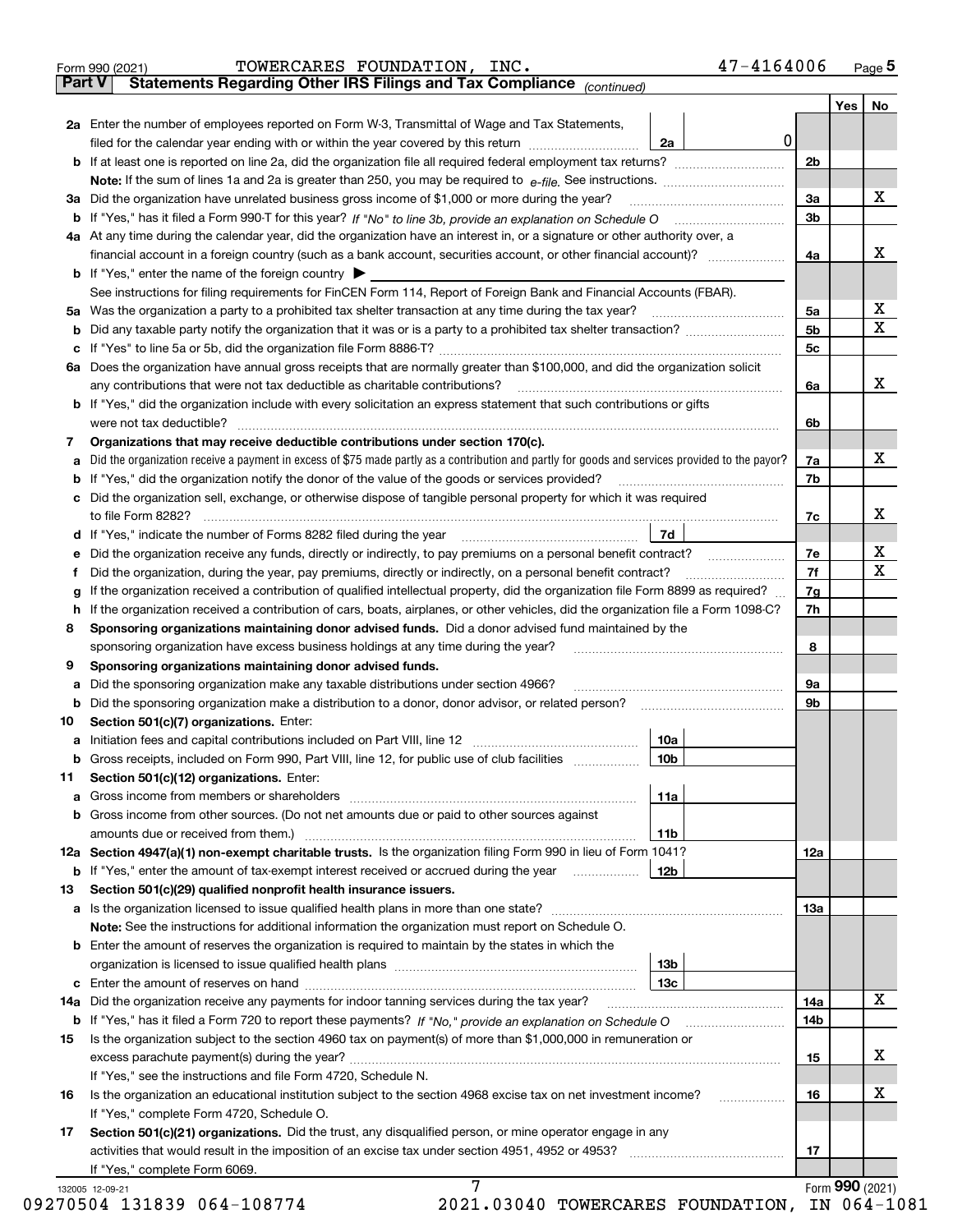Form 990 (2021) TOWERCARES FOUNDATION, INC. 47-4164006 Page 5

**Part V Statements Regarding Other IRS Filings and Tax Compliance** *(continued)*

| | | | | | Yes | No |
|---|---|---|---|---|---|---|
| **2a** | Enter the number of employees reported on Form W-3, Transmittal of Wage and Tax Statements, filed for the calendar year ending with or within the year covered by this return | 2a | 0 | | | |
| **b** | If at least one is reported on line 2a, did the organization file all required federal employment tax returns? | | | 2b | | |
| | **Note:** If the sum of lines 1a and 2a is greater than 250, you may be required to *e-file*. See instructions. | | | | | |
| **3a** | Did the organization have unrelated business gross income of $1,000 or more during the year? | | | 3a | | X |
| **b** | If "Yes," has it filed a Form 990-T for this year? *If "No" to line 3b, provide an explanation on Schedule O* | | | 3b | | |
| **4a** | At any time during the calendar year, did the organization have an interest in, or a signature or other authority over, a financial account in a foreign country (such as a bank account, securities account, or other financial account)? | | | 4a | | X |
| **b** | If "Yes," enter the name of the foreign country ▶ | | | | | |
| | See instructions for filing requirements for FinCEN Form 114, Report of Foreign Bank and Financial Accounts (FBAR). | | | | | |
| **5a** | Was the organization a party to a prohibited tax shelter transaction at any time during the tax year? | | | 5a | | X |
| **b** | Did any taxable party notify the organization that it was or is a party to a prohibited tax shelter transaction? | | | 5b | | X |
| **c** | If "Yes" to line 5a or 5b, did the organization file Form 8886-T? | | | 5c | | |
| **6a** | Does the organization have annual gross receipts that are normally greater than $100,000, and did the organization solicit any contributions that were not tax deductible as charitable contributions? | | | 6a | | X |
| **b** | If "Yes," did the organization include with every solicitation an express statement that such contributions or gifts were not tax deductible? | | | 6b | | |
| **7** | **Organizations that may receive deductible contributions under section 170(c).** | | | | | |
| **a** | Did the organization receive a payment in excess of $75 made partly as a contribution and partly for goods and services provided to the payor? | | | 7a | | X |
| **b** | If "Yes," did the organization notify the donor of the value of the goods or services provided? | | | 7b | | |
| **c** | Did the organization sell, exchange, or otherwise dispose of tangible personal property for which it was required to file Form 8282? | | | 7c | | X |
| **d** | If "Yes," indicate the number of Forms 8282 filed during the year | 7d | | | | |
| **e** | Did the organization receive any funds, directly or indirectly, to pay premiums on a personal benefit contract? | | | 7e | | X |
| **f** | Did the organization, during the year, pay premiums, directly or indirectly, on a personal benefit contract? | | | 7f | | X |
| **g** | If the organization received a contribution of qualified intellectual property, did the organization file Form 8899 as required? | | | 7g | | |
| **h** | If the organization received a contribution of cars, boats, airplanes, or other vehicles, did the organization file a Form 1098-C? | | | 7h | | |
| **8** | **Sponsoring organizations maintaining donor advised funds.** Did a donor advised fund maintained by the sponsoring organization have excess business holdings at any time during the year? | | | 8 | | |
| **9** | **Sponsoring organizations maintaining donor advised funds.** | | | | | |
| **a** | Did the sponsoring organization make any taxable distributions under section 4966? | | | 9a | | |
| **b** | Did the sponsoring organization make a distribution to a donor, donor advisor, or related person? | | | 9b | | |
| **10** | **Section 501(c)(7) organizations.** Enter: | | | | | |
| **a** | Initiation fees and capital contributions included on Part VIII, line 12 | 10a | | | | |
| **b** | Gross receipts, included on Form 990, Part VIII, line 12, for public use of club facilities | 10b | | | | |
| **11** | **Section 501(c)(12) organizations.** Enter: | | | | | |
| **a** | Gross income from members or shareholders | 11a | | | | |
| **b** | Gross income from other sources. (Do not net amounts due or paid to other sources against amounts due or received from them.) | 11b | | | | |
| **12a** | **Section 4947(a)(1) non-exempt charitable trusts.** Is the organization filing Form 990 in lieu of Form 1041? | | | 12a | | |
| **b** | If "Yes," enter the amount of tax-exempt interest received or accrued during the year | 12b | | | | |
| **13** | **Section 501(c)(29) qualified nonprofit health insurance issuers.** | | | | | |
| **a** | Is the organization licensed to issue qualified health plans in more than one state? | | | 13a | | |
| | **Note:** See the instructions for additional information the organization must report on Schedule O. | | | | | |
| **b** | Enter the amount of reserves the organization is required to maintain by the states in which the organization is licensed to issue qualified health plans | 13b | | | | |
| **c** | Enter the amount of reserves on hand | 13c | | | | |
| **14a** | Did the organization receive any payments for indoor tanning services during the tax year? | | | 14a | | X |
| **b** | If "Yes," has it filed a Form 720 to report these payments? *If "No," provide an explanation on Schedule O* | | | 14b | | |
| **15** | Is the organization subject to the section 4960 tax on payment(s) of more than $1,000,000 in remuneration or excess parachute payment(s) during the year? | | | 15 | | X |
| | If "Yes," see the instructions and file Form 4720, Schedule N. | | | | | |
| **16** | Is the organization an educational institution subject to the section 4968 excise tax on net investment income? | | | 16 | | X |
| | If "Yes," complete Form 4720, Schedule O. | | | | | |
| **17** | **Section 501(c)(21) organizations.** Did the trust, any disqualified person, or mine operator engage in any activities that would result in the imposition of an excise tax under section 4951, 4952 or 4953? | | | 17 | | |
| | If "Yes," complete Form 6069. | | | | | |

Form **990** (2021)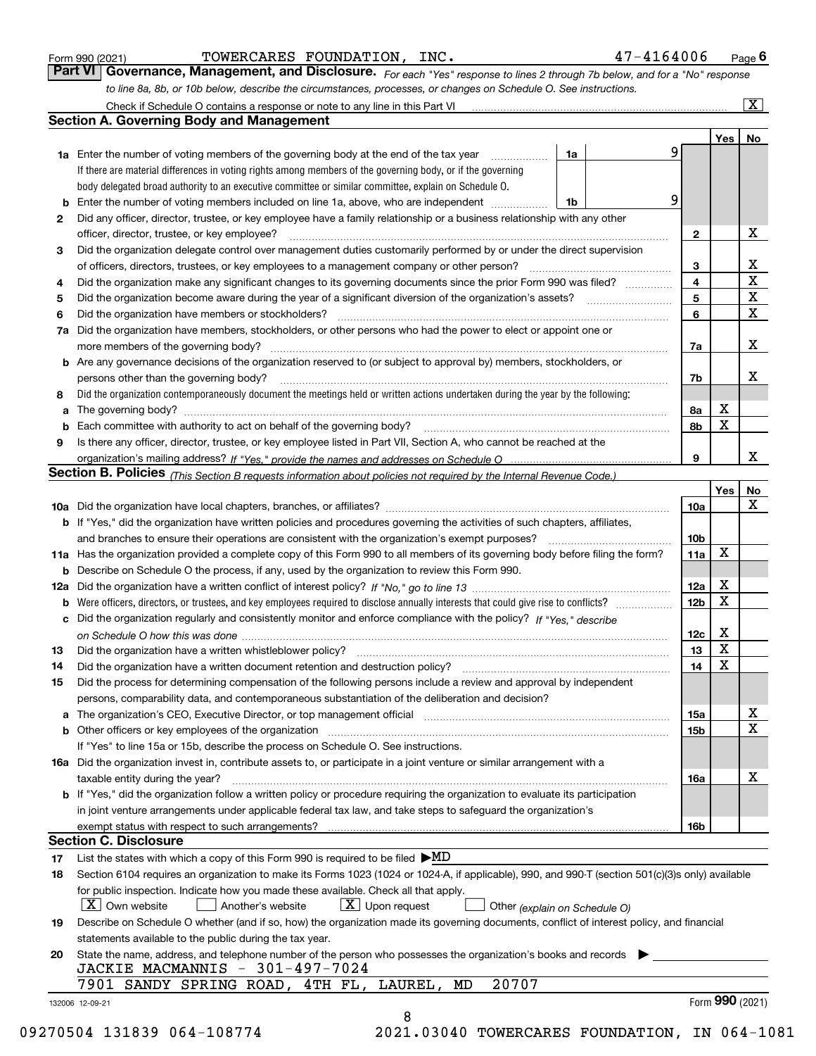Form 990 (2021) TOWERCARES FOUNDATION, INC. 47-4164006 Page **6**

## Part VI Governance, Management, and Disclosure.

*For each "Yes" response to lines 2 through 7b below, and for a "No" response to line 8a, 8b, or 10b below, describe the circumstances, processes, or changes on Schedule O. See instructions.*

Check if Schedule O contains a response or note to any line in this Part VI ..... [X]

### Section A. Governing Body and Management

| | | | | Yes | No |
|---|---|---|---|---|---|
| **1a** | Enter the number of voting members of the governing body at the end of the tax year — **1a** 9<br>If there are material differences in voting rights among members of the governing body, or if the governing body delegated broad authority to an executive committee or similar committee, explain on Schedule O. | | | | |
| **b** | Enter the number of voting members included on line 1a, above, who are independent — **1b** 9 | | | | |
| **2** | Did any officer, director, trustee, or key employee have a family relationship or a business relationship with any other officer, director, trustee, or key employee? | **2** | | | X |
| **3** | Did the organization delegate control over management duties customarily performed by or under the direct supervision of officers, directors, trustees, or key employees to a management company or other person? | **3** | | | X |
| **4** | Did the organization make any significant changes to its governing documents since the prior Form 990 was filed? | **4** | | | X |
| **5** | Did the organization become aware during the year of a significant diversion of the organization's assets? | **5** | | | X |
| **6** | Did the organization have members or stockholders? | **6** | | | X |
| **7a** | Did the organization have members, stockholders, or other persons who had the power to elect or appoint one or more members of the governing body? | **7a** | | | X |
| **b** | Are any governance decisions of the organization reserved to (or subject to approval by) members, stockholders, or persons other than the governing body? | **7b** | | | X |
| **8** | Did the organization contemporaneously document the meetings held or written actions undertaken during the year by the following: | | | | |
| **a** | The governing body? | **8a** | | X | |
| **b** | Each committee with authority to act on behalf of the governing body? | **8b** | | X | |
| **9** | Is there any officer, director, trustee, or key employee listed in Part VII, Section A, who cannot be reached at the organization's mailing address? *If "Yes," provide the names and addresses on Schedule O* | **9** | | | X |

### Section B. Policies *(This Section B requests information about policies not required by the Internal Revenue Code.)*

| | | | Yes | No |
|---|---|---|---|---|
| **10a** | Did the organization have local chapters, branches, or affiliates? | **10a** | | X |
| **b** | If "Yes," did the organization have written policies and procedures governing the activities of such chapters, affiliates, and branches to ensure their operations are consistent with the organization's exempt purposes? | **10b** | | |
| **11a** | Has the organization provided a complete copy of this Form 990 to all members of its governing body before filing the form? | **11a** | X | |
| **b** | Describe on Schedule O the process, if any, used by the organization to review this Form 990. | | | |
| **12a** | Did the organization have a written conflict of interest policy? *If "No," go to line 13* | **12a** | X | |
| **b** | Were officers, directors, or trustees, and key employees required to disclose annually interests that could give rise to conflicts? | **12b** | X | |
| **c** | Did the organization regularly and consistently monitor and enforce compliance with the policy? *If "Yes," describe on Schedule O how this was done* | **12c** | X | |
| **13** | Did the organization have a written whistleblower policy? | **13** | X | |
| **14** | Did the organization have a written document retention and destruction policy? | **14** | X | |
| **15** | Did the process for determining compensation of the following persons include a review and approval by independent persons, comparability data, and contemporaneous substantiation of the deliberation and decision? | | | |
| **a** | The organization's CEO, Executive Director, or top management official | **15a** | | X |
| **b** | Other officers or key employees of the organization<br>If "Yes" to line 15a or 15b, describe the process on Schedule O. See instructions. | **15b** | | X |
| **16a** | Did the organization invest in, contribute assets to, or participate in a joint venture or similar arrangement with a taxable entity during the year? | **16a** | | X |
| **b** | If "Yes," did the organization follow a written policy or procedure requiring the organization to evaluate its participation in joint venture arrangements under applicable federal tax law, and take steps to safeguard the organization's exempt status with respect to such arrangements? | **16b** | | |

### Section C. Disclosure

**17** List the states with which a copy of this Form 990 is required to be filed ▶MD

**18** Section 6104 requires an organization to make its Forms 1023 (1024 or 1024-A, if applicable), 990, and 990-T (section 501(c)(3)s only) available for public inspection. Indicate how you made these available. Check all that apply.

[X] Own website  [ ] Another's website  [X] Upon request  [ ] Other *(explain on Schedule O)*

**19** Describe on Schedule O whether (and if so, how) the organization made its governing documents, conflict of interest policy, and financial statements available to the public during the tax year.

**20** State the name, address, and telephone number of the person who possesses the organization's books and records ▶

JACKIE MACMANNIS - 301-497-7024
7901 SANDY SPRING ROAD, 4TH FL, LAUREL, MD 20707

132006 12-09-21 Form **990** (2021)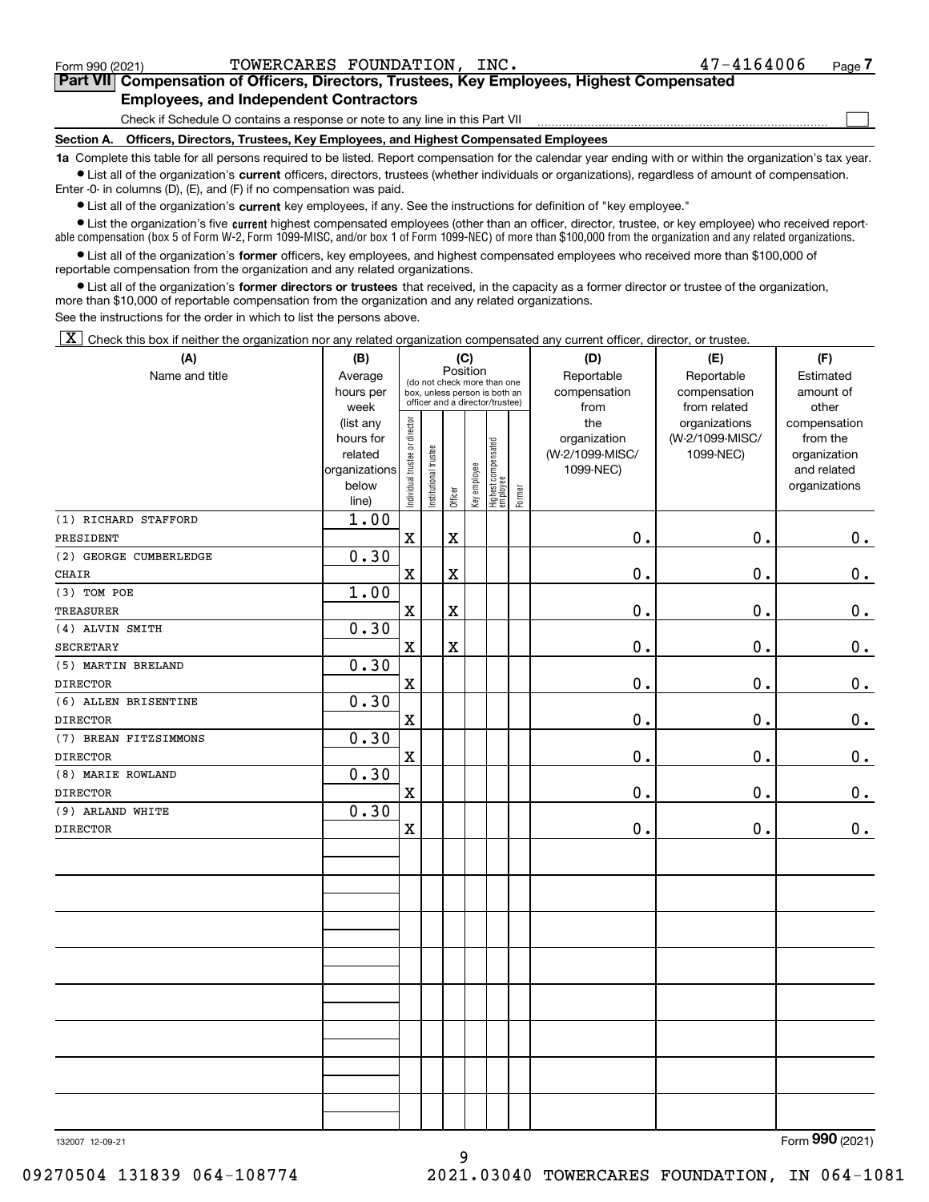Form 990 (2021) TOWERCARES FOUNDATION, INC. 47-4164006 Page 7

**Part VII Compensation of Officers, Directors, Trustees, Key Employees, Highest Compensated Employees, and Independent Contractors**

Check if Schedule O contains a response or note to any line in this Part VII ☐

**Section A. Officers, Directors, Trustees, Key Employees, and Highest Compensated Employees**

**1a** Complete this table for all persons required to be listed. Report compensation for the calendar year ending with or within the organization's tax year.

- List all of the organization's **current** officers, directors, trustees (whether individuals or organizations), regardless of amount of compensation. Enter -0- in columns (D), (E), and (F) if no compensation was paid.
- List all of the organization's **current** key employees, if any. See the instructions for definition of "key employee."
- List the organization's five **current** highest compensated employees (other than an officer, director, trustee, or key employee) who received reportable compensation (box 5 of Form W-2, Form 1099-MISC, and/or box 1 of Form 1099-NEC) of more than $100,000 from the organization and any related organizations.
- List all of the organization's **former** officers, key employees, and highest compensated employees who received more than $100,000 of reportable compensation from the organization and any related organizations.
- List all of the organization's **former directors or trustees** that received, in the capacity as a former director or trustee of the organization, more than $10,000 of reportable compensation from the organization and any related organizations.

See the instructions for the order in which to list the persons above.

☒ Check this box if neither the organization nor any related organization compensated any current officer, director, or trustee.

| (A) Name and title | (B) Average hours per week (list any hours for related organizations below line) | (C) Position: Individual trustee or director | Institutional trustee | Officer | Key employee | Highest compensated employee | Former | (D) Reportable compensation from the organization (W-2/1099-MISC/ 1099-NEC) | (E) Reportable compensation from related organizations (W-2/1099-MISC/ 1099-NEC) | (F) Estimated amount of other compensation from the organization and related organizations |
|---|---|---|---|---|---|---|---|---|---|---|
| (1) RICHARD STAFFORD<br>PRESIDENT | 1.00 | X | | X | | | | 0. | 0. | 0. |
| (2) GEORGE CUMBERLEDGE<br>CHAIR | 0.30 | X | | X | | | | 0. | 0. | 0. |
| (3) TOM POE<br>TREASURER | 1.00 | X | | X | | | | 0. | 0. | 0. |
| (4) ALVIN SMITH<br>SECRETARY | 0.30 | X | | X | | | | 0. | 0. | 0. |
| (5) MARTIN BRELAND<br>DIRECTOR | 0.30 | X | | | | | | 0. | 0. | 0. |
| (6) ALLEN BRISENTINE<br>DIRECTOR | 0.30 | X | | | | | | 0. | 0. | 0. |
| (7) BREAN FITZSIMMONS<br>DIRECTOR | 0.30 | X | | | | | | 0. | 0. | 0. |
| (8) MARIE ROWLAND<br>DIRECTOR | 0.30 | X | | | | | | 0. | 0. | 0. |
| (9) ARLAND WHITE<br>DIRECTOR | 0.30 | X | | | | | | 0. | 0. | 0. |

132007 12-09-21 Form **990** (2021)

09270504 131839 064-108774 2021.03040 TOWERCARES FOUNDATION, IN 064-1081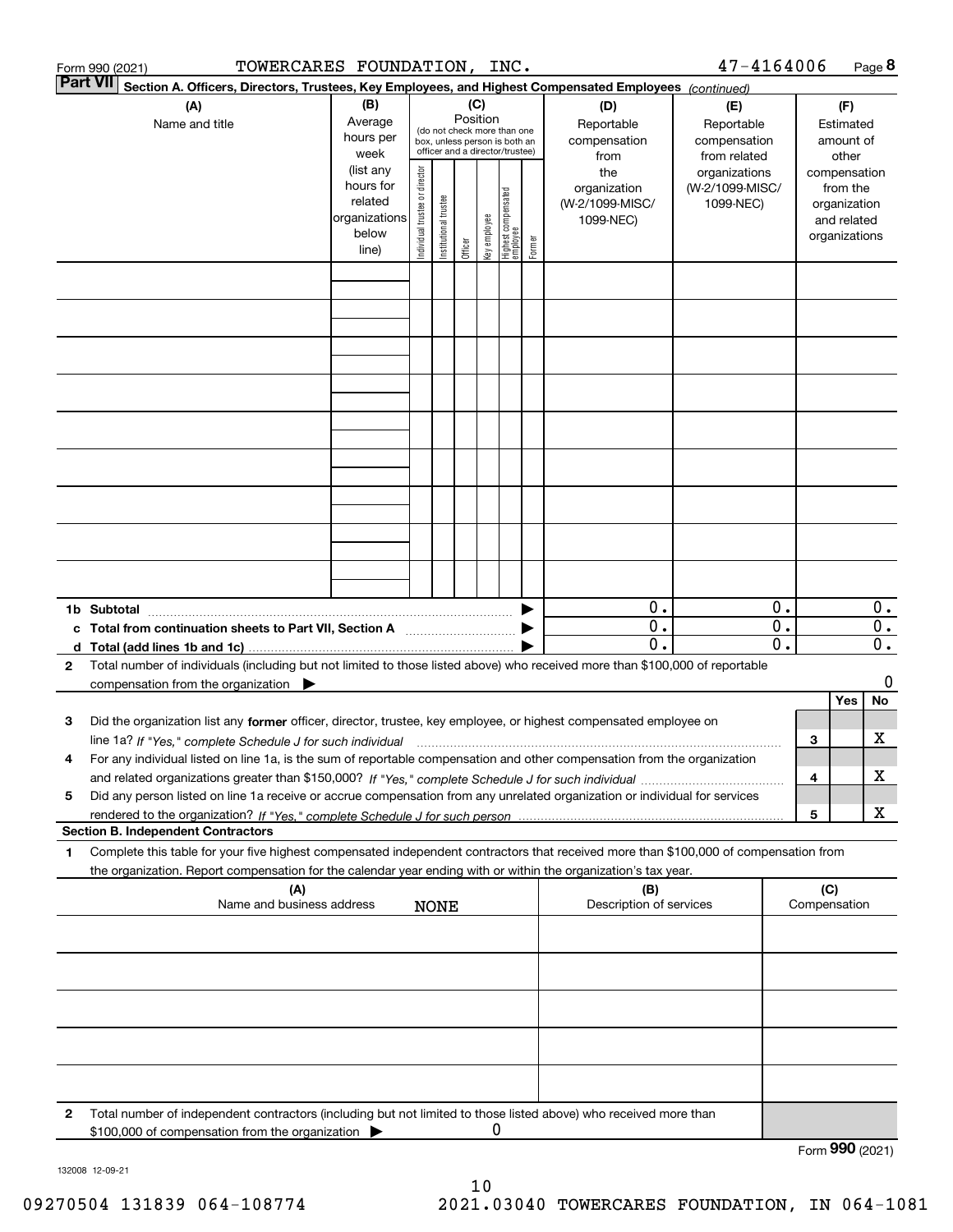Form 990 (2021) TOWERCARES FOUNDATION, INC. 47-4164006 Page **8**

**Part VII** **Section A. Officers, Directors, Trustees, Key Employees, and Highest Compensated Employees** *(continued)*

| (A) Name and title | (B) Average hours per week (list any hours for related organizations below line) | (C) Position (do not check more than one box, unless person is both an officer and a director/trustee): Individual trustee or director | Institutional trustee | Officer | Key employee | Highest compensated employee | Former | (D) Reportable compensation from the organization (W-2/1099-MISC/ 1099-NEC) | (E) Reportable compensation from related organizations (W-2/1099-MISC/ 1099-NEC) | (F) Estimated amount of other compensation from the organization and related organizations |
|---|---|---|---|---|---|---|---|---|---|---|
| | | | | | | | | | | |
| | | | | | | | | | | |
| | | | | | | | | | | |
| | | | | | | | | | | |
| | | | | | | | | | | |
| | | | | | | | | | | |
| | | | | | | | | | | |
| | | | | | | | | | | |
| | | | | | | | | | | |
| **1b Subtotal** | | | | | | | | 0. | 0. | 0. |
| **c Total from continuation sheets to Part VII, Section A** | | | | | | | | 0. | 0. | 0. |
| **d Total (add lines 1b and 1c)** | | | | | | | | 0. | 0. | 0. |

**2** Total number of individuals (including but not limited to those listed above) who received more than $100,000 of reportable compensation from the organization ▶ 0

| | | | Yes | No |
|---|---|---|---|---|
| **3** | Did the organization list any **former** officer, director, trustee, key employee, or highest compensated employee on line 1a? *If "Yes," complete Schedule J for such individual* | 3 | | X |
| **4** | For any individual listed on line 1a, is the sum of reportable compensation and other compensation from the organization and related organizations greater than $150,000? *If "Yes," complete Schedule J for such individual* | 4 | | X |
| **5** | Did any person listed on line 1a receive or accrue compensation from any unrelated organization or individual for services rendered to the organization? *If "Yes," complete Schedule J for such person* | 5 | | X |

**Section B. Independent Contractors**

**1** Complete this table for your five highest compensated independent contractors that received more than $100,000 of compensation from the organization. Report compensation for the calendar year ending with or within the organization's tax year.

| (A) Name and business address NONE | (B) Description of services | (C) Compensation |
|---|---|---|
| | | |
| | | |
| | | |
| | | |
| | | |

**2** Total number of independent contractors (including but not limited to those listed above) who received more than $100,000 of compensation from the organization ▶ 0

Form **990** (2021)

132008 12-09-21

09270504 131839 064-108774 2021.03040 TOWERCARES FOUNDATION, IN 064-1081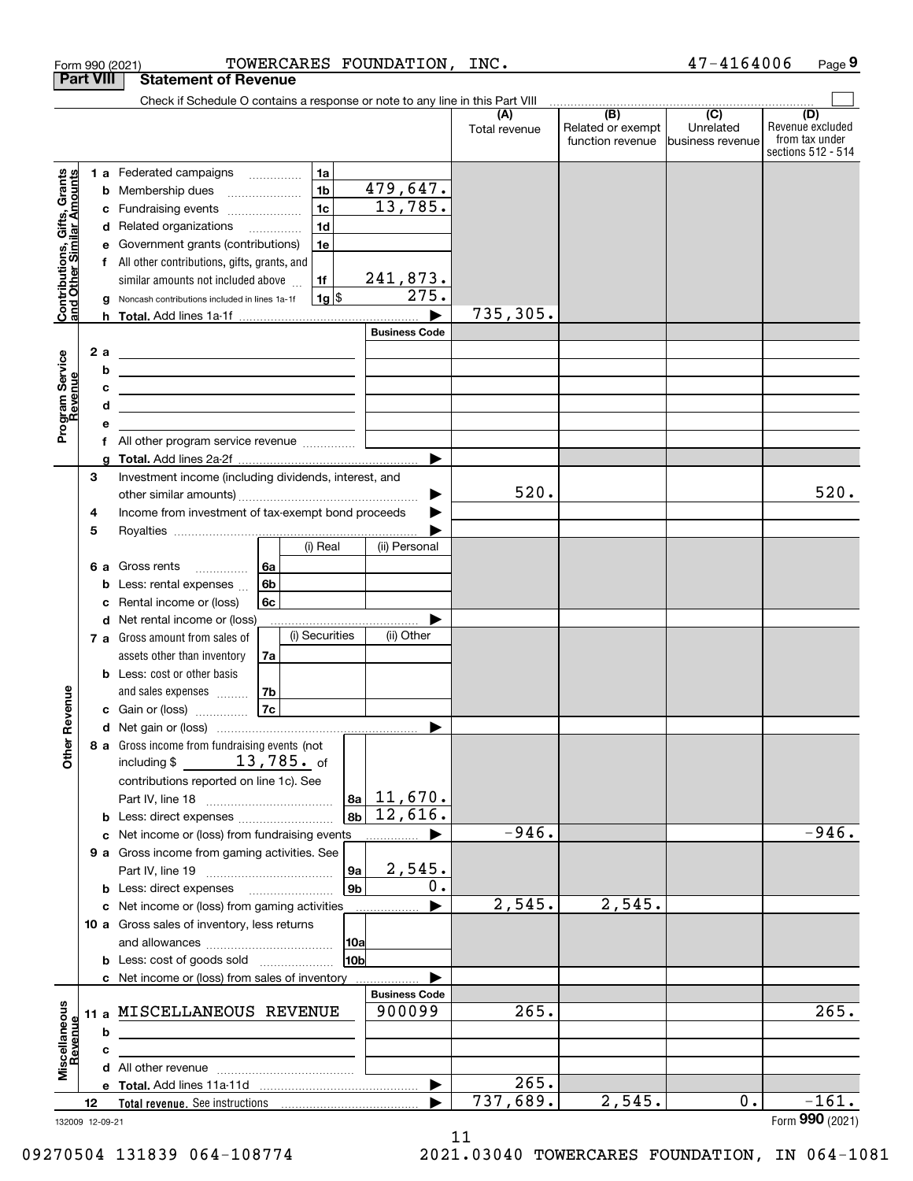Form 990 (2021) TOWERCARES FOUNDATION, INC. 47-4164006 Page 9

**Part VIII Statement of Revenue**

Check if Schedule O contains a response or note to any line in this Part VIII

| | | | (A) Total revenue | (B) Related or exempt function revenue | (C) Unrelated business revenue | (D) Revenue excluded from tax under sections 512 - 514 |
|---|---|---|---|---|---|---|
| **Contributions, Gifts, Grants and Other Similar Amounts** | 1a Federated campaigns | 1a | | | | |
| | b Membership dues | 1b 479,647. | | | | |
| | c Fundraising events | 1c 13,785. | | | | |
| | d Related organizations | 1d | | | | |
| | e Government grants (contributions) | 1e | | | | |
| | f All other contributions, gifts, grants, and similar amounts not included above | 1f 241,873. | | | | |
| | g Noncash contributions included in lines 1a-1f | 1g $ 275. | | | | |
| | h **Total.** Add lines 1a-1f | | 735,305. | | | |
| **Program Service Revenue** | | Business Code | | | | |
| | 2a | | | | | |
| | b | | | | | |
| | c | | | | | |
| | d | | | | | |
| | e | | | | | |
| | f All other program service revenue | | | | | |
| | g **Total.** Add lines 2a-2f | | | | | |
| **Other Revenue** | 3 Investment income (including dividends, interest, and other similar amounts) | | 520. | | | 520. |
| | 4 Income from investment of tax-exempt bond proceeds | | | | | |
| | 5 Royalties | | | | | |
| | 6a Gross rents | 6a (i) Real / (ii) Personal | | | | |
| | b Less: rental expenses | 6b | | | | |
| | c Rental income or (loss) | 6c | | | | |
| | d Net rental income or (loss) | | | | | |
| | 7a Gross amount from sales of assets other than inventory | 7a (i) Securities / (ii) Other | | | | |
| | b Less: cost or other basis and sales expenses | 7b | | | | |
| | c Gain or (loss) | 7c | | | | |
| | d Net gain or (loss) | | | | | |
| | 8a Gross income from fundraising events (not including $ 13,785. of contributions reported on line 1c). See Part IV, line 18 | 8a 11,670. | | | | |
| | b Less: direct expenses | 8b 12,616. | | | | |
| | c Net income or (loss) from fundraising events | | -946. | | | -946. |
| | 9a Gross income from gaming activities. See Part IV, line 19 | 9a 2,545. | | | | |
| | b Less: direct expenses | 9b 0. | | | | |
| | c Net income or (loss) from gaming activities | | 2,545. | 2,545. | | |
| | 10a Gross sales of inventory, less returns and allowances | 10a | | | | |
| | b Less: cost of goods sold | 10b | | | | |
| | c Net income or (loss) from sales of inventory | | | | | |
| **Miscellaneous Revenue** | | Business Code | | | | |
| | 11a MISCELLANEOUS REVENUE | 900099 | 265. | | | 265. |
| | b | | | | | |
| | c | | | | | |
| | d All other revenue | | | | | |
| | e **Total.** Add lines 11a-11d | | 265. | | | |
| | 12 **Total revenue.** See instructions | | 737,689. | 2,545. | 0. | -161. |

132009 12-09-21 Form **990** (2021)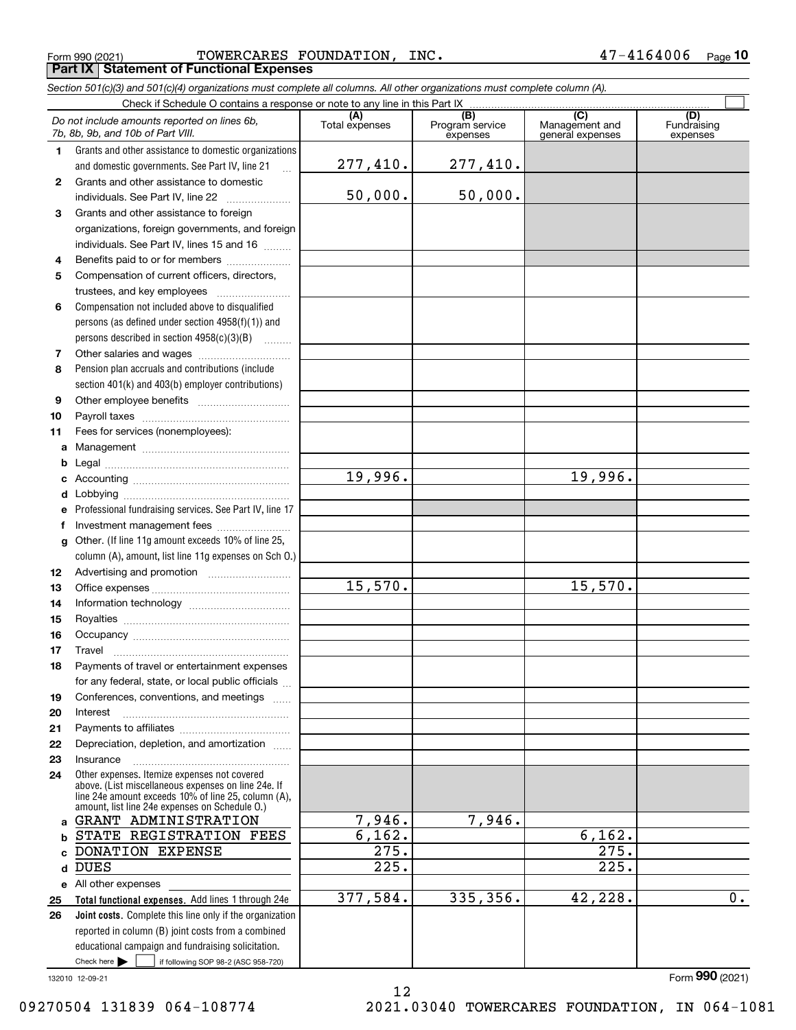Form 990 (2021) TOWERCARES FOUNDATION, INC. 47-4164006

## Part IX Statement of Functional Expenses

*Section 501(c)(3) and 501(c)(4) organizations must complete all columns. All other organizations must complete column (A).*

Check if Schedule O contains a response or note to any line in this Part IX ☐

| | *Do not include amounts reported on lines 6b, 7b, 8b, 9b, and 10b of Part VIII.* | (A) Total expenses | (B) Program service expenses | (C) Management and general expenses | (D) Fundraising expenses |
|---|---|---|---|---|---|
| 1 | Grants and other assistance to domestic organizations and domestic governments. See Part IV, line 21 | 277,410. | 277,410. | | |
| 2 | Grants and other assistance to domestic individuals. See Part IV, line 22 | 50,000. | 50,000. | | |
| 3 | Grants and other assistance to foreign organizations, foreign governments, and foreign individuals. See Part IV, lines 15 and 16 | | | | |
| 4 | Benefits paid to or for members | | | | |
| 5 | Compensation of current officers, directors, trustees, and key employees | | | | |
| 6 | Compensation not included above to disqualified persons (as defined under section 4958(f)(1)) and persons described in section 4958(c)(3)(B) | | | | |
| 7 | Other salaries and wages | | | | |
| 8 | Pension plan accruals and contributions (include section 401(k) and 403(b) employer contributions) | | | | |
| 9 | Other employee benefits | | | | |
| 10 | Payroll taxes | | | | |
| 11 | Fees for services (nonemployees): | | | | |
| a | Management | | | | |
| b | Legal | | | | |
| c | Accounting | 19,996. | | 19,996. | |
| d | Lobbying | | | | |
| e | Professional fundraising services. See Part IV, line 17 | | | | |
| f | Investment management fees | | | | |
| g | Other. (If line 11g amount exceeds 10% of line 25, column (A), amount, list line 11g expenses on Sch O.) | | | | |
| 12 | Advertising and promotion | | | | |
| 13 | Office expenses | 15,570. | | 15,570. | |
| 14 | Information technology | | | | |
| 15 | Royalties | | | | |
| 16 | Occupancy | | | | |
| 17 | Travel | | | | |
| 18 | Payments of travel or entertainment expenses for any federal, state, or local public officials | | | | |
| 19 | Conferences, conventions, and meetings | | | | |
| 20 | Interest | | | | |
| 21 | Payments to affiliates | | | | |
| 22 | Depreciation, depletion, and amortization | | | | |
| 23 | Insurance | | | | |
| 24 | Other expenses. Itemize expenses not covered above. (List miscellaneous expenses on line 24e. If line 24e amount exceeds 10% of line 25, column (A), amount, list line 24e expenses on Schedule O.) | | | | |
| a | GRANT ADMINISTRATION | 7,946. | 7,946. | | |
| b | STATE REGISTRATION FEES | 6,162. | | 6,162. | |
| c | DONATION EXPENSE | 275. | | 275. | |
| d | DUES | 225. | | 225. | |
| e | All other expenses | | | | |
| 25 | **Total functional expenses.** Add lines 1 through 24e | 377,584. | 335,356. | 42,228. | 0. |
| 26 | **Joint costs.** Complete this line only if the organization reported in column (B) joint costs from a combined educational campaign and fundraising solicitation. Check here ☐ if following SOP 98-2 (ASC 958-720) | | | | |

132010 12-09-21

Form **990** (2021)

09270504 131839 064-108774 2021.03040 TOWERCARES FOUNDATION, IN 064-1081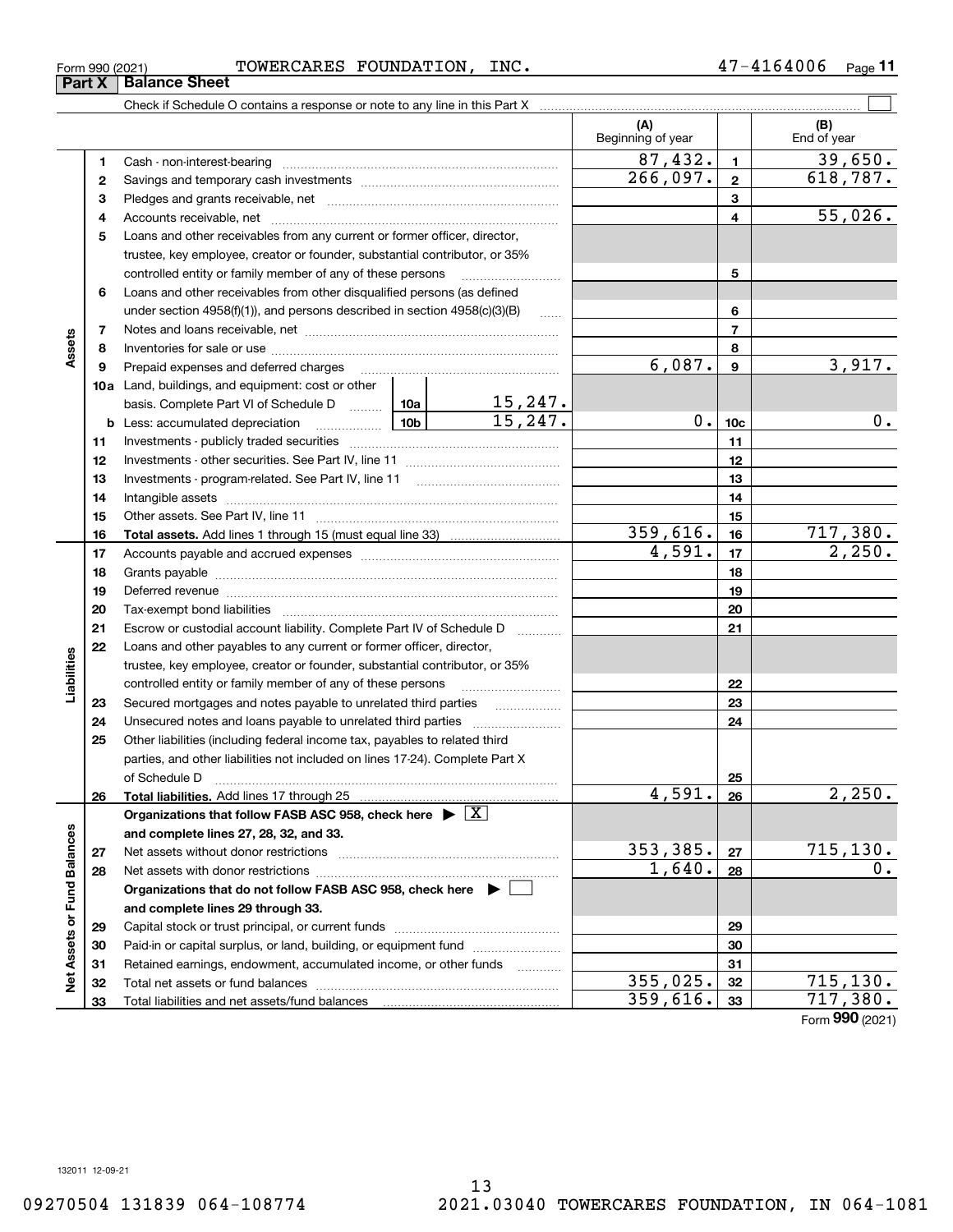Form 990 (2021) TOWERCARES FOUNDATION, INC. 47-4164006

## Part X Balance Sheet

Check if Schedule O contains a response or note to any line in this Part X ☐

| | | | | (A) Beginning of year | | (B) End of year |
|---|---|---|---|---|---|---|
| **Assets** | 1 | Cash - non-interest-bearing | | 87,432. | 1 | 39,650. |
| | 2 | Savings and temporary cash investments | | 266,097. | 2 | 618,787. |
| | 3 | Pledges and grants receivable, net | | | 3 | |
| | 4 | Accounts receivable, net | | | 4 | 55,026. |
| | 5 | Loans and other receivables from any current or former officer, director, trustee, key employee, creator or founder, substantial contributor, or 35% controlled entity or family member of any of these persons | | | 5 | |
| | 6 | Loans and other receivables from other disqualified persons (as defined under section 4958(f)(1)), and persons described in section 4958(c)(3)(B) | | | 6 | |
| | 7 | Notes and loans receivable, net | | | 7 | |
| | 8 | Inventories for sale or use | | | 8 | |
| | 9 | Prepaid expenses and deferred charges | | 6,087. | 9 | 3,917. |
| | 10a | Land, buildings, and equipment: cost or other basis. Complete Part VI of Schedule D | 10a 15,247. | | | |
| | b | Less: accumulated depreciation | 10b 15,247. | 0. | 10c | 0. |
| | 11 | Investments - publicly traded securities | | | 11 | |
| | 12 | Investments - other securities. See Part IV, line 11 | | | 12 | |
| | 13 | Investments - program-related. See Part IV, line 11 | | | 13 | |
| | 14 | Intangible assets | | | 14 | |
| | 15 | Other assets. See Part IV, line 11 | | | 15 | |
| | 16 | **Total assets.** Add lines 1 through 15 (must equal line 33) | | 359,616. | 16 | 717,380. |
| **Liabilities** | 17 | Accounts payable and accrued expenses | | 4,591. | 17 | 2,250. |
| | 18 | Grants payable | | | 18 | |
| | 19 | Deferred revenue | | | 19 | |
| | 20 | Tax-exempt bond liabilities | | | 20 | |
| | 21 | Escrow or custodial account liability. Complete Part IV of Schedule D | | | 21 | |
| | 22 | Loans and other payables to any current or former officer, director, trustee, key employee, creator or founder, substantial contributor, or 35% controlled entity or family member of any of these persons | | | 22 | |
| | 23 | Secured mortgages and notes payable to unrelated third parties | | | 23 | |
| | 24 | Unsecured notes and loans payable to unrelated third parties | | | 24 | |
| | 25 | Other liabilities (including federal income tax, payables to related third parties, and other liabilities not included on lines 17-24). Complete Part X of Schedule D | | | 25 | |
| | 26 | **Total liabilities.** Add lines 17 through 25 | | 4,591. | 26 | 2,250. |
| **Net Assets or Fund Balances** | | **Organizations that follow FASB ASC 958, check here** ☒ **and complete lines 27, 28, 32, and 33.** | | | | |
| | 27 | Net assets without donor restrictions | | 353,385. | 27 | 715,130. |
| | 28 | Net assets with donor restrictions | | 1,640. | 28 | 0. |
| | | **Organizations that do not follow FASB ASC 958, check here** ☐ **and complete lines 29 through 33.** | | | | |
| | 29 | Capital stock or trust principal, or current funds | | | 29 | |
| | 30 | Paid-in or capital surplus, or land, building, or equipment fund | | | 30 | |
| | 31 | Retained earnings, endowment, accumulated income, or other funds | | | 31 | |
| | 32 | Total net assets or fund balances | | 355,025. | 32 | 715,130. |
| | 33 | Total liabilities and net assets/fund balances | | 359,616. | 33 | 717,380. |

Form **990** (2021)

132011 12-09-21

09270504 131839 064-108774 2021.03040 TOWERCARES FOUNDATION, IN 064-1081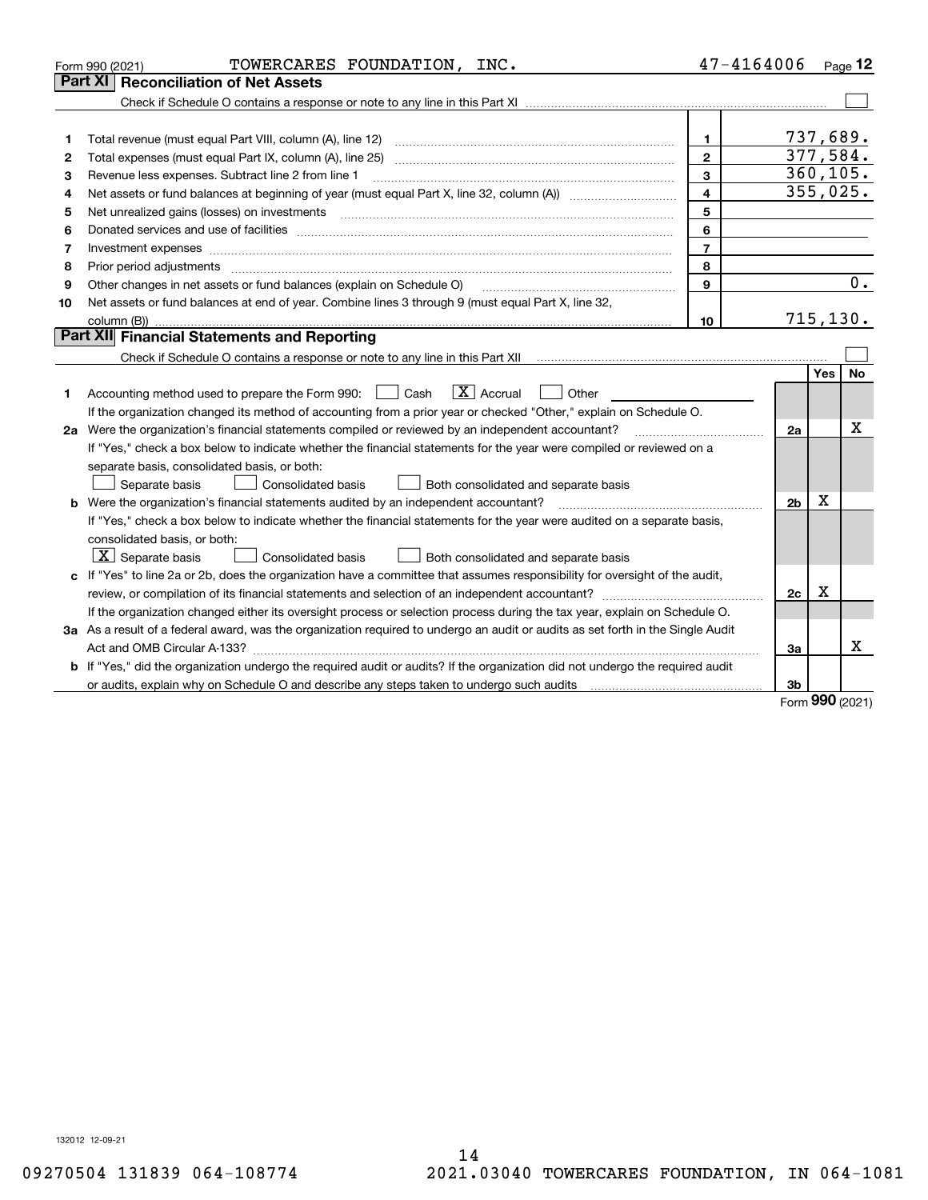Form 990 (2021) TOWERCARES FOUNDATION, INC. 47-4164006 Page **12**

## Part XI Reconciliation of Net Assets

Check if Schedule O contains a response or note to any line in this Part XI ☐

| | | | |
|---|---|---|---|
| 1 | Total revenue (must equal Part VIII, column (A), line 12) | 1 | 737,689. |
| 2 | Total expenses (must equal Part IX, column (A), line 25) | 2 | 377,584. |
| 3 | Revenue less expenses. Subtract line 2 from line 1 | 3 | 360,105. |
| 4 | Net assets or fund balances at beginning of year (must equal Part X, line 32, column (A)) | 4 | 355,025. |
| 5 | Net unrealized gains (losses) on investments | 5 | |
| 6 | Donated services and use of facilities | 6 | |
| 7 | Investment expenses | 7 | |
| 8 | Prior period adjustments | 8 | |
| 9 | Other changes in net assets or fund balances (explain on Schedule O) | 9 | 0. |
| 10 | Net assets or fund balances at end of year. Combine lines 3 through 9 (must equal Part X, line 32, column (B)) | 10 | 715,130. |

## Part XII Financial Statements and Reporting

Check if Schedule O contains a response or note to any line in this Part XII ☐

| | | | Yes | No |
|---|---|---|---|---|
| 1 | Accounting method used to prepare the Form 990: ☐ Cash ☒ Accrual ☐ Other<br>If the organization changed its method of accounting from a prior year or checked "Other," explain on Schedule O. | | | |
| 2a | Were the organization's financial statements compiled or reviewed by an independent accountant?<br>If "Yes," check a box below to indicate whether the financial statements for the year were compiled or reviewed on a separate basis, consolidated basis, or both:<br>☐ Separate basis ☐ Consolidated basis ☐ Both consolidated and separate basis | 2a | | X |
| b | Were the organization's financial statements audited by an independent accountant?<br>If "Yes," check a box below to indicate whether the financial statements for the year were audited on a separate basis, consolidated basis, or both:<br>☒ Separate basis ☐ Consolidated basis ☐ Both consolidated and separate basis | 2b | X | |
| c | If "Yes" to line 2a or 2b, does the organization have a committee that assumes responsibility for oversight of the audit, review, or compilation of its financial statements and selection of an independent accountant?<br>If the organization changed either its oversight process or selection process during the tax year, explain on Schedule O. | 2c | X | |
| 3a | As a result of a federal award, was the organization required to undergo an audit or audits as set forth in the Single Audit Act and OMB Circular A-133? | 3a | | X |
| b | If "Yes," did the organization undergo the required audit or audits? If the organization did not undergo the required audit or audits, explain why on Schedule O and describe any steps taken to undergo such audits | 3b | | |

Form **990** (2021)

132012 12-09-21

09270504 131839 064-108774 2021.03040 TOWERCARES FOUNDATION, IN 064-1081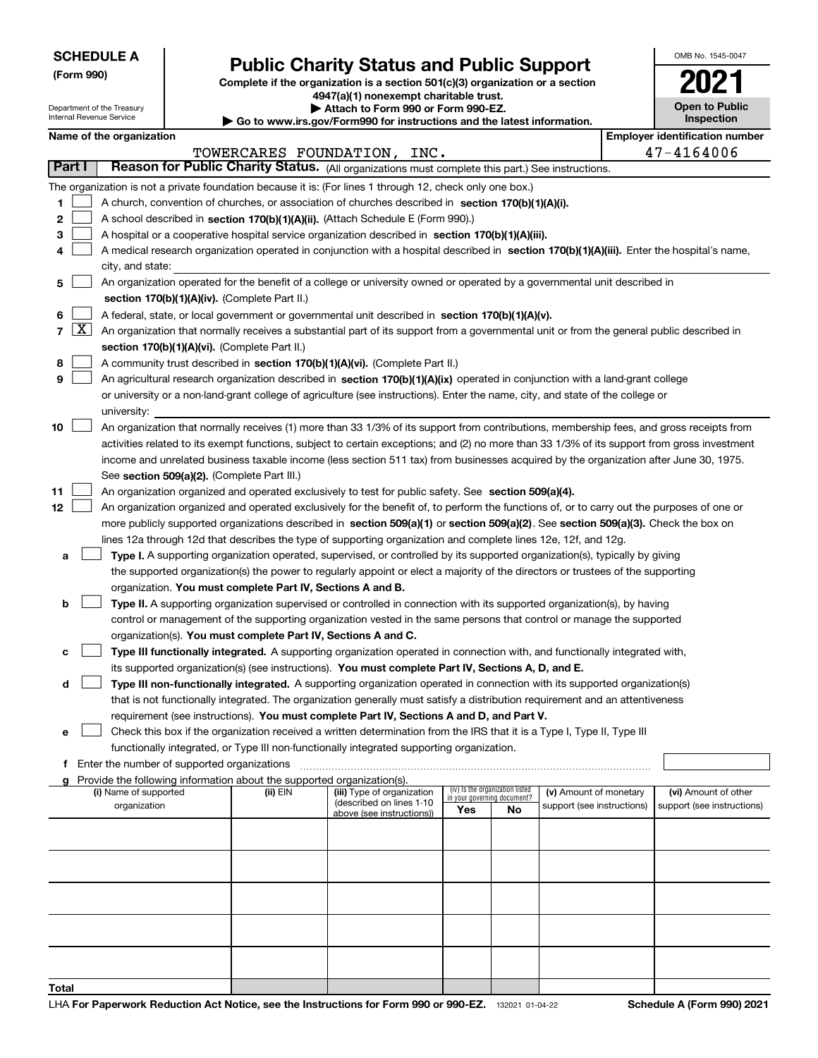**SCHEDULE A**
**(Form 990)**

Department of the Treasury
Internal Revenue Service

# Public Charity Status and Public Support

**Complete if the organization is a section 501(c)(3) organization or a section 4947(a)(1) nonexempt charitable trust.**
**▶ Attach to Form 990 or Form 990-EZ.**
**▶ Go to www.irs.gov/Form990 for instructions and the latest information.**

OMB No. 1545-0047

**2021**

**Open to Public Inspection**

**Name of the organization**
TOWERCARES FOUNDATION, INC.

**Employer identification number**
47-4164006

**Part I Reason for Public Charity Status.** (All organizations must complete this part.) See instructions.

The organization is not a private foundation because it is: (For lines 1 through 12, check only one box.)

1 ☐ A church, convention of churches, or association of churches described in **section 170(b)(1)(A)(i).**

2 ☐ A school described in **section 170(b)(1)(A)(ii).** (Attach Schedule E (Form 990).)

3 ☐ A hospital or a cooperative hospital service organization described in **section 170(b)(1)(A)(iii).**

4 ☐ A medical research organization operated in conjunction with a hospital described in **section 170(b)(1)(A)(iii).** Enter the hospital's name, city, and state:

5 ☐ An organization operated for the benefit of a college or university owned or operated by a governmental unit described in **section 170(b)(1)(A)(iv).** (Complete Part II.)

6 ☐ A federal, state, or local government or governmental unit described in **section 170(b)(1)(A)(v).**

7 ☒ An organization that normally receives a substantial part of its support from a governmental unit or from the general public described in **section 170(b)(1)(A)(vi).** (Complete Part II.)

8 ☐ A community trust described in **section 170(b)(1)(A)(vi).** (Complete Part II.)

9 ☐ An agricultural research organization described in **section 170(b)(1)(A)(ix)** operated in conjunction with a land-grant college or university or a non-land-grant college of agriculture (see instructions). Enter the name, city, and state of the college or university:

10 ☐ An organization that normally receives (1) more than 33 1/3% of its support from contributions, membership fees, and gross receipts from activities related to its exempt functions, subject to certain exceptions; and (2) no more than 33 1/3% of its support from gross investment income and unrelated business taxable income (less section 511 tax) from businesses acquired by the organization after June 30, 1975. See **section 509(a)(2).** (Complete Part III.)

11 ☐ An organization organized and operated exclusively to test for public safety. See **section 509(a)(4).**

12 ☐ An organization organized and operated exclusively for the benefit of, to perform the functions of, or to carry out the purposes of one or more publicly supported organizations described in **section 509(a)(1)** or **section 509(a)(2)**. See **section 509(a)(3).** Check the box on lines 12a through 12d that describes the type of supporting organization and complete lines 12e, 12f, and 12g.

a ☐ **Type I.** A supporting organization operated, supervised, or controlled by its supported organization(s), typically by giving the supported organization(s) the power to regularly appoint or elect a majority of the directors or trustees of the supporting organization. **You must complete Part IV, Sections A and B.**

b ☐ **Type II.** A supporting organization supervised or controlled in connection with its supported organization(s), by having control or management of the supporting organization vested in the same persons that control or manage the supported organization(s). **You must complete Part IV, Sections A and C.**

c ☐ **Type III functionally integrated.** A supporting organization operated in connection with, and functionally integrated with, its supported organization(s) (see instructions). **You must complete Part IV, Sections A, D, and E.**

d ☐ **Type III non-functionally integrated.** A supporting organization operated in connection with its supported organization(s) that is not functionally integrated. The organization generally must satisfy a distribution requirement and an attentiveness requirement (see instructions). **You must complete Part IV, Sections A and D, and Part V.**

e ☐ Check this box if the organization received a written determination from the IRS that it is a Type I, Type II, Type III functionally integrated, or Type III non-functionally integrated supporting organization.

f Enter the number of supported organizations

g Provide the following information about the supported organization(s).

| (i) Name of supported organization | (ii) EIN | (iii) Type of organization (described on lines 1-10 above (see instructions)) | (iv) Is the organization listed in your governing document? Yes | No | (v) Amount of monetary support (see instructions) | (vi) Amount of other support (see instructions) |
|---|---|---|---|---|---|---|
| | | | | | | |
| | | | | | | |
| | | | | | | |
| | | | | | | |
| | | | | | | |
| **Total** | | | | | | |

LHA **For Paperwork Reduction Act Notice, see the Instructions for Form 990 or 990-EZ.** 132021 01-04-22 **Schedule A (Form 990) 2021**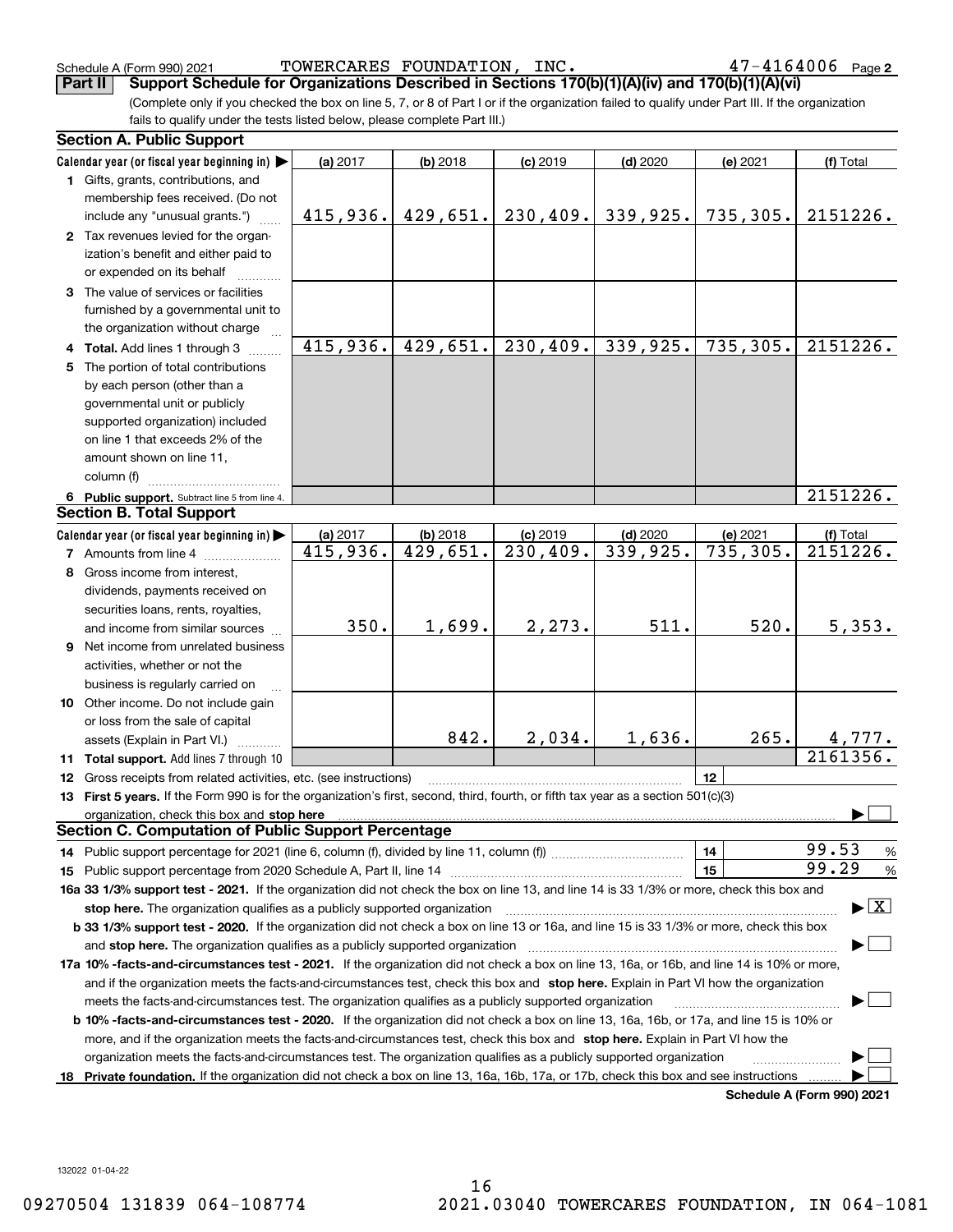Schedule A (Form 990) 2021 TOWERCARES FOUNDATION, INC. 47-4164006 Page 2

**Part II** **Support Schedule for Organizations Described in Sections 170(b)(1)(A)(iv) and 170(b)(1)(A)(vi)**

(Complete only if you checked the box on line 5, 7, or 8 of Part I or if the organization failed to qualify under Part III. If the organization fails to qualify under the tests listed below, please complete Part III.)

## Section A. Public Support

| Calendar year (or fiscal year beginning in) ▶ | (a) 2017 | (b) 2018 | (c) 2019 | (d) 2020 | (e) 2021 | (f) Total |
|---|---|---|---|---|---|---|
| **1** Gifts, grants, contributions, and membership fees received. (Do not include any "unusual grants.") | 415,936. | 429,651. | 230,409. | 339,925. | 735,305. | 2151226. |
| **2** Tax revenues levied for the organization's benefit and either paid to or expended on its behalf | | | | | | |
| **3** The value of services or facilities furnished by a governmental unit to the organization without charge | | | | | | |
| **4** **Total.** Add lines 1 through 3 | 415,936. | 429,651. | 230,409. | 339,925. | 735,305. | 2151226. |
| **5** The portion of total contributions by each person (other than a governmental unit or publicly supported organization) included on line 1 that exceeds 2% of the amount shown on line 11, column (f) | | | | | | |
| **6** **Public support.** Subtract line 5 from line 4. | | | | | | 2151226. |

## Section B. Total Support

| Calendar year (or fiscal year beginning in) ▶ | (a) 2017 | (b) 2018 | (c) 2019 | (d) 2020 | (e) 2021 | (f) Total |
|---|---|---|---|---|---|---|
| **7** Amounts from line 4 | 415,936. | 429,651. | 230,409. | 339,925. | 735,305. | 2151226. |
| **8** Gross income from interest, dividends, payments received on securities loans, rents, royalties, and income from similar sources | 350. | 1,699. | 2,273. | 511. | 520. | 5,353. |
| **9** Net income from unrelated business activities, whether or not the business is regularly carried on | | | | | | |
| **10** Other income. Do not include gain or loss from the sale of capital assets (Explain in Part VI.) | | 842. | 2,034. | 1,636. | 265. | 4,777. |
| **11** **Total support.** Add lines 7 through 10 | | | | | | 2161356. |

**12** Gross receipts from related activities, etc. (see instructions) | **12** |

**13** **First 5 years.** If the Form 990 is for the organization's first, second, third, fourth, or fifth tax year as a section 501(c)(3) organization, check this box and **stop here** ▶ ☐

## Section C. Computation of Public Support Percentage

**14** Public support percentage for 2021 (line 6, column (f), divided by line 11, column (f)) | **14** | 99.53 %

**15** Public support percentage from 2020 Schedule A, Part II, line 14 | **15** | 99.29 %

**16a 33 1/3% support test - 2021.** If the organization did not check the box on line 13, and line 14 is 33 1/3% or more, check this box and **stop here.** The organization qualifies as a publicly supported organization ▶ ☒

**b 33 1/3% support test - 2020.** If the organization did not check a box on line 13 or 16a, and line 15 is 33 1/3% or more, check this box and **stop here.** The organization qualifies as a publicly supported organization ▶ ☐

**17a 10% -facts-and-circumstances test - 2021.** If the organization did not check a box on line 13, 16a, or 16b, and line 14 is 10% or more, and if the organization meets the facts-and-circumstances test, check this box and **stop here.** Explain in Part VI how the organization meets the facts-and-circumstances test. The organization qualifies as a publicly supported organization ▶ ☐

**b 10% -facts-and-circumstances test - 2020.** If the organization did not check a box on line 13, 16a, 16b, or 17a, and line 15 is 10% or more, and if the organization meets the facts-and-circumstances test, check this box and **stop here.** Explain in Part VI how the organization meets the facts-and-circumstances test. The organization qualifies as a publicly supported organization ▶ ☐

**18** **Private foundation.** If the organization did not check a box on line 13, 16a, 16b, 17a, or 17b, check this box and see instructions ▶ ☐

**Schedule A (Form 990) 2021**

132022 01-04-22

09270504 131839 064-108774 2021.03040 TOWERCARES FOUNDATION, IN 064-1081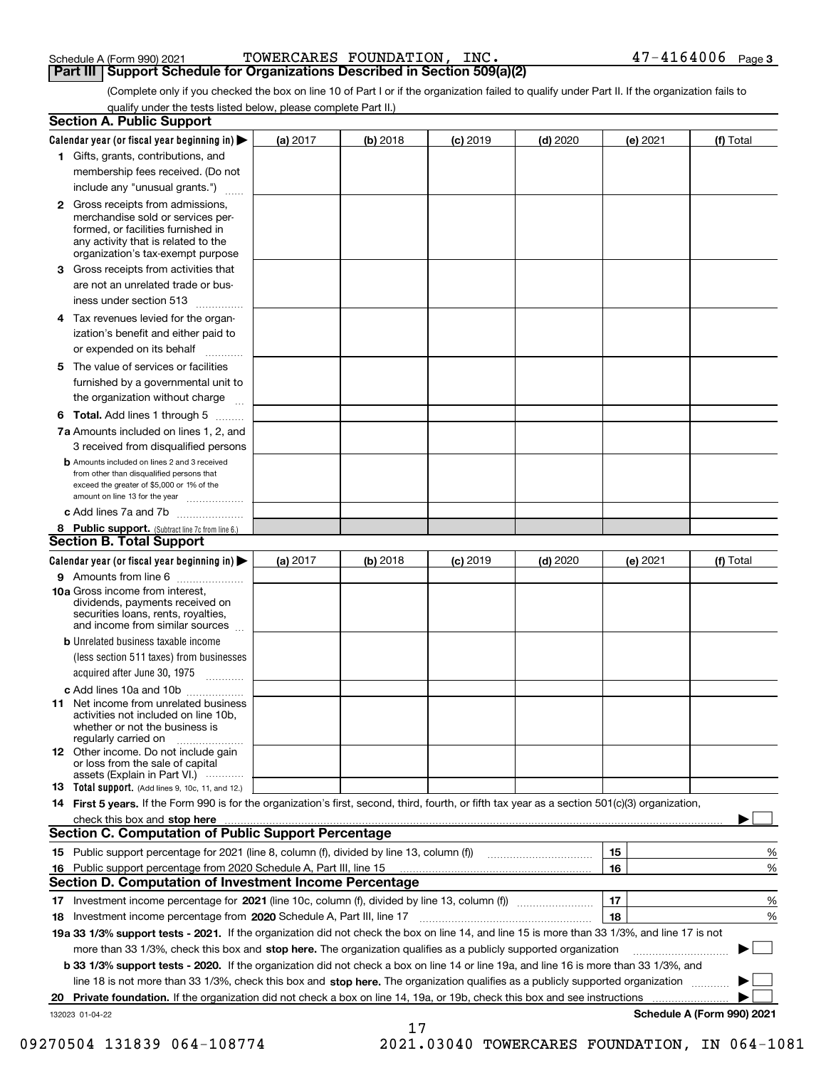Schedule A (Form 990) 2021 TOWERCARES FOUNDATION, INC. 47-4164006 Page 3

## Part III Support Schedule for Organizations Described in Section 509(a)(2)

(Complete only if you checked the box on line 10 of Part I or if the organization failed to qualify under Part II. If the organization fails to qualify under the tests listed below, please complete Part II.)

### Section A. Public Support

| Calendar year (or fiscal year beginning in) ▶ | (a) 2017 | (b) 2018 | (c) 2019 | (d) 2020 | (e) 2021 | (f) Total |
|---|---|---|---|---|---|---|
| **1** Gifts, grants, contributions, and membership fees received. (Do not include any "unusual grants.") | | | | | | |
| **2** Gross receipts from admissions, merchandise sold or services performed, or facilities furnished in any activity that is related to the organization's tax-exempt purpose | | | | | | |
| **3** Gross receipts from activities that are not an unrelated trade or business under section 513 | | | | | | |
| **4** Tax revenues levied for the organization's benefit and either paid to or expended on its behalf | | | | | | |
| **5** The value of services or facilities furnished by a governmental unit to the organization without charge | | | | | | |
| **6 Total.** Add lines 1 through 5 | | | | | | |
| **7a** Amounts included on lines 1, 2, and 3 received from disqualified persons | | | | | | |
| **b** Amounts included on lines 2 and 3 received from other than disqualified persons that exceed the greater of $5,000 or 1% of the amount on line 13 for the year | | | | | | |
| **c** Add lines 7a and 7b | | | | | | |
| **8 Public support.** (Subtract line 7c from line 6.) | | | | | | |

### Section B. Total Support

| Calendar year (or fiscal year beginning in) ▶ | (a) 2017 | (b) 2018 | (c) 2019 | (d) 2020 | (e) 2021 | (f) Total |
|---|---|---|---|---|---|---|
| **9** Amounts from line 6 | | | | | | |
| **10a** Gross income from interest, dividends, payments received on securities loans, rents, royalties, and income from similar sources | | | | | | |
| **b** Unrelated business taxable income (less section 511 taxes) from businesses acquired after June 30, 1975 | | | | | | |
| **c** Add lines 10a and 10b | | | | | | |
| **11** Net income from unrelated business activities not included on line 10b, whether or not the business is regularly carried on | | | | | | |
| **12** Other income. Do not include gain or loss from the sale of capital assets (Explain in Part VI.) | | | | | | |
| **13 Total support.** (Add lines 9, 10c, 11, and 12.) | | | | | | |

**14 First 5 years.** If the Form 990 is for the organization's first, second, third, fourth, or fifth tax year as a section 501(c)(3) organization, check this box and **stop here** ▶ ☐

### Section C. Computation of Public Support Percentage

| | | |
|---|---|---|
| **15** Public support percentage for 2021 (line 8, column (f), divided by line 13, column (f)) | 15 | % |
| **16** Public support percentage from 2020 Schedule A, Part III, line 15 | 16 | % |

### Section D. Computation of Investment Income Percentage

| | | |
|---|---|---|
| **17** Investment income percentage for **2021** (line 10c, column (f), divided by line 13, column (f)) | 17 | % |
| **18** Investment income percentage from **2020** Schedule A, Part III, line 17 | 18 | % |

**19a 33 1/3% support tests - 2021.** If the organization did not check the box on line 14, and line 15 is more than 33 1/3%, and line 17 is not more than 33 1/3%, check this box and **stop here.** The organization qualifies as a publicly supported organization ▶ ☐

**b 33 1/3% support tests - 2020.** If the organization did not check a box on line 14 or line 19a, and line 16 is more than 33 1/3%, and line 18 is not more than 33 1/3%, check this box and **stop here.** The organization qualifies as a publicly supported organization ▶ ☐

**20 Private foundation.** If the organization did not check a box on line 14, 19a, or 19b, check this box and see instructions ▶ ☐

132023 01-04-22 **Schedule A (Form 990) 2021**

09270504 131839 064-108774 2021.03040 TOWERCARES FOUNDATION, IN 064-1081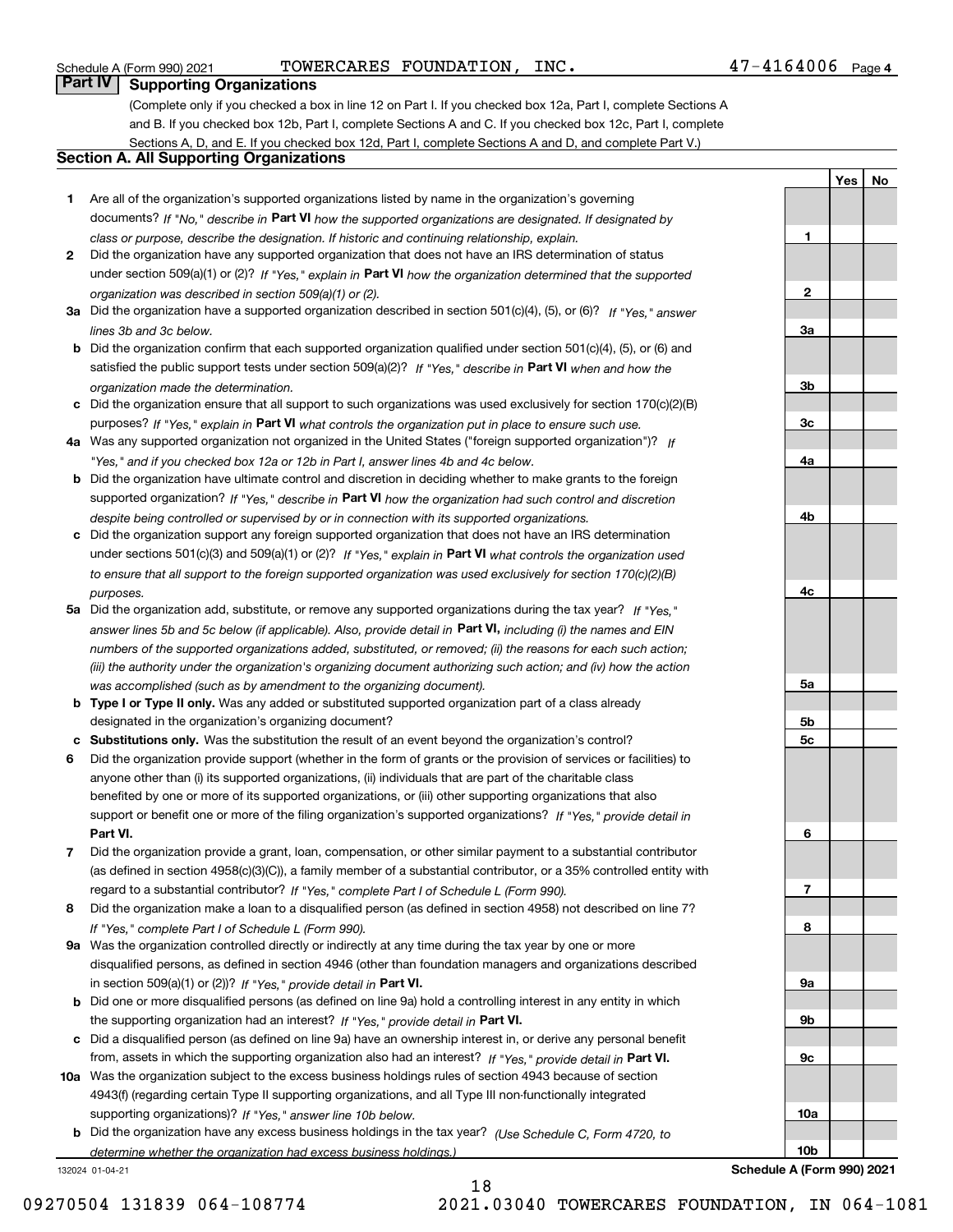Schedule A (Form 990) 2021 TOWERCARES FOUNDATION, INC. 47-4164006 Page 4

## Part IV Supporting Organizations

(Complete only if you checked a box in line 12 on Part I. If you checked box 12a, Part I, complete Sections A and B. If you checked box 12b, Part I, complete Sections A and C. If you checked box 12c, Part I, complete Sections A, D, and E. If you checked box 12d, Part I, complete Sections A and D, and complete Part V.)

### Section A. All Supporting Organizations

| | | | Yes | No |
|---|---|---|---|---|
| **1** | Are all of the organization's supported organizations listed by name in the organization's governing documents? *If "No," describe in* **Part VI** *how the supported organizations are designated. If designated by class or purpose, describe the designation. If historic and continuing relationship, explain.* | **1** | | |
| **2** | Did the organization have any supported organization that does not have an IRS determination of status under section 509(a)(1) or (2)? *If "Yes," explain in* **Part VI** *how the organization determined that the supported organization was described in section 509(a)(1) or (2).* | **2** | | |
| **3a** | Did the organization have a supported organization described in section 501(c)(4), (5), or (6)? *If "Yes," answer lines 3b and 3c below.* | **3a** | | |
| **b** | Did the organization confirm that each supported organization qualified under section 501(c)(4), (5), or (6) and satisfied the public support tests under section 509(a)(2)? *If "Yes," describe in* **Part VI** *when and how the organization made the determination.* | **3b** | | |
| **c** | Did the organization ensure that all support to such organizations was used exclusively for section 170(c)(2)(B) purposes? *If "Yes," explain in* **Part VI** *what controls the organization put in place to ensure such use.* | **3c** | | |
| **4a** | Was any supported organization not organized in the United States ("foreign supported organization")? *If "Yes," and if you checked box 12a or 12b in Part I, answer lines 4b and 4c below.* | **4a** | | |
| **b** | Did the organization have ultimate control and discretion in deciding whether to make grants to the foreign supported organization? *If "Yes," describe in* **Part VI** *how the organization had such control and discretion despite being controlled or supervised by or in connection with its supported organizations.* | **4b** | | |
| **c** | Did the organization support any foreign supported organization that does not have an IRS determination under sections 501(c)(3) and 509(a)(1) or (2)? *If "Yes," explain in* **Part VI** *what controls the organization used to ensure that all support to the foreign supported organization was used exclusively for section 170(c)(2)(B) purposes.* | **4c** | | |
| **5a** | Did the organization add, substitute, or remove any supported organizations during the tax year? *If "Yes," answer lines 5b and 5c below (if applicable). Also, provide detail in* **Part VI,** *including (i) the names and EIN numbers of the supported organizations added, substituted, or removed; (ii) the reasons for each such action; (iii) the authority under the organization's organizing document authorizing such action; and (iv) how the action was accomplished (such as by amendment to the organizing document).* | **5a** | | |
| **b** | **Type I or Type II only.** Was any added or substituted supported organization part of a class already designated in the organization's organizing document? | **5b** | | |
| **c** | **Substitutions only.** Was the substitution the result of an event beyond the organization's control? | **5c** | | |
| **6** | Did the organization provide support (whether in the form of grants or the provision of services or facilities) to anyone other than (i) its supported organizations, (ii) individuals that are part of the charitable class benefited by one or more of its supported organizations, or (iii) other supporting organizations that also support or benefit one or more of the filing organization's supported organizations? *If "Yes," provide detail in* **Part VI.** | **6** | | |
| **7** | Did the organization provide a grant, loan, compensation, or other similar payment to a substantial contributor (as defined in section 4958(c)(3)(C)), a family member of a substantial contributor, or a 35% controlled entity with regard to a substantial contributor? *If "Yes," complete Part I of Schedule L (Form 990).* | **7** | | |
| **8** | Did the organization make a loan to a disqualified person (as defined in section 4958) not described on line 7? *If "Yes," complete Part I of Schedule L (Form 990).* | **8** | | |
| **9a** | Was the organization controlled directly or indirectly at any time during the tax year by one or more disqualified persons, as defined in section 4946 (other than foundation managers and organizations described in section 509(a)(1) or (2))? *If "Yes," provide detail in* **Part VI.** | **9a** | | |
| **b** | Did one or more disqualified persons (as defined on line 9a) hold a controlling interest in any entity in which the supporting organization had an interest? *If "Yes," provide detail in* **Part VI.** | **9b** | | |
| **c** | Did a disqualified person (as defined on line 9a) have an ownership interest in, or derive any personal benefit from, assets in which the supporting organization also had an interest? *If "Yes," provide detail in* **Part VI.** | **9c** | | |
| **10a** | Was the organization subject to the excess business holdings rules of section 4943 because of section 4943(f) (regarding certain Type II supporting organizations, and all Type III non-functionally integrated supporting organizations)? *If "Yes," answer line 10b below.* | **10a** | | |
| **b** | Did the organization have any excess business holdings in the tax year? *(Use Schedule C, Form 4720, to determine whether the organization had excess business holdings.)* | **10b** | | |

132024 01-04-21 **Schedule A (Form 990) 2021**

09270504 131839 064-108774 2021.03040 TOWERCARES FOUNDATION, IN 064-1081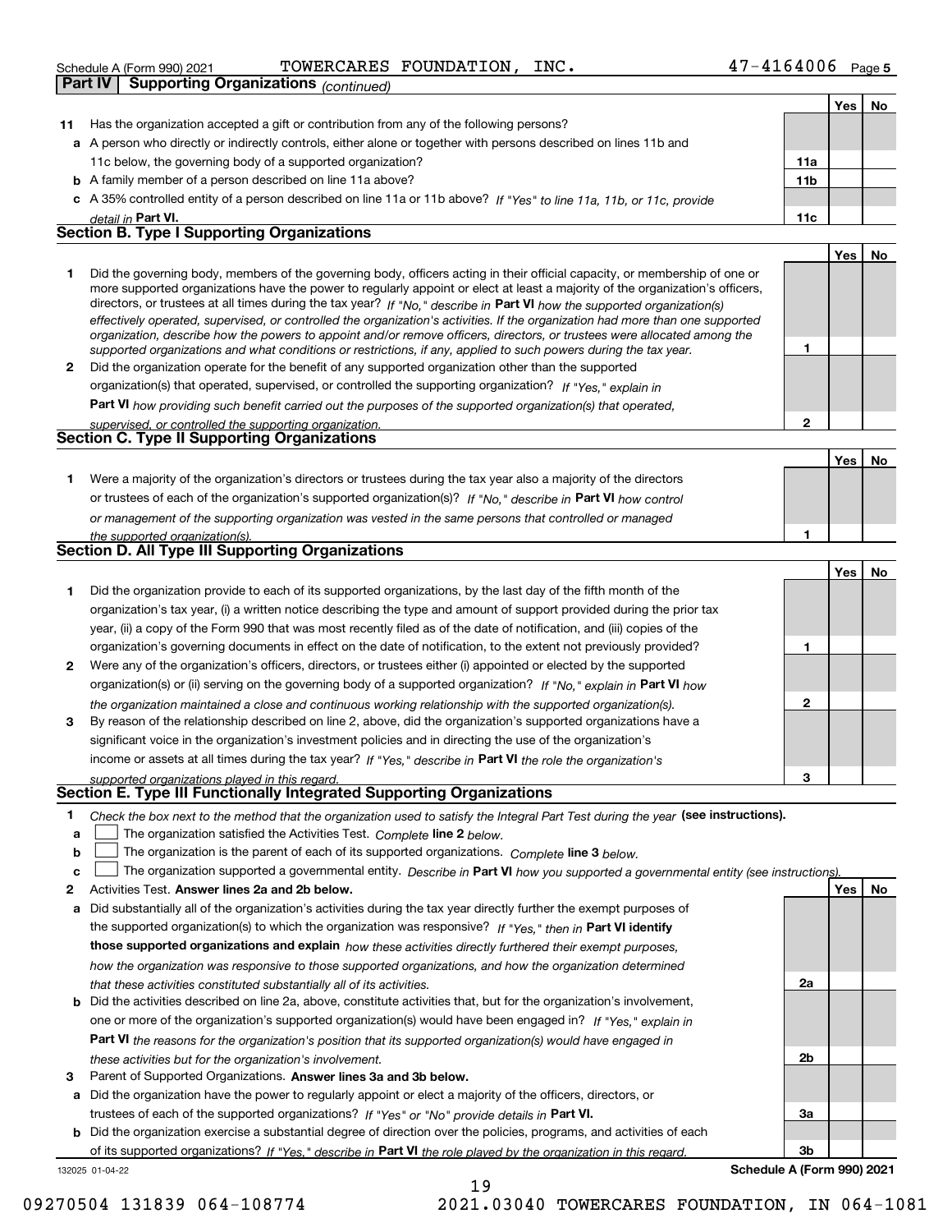Schedule A (Form 990) 2021 TOWERCARES FOUNDATION, INC. 47-4164006

**Part IV | Supporting Organizations** *(continued)*

| | | | Yes | No |
|---|---|---|---|---|
| **11** | Has the organization accepted a gift or contribution from any of the following persons? | | | |
| **a** | A person who directly or indirectly controls, either alone or together with persons described on lines 11b and 11c below, the governing body of a supported organization? | **11a** | | |
| **b** | A family member of a person described on line 11a above? | **11b** | | |
| **c** | A 35% controlled entity of a person described on line 11a or 11b above? *If "Yes" to line 11a, 11b, or 11c, provide detail in* **Part VI.** | **11c** | | |

## Section B. Type I Supporting Organizations

| | | | Yes | No |
|---|---|---|---|---|
| **1** | Did the governing body, members of the governing body, officers acting in their official capacity, or membership of one or more supported organizations have the power to regularly appoint or elect at least a majority of the organization's officers, directors, or trustees at all times during the tax year? *If "No," describe in* **Part VI** *how the supported organization(s) effectively operated, supervised, or controlled the organization's activities. If the organization had more than one supported organization, describe how the powers to appoint and/or remove officers, directors, or trustees were allocated among the supported organizations and what conditions or restrictions, if any, applied to such powers during the tax year.* | **1** | | |
| **2** | Did the organization operate for the benefit of any supported organization other than the supported organization(s) that operated, supervised, or controlled the supporting organization? *If "Yes," explain in* **Part VI** *how providing such benefit carried out the purposes of the supported organization(s) that operated, supervised, or controlled the supporting organization.* | **2** | | |

## Section C. Type II Supporting Organizations

| | | | Yes | No |
|---|---|---|---|---|
| **1** | Were a majority of the organization's directors or trustees during the tax year also a majority of the directors or trustees of each of the organization's supported organization(s)? *If "No," describe in* **Part VI** *how control or management of the supporting organization was vested in the same persons that controlled or managed the supported organization(s).* | **1** | | |

## Section D. All Type III Supporting Organizations

| | | | Yes | No |
|---|---|---|---|---|
| **1** | Did the organization provide to each of its supported organizations, by the last day of the fifth month of the organization's tax year, (i) a written notice describing the type and amount of support provided during the prior tax year, (ii) a copy of the Form 990 that was most recently filed as of the date of notification, and (iii) copies of the organization's governing documents in effect on the date of notification, to the extent not previously provided? | **1** | | |
| **2** | Were any of the organization's officers, directors, or trustees either (i) appointed or elected by the supported organization(s) or (ii) serving on the governing body of a supported organization? *If "No," explain in* **Part VI** *how the organization maintained a close and continuous working relationship with the supported organization(s).* | **2** | | |
| **3** | By reason of the relationship described on line 2, above, did the organization's supported organizations have a significant voice in the organization's investment policies and in directing the use of the organization's income or assets at all times during the tax year? *If "Yes," describe in* **Part VI** *the role the organization's supported organizations played in this regard.* | **3** | | |

## Section E. Type III Functionally Integrated Supporting Organizations

**1** *Check the box next to the method that the organization used to satisfy the Integral Part Test during the year* **(see instructions).**

- **a** ☐ The organization satisfied the Activities Test. *Complete* **line 2** *below.*
- **b** ☐ The organization is the parent of each of its supported organizations. *Complete* **line 3** *below.*
- **c** ☐ The organization supported a governmental entity. *Describe in* **Part VI** *how you supported a governmental entity (see instructions).*

| | | | Yes | No |
|---|---|---|---|---|
| **2** | Activities Test. **Answer lines 2a and 2b below.** | | | |
| **a** | Did substantially all of the organization's activities during the tax year directly further the exempt purposes of the supported organization(s) to which the organization was responsive? *If "Yes," then in* **Part VI identify those supported organizations and explain** *how these activities directly furthered their exempt purposes, how the organization was responsive to those supported organizations, and how the organization determined that these activities constituted substantially all of its activities.* | **2a** | | |
| **b** | Did the activities described on line 2a, above, constitute activities that, but for the organization's involvement, one or more of the organization's supported organization(s) would have been engaged in? *If "Yes," explain in* **Part VI** *the reasons for the organization's position that its supported organization(s) would have engaged in these activities but for the organization's involvement.* | **2b** | | |
| **3** | Parent of Supported Organizations. **Answer lines 3a and 3b below.** | | | |
| **a** | Did the organization have the power to regularly appoint or elect a majority of the officers, directors, or trustees of each of the supported organizations? *If "Yes" or "No" provide details in* **Part VI.** | **3a** | | |
| **b** | Did the organization exercise a substantial degree of direction over the policies, programs, and activities of each of its supported organizations? *If "Yes," describe in* **Part VI** *the role played by the organization in this regard.* | **3b** | | |

**Schedule A (Form 990) 2021**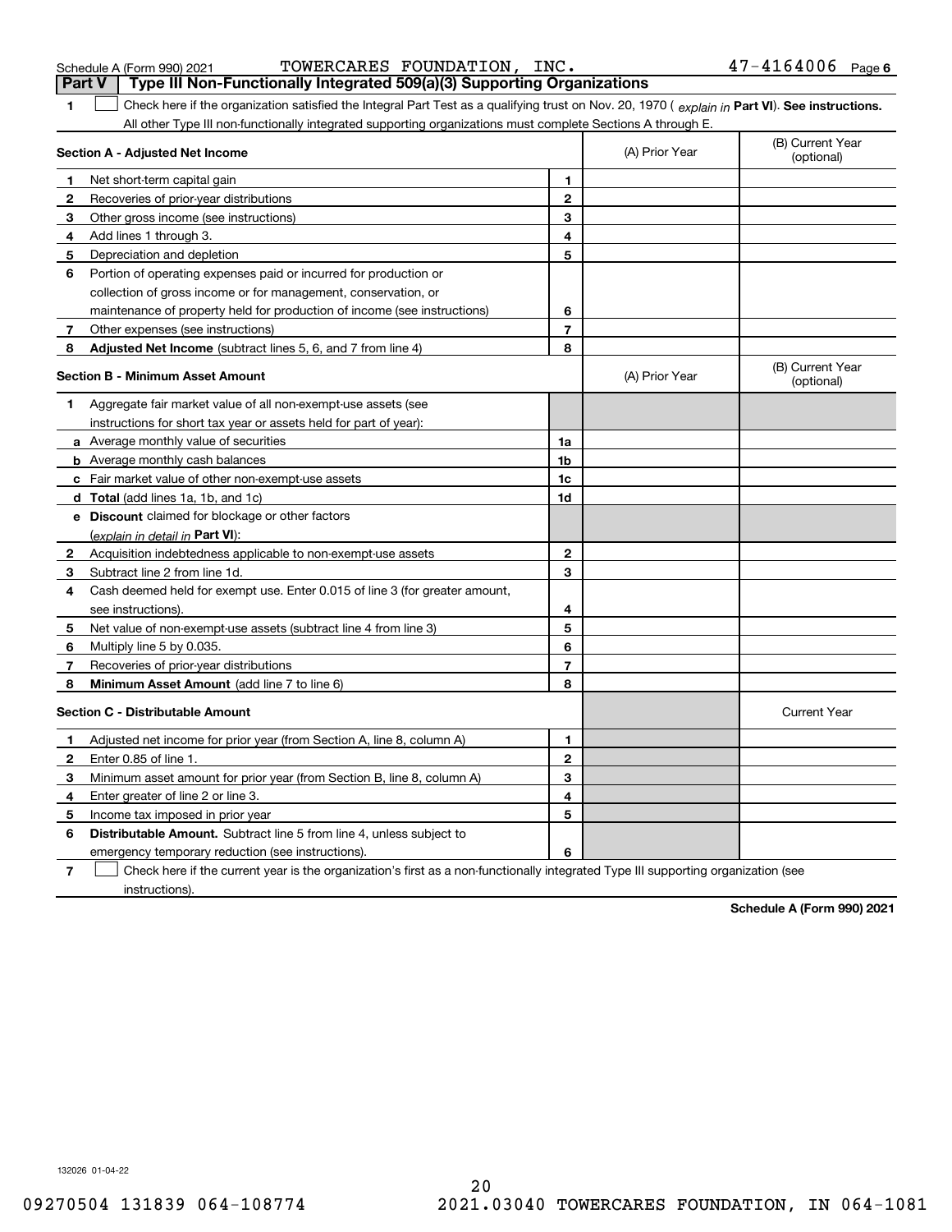Schedule A (Form 990) 2021 TOWERCARES FOUNDATION, INC. 47-4164006 Page 6

## Part V Type III Non-Functionally Integrated 509(a)(3) Supporting Organizations

**1** ☐ Check here if the organization satisfied the Integral Part Test as a qualifying trust on Nov. 20, 1970 ( *explain in* **Part VI**). **See instructions.** All other Type III non-functionally integrated supporting organizations must complete Sections A through E.

| **Section A - Adjusted Net Income** | | | (A) Prior Year | (B) Current Year (optional) |
|---|---|---|---|---|
| **1** | Net short-term capital gain | 1 | | |
| **2** | Recoveries of prior-year distributions | 2 | | |
| **3** | Other gross income (see instructions) | 3 | | |
| **4** | Add lines 1 through 3. | 4 | | |
| **5** | Depreciation and depletion | 5 | | |
| **6** | Portion of operating expenses paid or incurred for production or collection of gross income or for management, conservation, or maintenance of property held for production of income (see instructions) | 6 | | |
| **7** | Other expenses (see instructions) | 7 | | |
| **8** | **Adjusted Net Income** (subtract lines 5, 6, and 7 from line 4) | 8 | | |

| **Section B - Minimum Asset Amount** | | | (A) Prior Year | (B) Current Year (optional) |
|---|---|---|---|---|
| **1** | Aggregate fair market value of all non-exempt-use assets (see instructions for short tax year or assets held for part of year): | | | |
| **a** | Average monthly value of securities | 1a | | |
| **b** | Average monthly cash balances | 1b | | |
| **c** | Fair market value of other non-exempt-use assets | 1c | | |
| **d** | **Total** (add lines 1a, 1b, and 1c) | 1d | | |
| **e** | **Discount** claimed for blockage or other factors (*explain in detail in* **Part VI**): | | | |
| **2** | Acquisition indebtedness applicable to non-exempt-use assets | 2 | | |
| **3** | Subtract line 2 from line 1d. | 3 | | |
| **4** | Cash deemed held for exempt use. Enter 0.015 of line 3 (for greater amount, see instructions). | 4 | | |
| **5** | Net value of non-exempt-use assets (subtract line 4 from line 3) | 5 | | |
| **6** | Multiply line 5 by 0.035. | 6 | | |
| **7** | Recoveries of prior-year distributions | 7 | | |
| **8** | **Minimum Asset Amount** (add line 7 to line 6) | 8 | | |

| **Section C - Distributable Amount** | | | | Current Year |
|---|---|---|---|---|
| **1** | Adjusted net income for prior year (from Section A, line 8, column A) | 1 | | |
| **2** | Enter 0.85 of line 1. | 2 | | |
| **3** | Minimum asset amount for prior year (from Section B, line 8, column A) | 3 | | |
| **4** | Enter greater of line 2 or line 3. | 4 | | |
| **5** | Income tax imposed in prior year | 5 | | |
| **6** | **Distributable Amount.** Subtract line 5 from line 4, unless subject to emergency temporary reduction (see instructions). | 6 | | |

**7** ☐ Check here if the current year is the organization's first as a non-functionally integrated Type III supporting organization (see instructions).

**Schedule A (Form 990) 2021**

132026 01-04-22

09270504 131839 064-108774 2021.03040 TOWERCARES FOUNDATION, IN 064-1081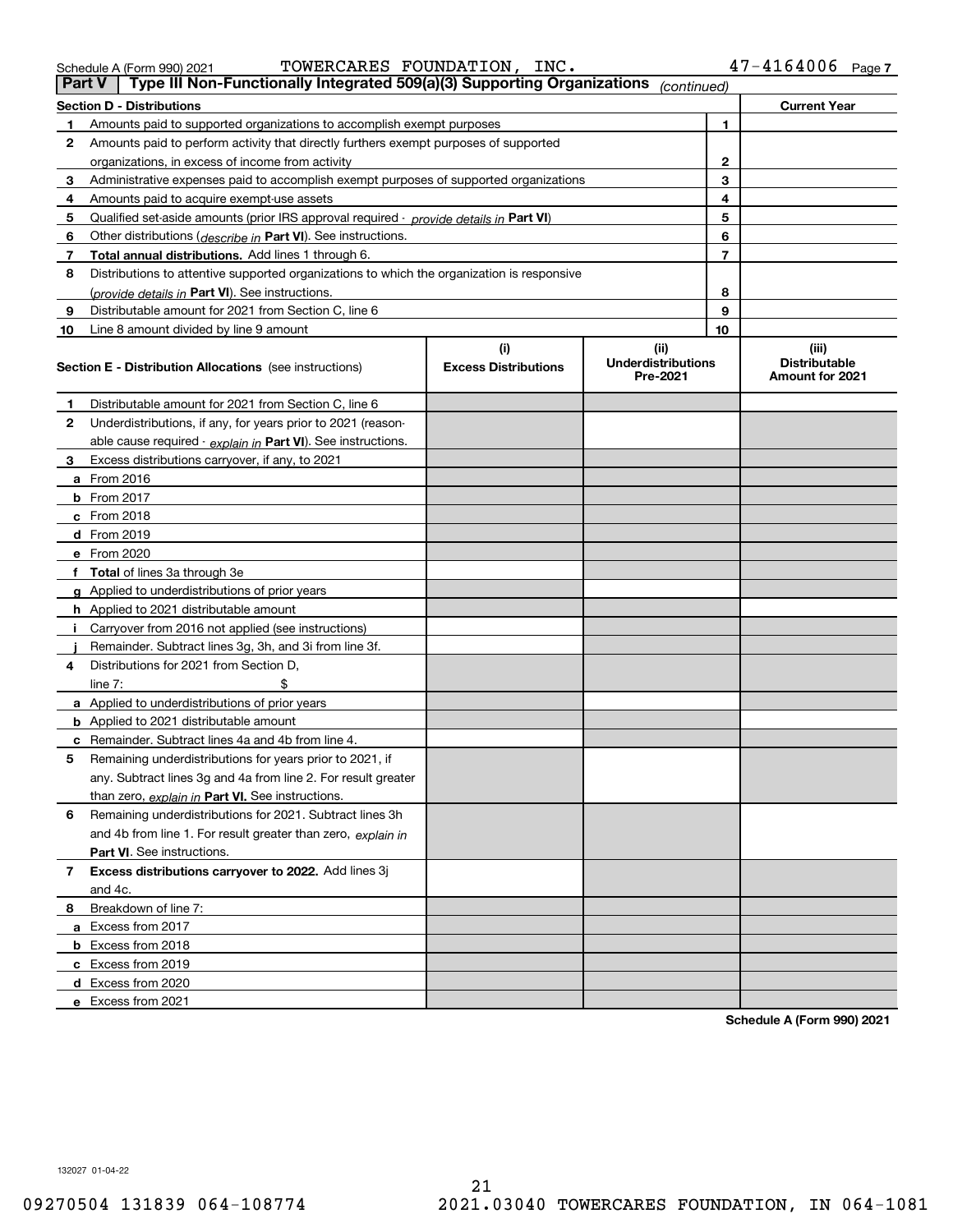Schedule A (Form 990) 2021 TOWERCARES FOUNDATION, INC. 47-4164006 Page 7

## Part V Type III Non-Functionally Integrated 509(a)(3) Supporting Organizations *(continued)*

| Section D - Distributions | | | Current Year |
|---|---|---|---|
| 1 | Amounts paid to supported organizations to accomplish exempt purposes | 1 | |
| 2 | Amounts paid to perform activity that directly furthers exempt purposes of supported organizations, in excess of income from activity | 2 | |
| 3 | Administrative expenses paid to accomplish exempt purposes of supported organizations | 3 | |
| 4 | Amounts paid to acquire exempt-use assets | 4 | |
| 5 | Qualified set-aside amounts (prior IRS approval required - *provide details in* **Part VI**) | 5 | |
| 6 | Other distributions (*describe in* **Part VI**). See instructions. | 6 | |
| 7 | **Total annual distributions.** Add lines 1 through 6. | 7 | |
| 8 | Distributions to attentive supported organizations to which the organization is responsive (*provide details in* **Part VI**). See instructions. | 8 | |
| 9 | Distributable amount for 2021 from Section C, line 6 | 9 | |
| 10 | Line 8 amount divided by line 9 amount | 10 | |

| Section E - Distribution Allocations (see instructions) | (i) Excess Distributions | (ii) Underdistributions Pre-2021 | (iii) Distributable Amount for 2021 |
|---|---|---|---|
| **1** Distributable amount for 2021 from Section C, line 6 | | | |
| **2** Underdistributions, if any, for years prior to 2021 (reasonable cause required - *explain in* **Part VI**). See instructions. | | | |
| **3** Excess distributions carryover, if any, to 2021 | | | |
| **a** From 2016 | | | |
| **b** From 2017 | | | |
| **c** From 2018 | | | |
| **d** From 2019 | | | |
| **e** From 2020 | | | |
| **f Total** of lines 3a through 3e | | | |
| **g** Applied to underdistributions of prior years | | | |
| **h** Applied to 2021 distributable amount | | | |
| **i** Carryover from 2016 not applied (see instructions) | | | |
| **j** Remainder. Subtract lines 3g, 3h, and 3i from line 3f. | | | |
| **4** Distributions for 2021 from Section D, line 7: $ | | | |
| **a** Applied to underdistributions of prior years | | | |
| **b** Applied to 2021 distributable amount | | | |
| **c** Remainder. Subtract lines 4a and 4b from line 4. | | | |
| **5** Remaining underdistributions for years prior to 2021, if any. Subtract lines 3g and 4a from line 2. For result greater than zero, *explain in* **Part VI.** See instructions. | | | |
| **6** Remaining underdistributions for 2021. Subtract lines 3h and 4b from line 1. For result greater than zero, *explain in* **Part VI**. See instructions. | | | |
| **7 Excess distributions carryover to 2022.** Add lines 3j and 4c. | | | |
| **8** Breakdown of line 7: | | | |
| **a** Excess from 2017 | | | |
| **b** Excess from 2018 | | | |
| **c** Excess from 2019 | | | |
| **d** Excess from 2020 | | | |
| **e** Excess from 2021 | | | |

**Schedule A (Form 990) 2021**

132027 01-04-22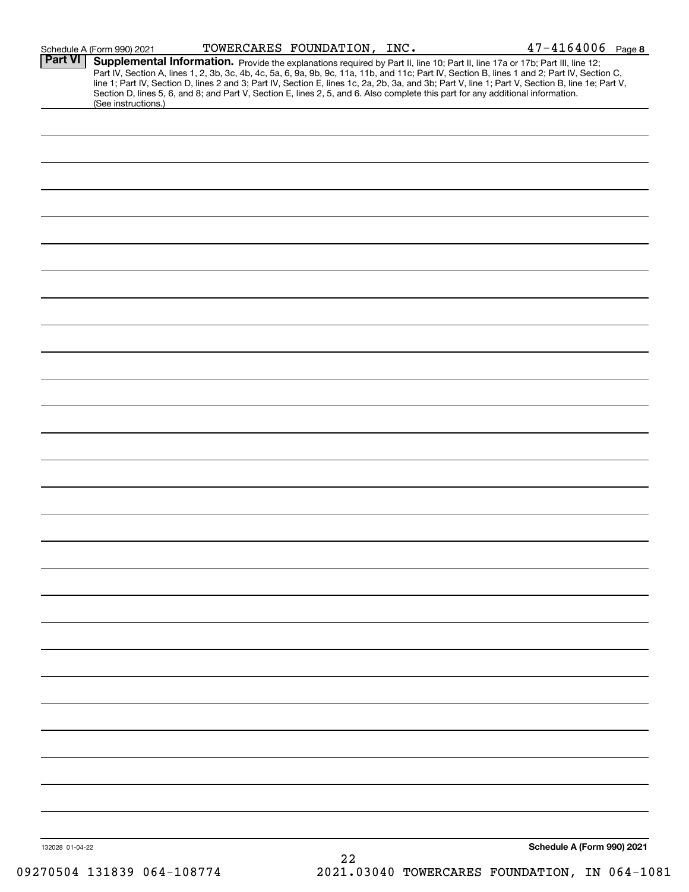Schedule A (Form 990) 2021 TOWERCARES FOUNDATION, INC. 47-4164006 Page 8

## Part VI Supplemental Information.

Provide the explanations required by Part II, line 10; Part II, line 17a or 17b; Part III, line 12; Part IV, Section A, lines 1, 2, 3b, 3c, 4b, 4c, 5a, 6, 9a, 9b, 9c, 11a, 11b, and 11c; Part IV, Section B, lines 1 and 2; Part IV, Section C, line 1; Part IV, Section D, lines 2 and 3; Part IV, Section E, lines 1c, 2a, 2b, 3a, and 3b; Part V, line 1; Part V, Section B, line 1e; Part V, Section D, lines 5, 6, and 8; and Part V, Section E, lines 2, 5, and 6. Also complete this part for any additional information. (See instructions.)

132028 01-04-22

Schedule A (Form 990) 2021

09270504 131839 064-108774 2021.03040 TOWERCARES FOUNDATION, IN 064-1081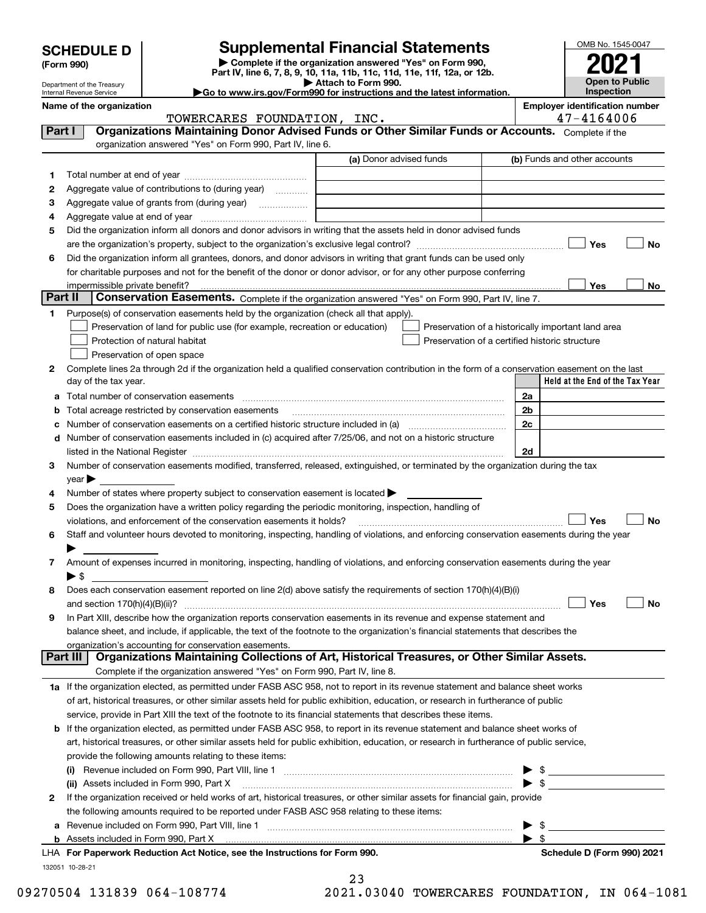# SCHEDULE D (Form 990)

Department of the Treasury
Internal Revenue Service

## Supplemental Financial Statements

▶ Complete if the organization answered "Yes" on Form 990, Part IV, line 6, 7, 8, 9, 10, 11a, 11b, 11c, 11d, 11e, 11f, 12a, or 12b.
▶ Attach to Form 990.
▶Go to www.irs.gov/Form990 for instructions and the latest information.

OMB No. 1545-0047

**2021**

**Open to Public Inspection**

**Name of the organization:** TOWERCARES FOUNDATION, INC.

**Employer identification number:** 47-4164006

### Part I — Organizations Maintaining Donor Advised Funds or Other Similar Funds or Accounts.
Complete if the organization answered "Yes" on Form 990, Part IV, line 6.

| | | (a) Donor advised funds | (b) Funds and other accounts |
|---|---|---|---|
| 1 | Total number at end of year | | |
| 2 | Aggregate value of contributions to (during year) | | |
| 3 | Aggregate value of grants from (during year) | | |
| 4 | Aggregate value at end of year | | |

5 Did the organization inform all donors and donor advisors in writing that the assets held in donor advised funds are the organization's property, subject to the organization's exclusive legal control? ☐ Yes ☐ No

6 Did the organization inform all grantees, donors, and donor advisors in writing that grant funds can be used only for charitable purposes and not for the benefit of the donor or donor advisor, or for any other purpose conferring impermissible private benefit? ☐ Yes ☐ No

### Part II — Conservation Easements.
Complete if the organization answered "Yes" on Form 990, Part IV, line 7.

1 Purpose(s) of conservation easements held by the organization (check all that apply).

- ☐ Preservation of land for public use (for example, recreation or education)
- ☐ Preservation of a historically important land area
- ☐ Protection of natural habitat
- ☐ Preservation of a certified historic structure
- ☐ Preservation of open space

2 Complete lines 2a through 2d if the organization held a qualified conservation contribution in the form of a conservation easement on the last day of the tax year.

| | | | Held at the End of the Tax Year |
|---|---|---|---|
| a | Total number of conservation easements | 2a | |
| b | Total acreage restricted by conservation easements | 2b | |
| c | Number of conservation easements on a certified historic structure included in (a) | 2c | |
| d | Number of conservation easements included in (c) acquired after 7/25/06, and not on a historic structure listed in the National Register | 2d | |

3 Number of conservation easements modified, transferred, released, extinguished, or terminated by the organization during the tax year ▶

4 Number of states where property subject to conservation easement is located ▶

5 Does the organization have a written policy regarding the periodic monitoring, inspection, handling of violations, and enforcement of the conservation easements it holds? ☐ Yes ☐ No

6 Staff and volunteer hours devoted to monitoring, inspecting, handling of violations, and enforcing conservation easements during the year ▶

7 Amount of expenses incurred in monitoring, inspecting, handling of violations, and enforcing conservation easements during the year ▶ $

8 Does each conservation easement reported on line 2(d) above satisfy the requirements of section 170(h)(4)(B)(i) and section 170(h)(4)(B)(ii)? ☐ Yes ☐ No

9 In Part XIII, describe how the organization reports conservation easements in its revenue and expense statement and balance sheet, and include, if applicable, the text of the footnote to the organization's financial statements that describes the organization's accounting for conservation easements.

### Part III — Organizations Maintaining Collections of Art, Historical Treasures, or Other Similar Assets.
Complete if the organization answered "Yes" on Form 990, Part IV, line 8.

1a If the organization elected, as permitted under FASB ASC 958, not to report in its revenue statement and balance sheet works of art, historical treasures, or other similar assets held for public exhibition, education, or research in furtherance of public service, provide in Part XIII the text of the footnote to its financial statements that describes these items.

b If the organization elected, as permitted under FASB ASC 958, to report in its revenue statement and balance sheet works of art, historical treasures, or other similar assets held for public exhibition, education, or research in furtherance of public service, provide the following amounts relating to these items:

(i) Revenue included on Form 990, Part VIII, line 1 ▶ $

(ii) Assets included in Form 990, Part X ▶ $

2 If the organization received or held works of art, historical treasures, or other similar assets for financial gain, provide the following amounts required to be reported under FASB ASC 958 relating to these items:

a Revenue included on Form 990, Part VIII, line 1 ▶ $

b Assets included in Form 990, Part X ▶ $

LHA For Paperwork Reduction Act Notice, see the Instructions for Form 990. Schedule D (Form 990) 2021

132051 10-28-21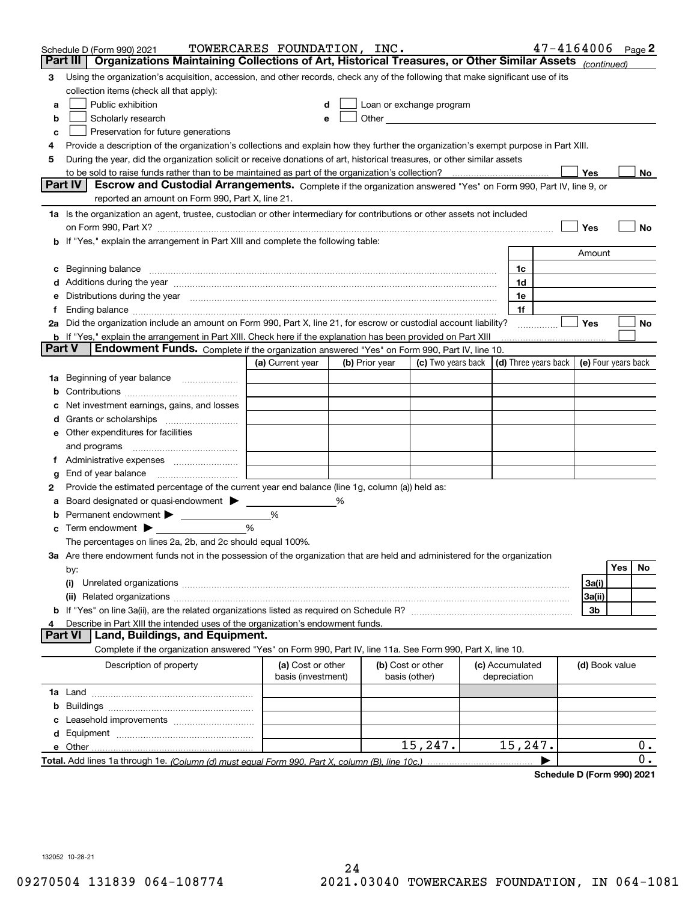Schedule D (Form 990) 2021 TOWERCARES FOUNDATION, INC. 47-4164006 Page 2

## Part III Organizations Maintaining Collections of Art, Historical Treasures, or Other Similar Assets *(continued)*

**3** Using the organization's acquisition, accession, and other records, check any of the following that make significant use of its collection items (check all that apply):

- **a** ☐ Public exhibition
- **b** ☐ Scholarly research
- **c** ☐ Preservation for future generations
- **d** ☐ Loan or exchange program
- **e** ☐ Other

**4** Provide a description of the organization's collections and explain how they further the organization's exempt purpose in Part XIII.

**5** During the year, did the organization solicit or receive donations of art, historical treasures, or other similar assets to be sold to raise funds rather than to be maintained as part of the organization's collection? ☐ Yes ☐ No

## Part IV Escrow and Custodial Arrangements.

Complete if the organization answered "Yes" on Form 990, Part IV, line 9, or reported an amount on Form 990, Part X, line 21.

**1a** Is the organization an agent, trustee, custodian or other intermediary for contributions or other assets not included on Form 990, Part X? ☐ Yes ☐ No

**b** If "Yes," explain the arrangement in Part XIII and complete the following table:

| | | Amount |
|---|---|---|
| **c** Beginning balance | 1c | |
| **d** Additions during the year | 1d | |
| **e** Distributions during the year | 1e | |
| **f** Ending balance | 1f | |

**2a** Did the organization include an amount on Form 990, Part X, line 21, for escrow or custodial account liability? ☐ Yes ☐ No

**b** If "Yes," explain the arrangement in Part XIII. Check here if the explanation has been provided on Part XIII ☐

## Part V Endowment Funds.

Complete if the organization answered "Yes" on Form 990, Part IV, line 10.

| | (a) Current year | (b) Prior year | (c) Two years back | (d) Three years back | (e) Four years back |
|---|---|---|---|---|---|
| **1a** Beginning of year balance | | | | | |
| **b** Contributions | | | | | |
| **c** Net investment earnings, gains, and losses | | | | | |
| **d** Grants or scholarships | | | | | |
| **e** Other expenditures for facilities and programs | | | | | |
| **f** Administrative expenses | | | | | |
| **g** End of year balance | | | | | |

**2** Provide the estimated percentage of the current year end balance (line 1g, column (a)) held as:

- **a** Board designated or quasi-endowment ▶ ____ %
- **b** Permanent endowment ▶ ____ %
- **c** Term endowment ▶ ____ %

The percentages on lines 2a, 2b, and 2c should equal 100%.

**3a** Are there endowment funds not in the possession of the organization that are held and administered for the organization by:

| | | Yes | No |
|---|---|---|---|
| **(i)** Unrelated organizations | 3a(i) | | |
| **(ii)** Related organizations | 3a(ii) | | |
| **b** If "Yes" on line 3a(ii), are the related organizations listed as required on Schedule R? | 3b | | |

**4** Describe in Part XIII the intended uses of the organization's endowment funds.

## Part VI Land, Buildings, and Equipment.

Complete if the organization answered "Yes" on Form 990, Part IV, line 11a. See Form 990, Part X, line 10.

| Description of property | (a) Cost or other basis (investment) | (b) Cost or other basis (other) | (c) Accumulated depreciation | (d) Book value |
|---|---|---|---|---|
| **1a** Land | | | | |
| **b** Buildings | | | | |
| **c** Leasehold improvements | | | | |
| **d** Equipment | | | | |
| **e** Other | | 15,247. | 15,247. | 0. |

**Total.** Add lines 1a through 1e. *(Column (d) must equal Form 990, Part X, column (B), line 10c.)* ▶ 0.

**Schedule D (Form 990) 2021**

132052 10-28-21

09270504 131839 064-108774 2021.03040 TOWERCARES FOUNDATION, IN 064-1081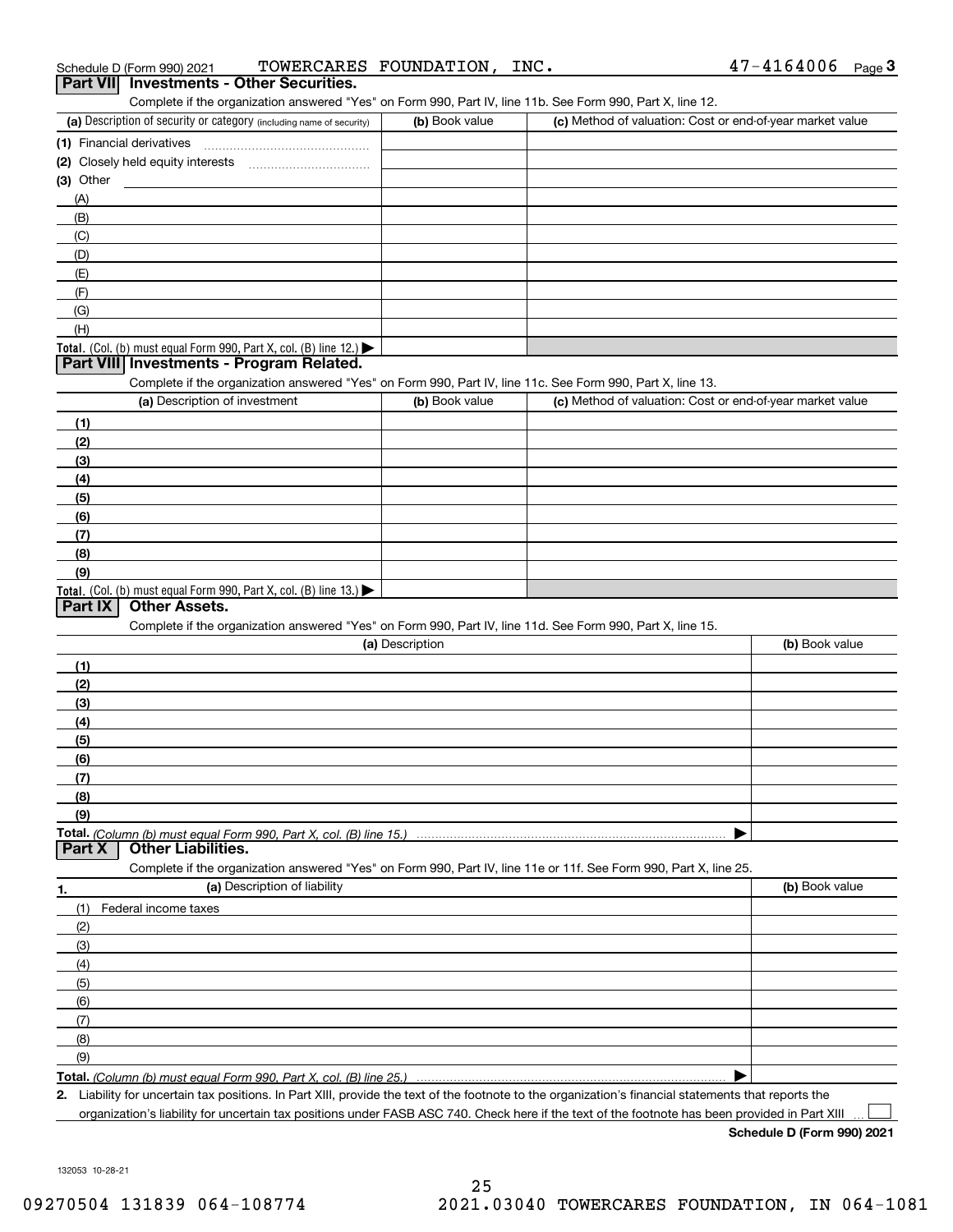Schedule D (Form 990) 2021 TOWERCARES FOUNDATION, INC. 47-4164006

## Part VII Investments - Other Securities.

Complete if the organization answered "Yes" on Form 990, Part IV, line 11b. See Form 990, Part X, line 12.

| (a) Description of security or category (including name of security) | (b) Book value | (c) Method of valuation: Cost or end-of-year market value |
|---|---|---|
| (1) Financial derivatives | | |
| (2) Closely held equity interests | | |
| (3) Other | | |
| (A) | | |
| (B) | | |
| (C) | | |
| (D) | | |
| (E) | | |
| (F) | | |
| (G) | | |
| (H) | | |
| **Total.** (Col. (b) must equal Form 990, Part X, col. (B) line 12.) | | |

## Part VIII Investments - Program Related.

Complete if the organization answered "Yes" on Form 990, Part IV, line 11c. See Form 990, Part X, line 13.

| (a) Description of investment | (b) Book value | (c) Method of valuation: Cost or end-of-year market value |
|---|---|---|
| (1) | | |
| (2) | | |
| (3) | | |
| (4) | | |
| (5) | | |
| (6) | | |
| (7) | | |
| (8) | | |
| (9) | | |
| **Total.** (Col. (b) must equal Form 990, Part X, col. (B) line 13.) | | |

## Part IX Other Assets.

Complete if the organization answered "Yes" on Form 990, Part IV, line 11d. See Form 990, Part X, line 15.

| (a) Description | (b) Book value |
|---|---|
| (1) | |
| (2) | |
| (3) | |
| (4) | |
| (5) | |
| (6) | |
| (7) | |
| (8) | |
| (9) | |
| **Total.** *(Column (b) must equal Form 990, Part X, col. (B) line 15.)* | |

## Part X Other Liabilities.

Complete if the organization answered "Yes" on Form 990, Part IV, line 11e or 11f. See Form 990, Part X, line 25.

| 1. (a) Description of liability | (b) Book value |
|---|---|
| (1) Federal income taxes | |
| (2) | |
| (3) | |
| (4) | |
| (5) | |
| (6) | |
| (7) | |
| (8) | |
| (9) | |
| **Total.** *(Column (b) must equal Form 990, Part X, col. (B) line 25.)* | |

2. Liability for uncertain tax positions. In Part XIII, provide the text of the footnote to the organization's financial statements that reports the organization's liability for uncertain tax positions under FASB ASC 740. Check here if the text of the footnote has been provided in Part XIII ☐

**Schedule D (Form 990) 2021**

132053 10-28-21

09270504 131839 064-108774 2021.03040 TOWERCARES FOUNDATION, IN 064-1081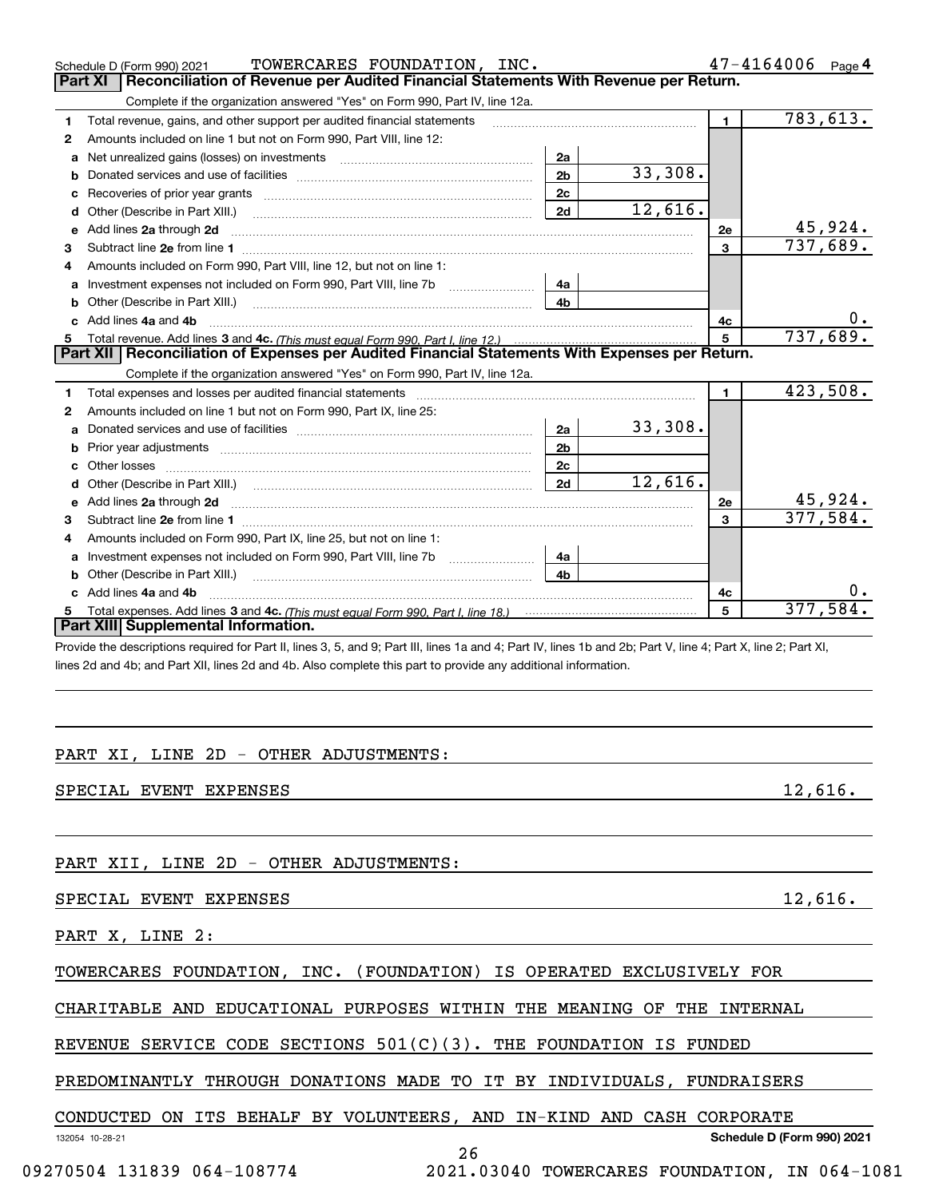Schedule D (Form 990) 2021 TOWERCARES FOUNDATION, INC. 47-4164006 Page 4

## Part XI Reconciliation of Revenue per Audited Financial Statements With Revenue per Return.

Complete if the organization answered "Yes" on Form 990, Part IV, line 12a.

| | | | | | |
|---|---|---|---|---|---|
| 1 | Total revenue, gains, and other support per audited financial statements | | | 1 | 783,613. |
| 2 | Amounts included on line 1 but not on Form 990, Part VIII, line 12: | | | | |
| a | Net unrealized gains (losses) on investments | 2a | | | |
| b | Donated services and use of facilities | 2b | 33,308. | | |
| c | Recoveries of prior year grants | 2c | | | |
| d | Other (Describe in Part XIII.) | 2d | 12,616. | | |
| e | Add lines 2a through 2d | | | 2e | 45,924. |
| 3 | Subtract line 2e from line 1 | | | 3 | 737,689. |
| 4 | Amounts included on Form 990, Part VIII, line 12, but not on line 1: | | | | |
| a | Investment expenses not included on Form 990, Part VIII, line 7b | 4a | | | |
| b | Other (Describe in Part XIII.) | 4b | | | |
| c | Add lines 4a and 4b | | | 4c | 0. |
| 5 | Total revenue. Add lines 3 and 4c. *(This must equal Form 990, Part I, line 12.)* | | | 5 | 737,689. |

## Part XII Reconciliation of Expenses per Audited Financial Statements With Expenses per Return.

Complete if the organization answered "Yes" on Form 990, Part IV, line 12a.

| | | | | | |
|---|---|---|---|---|---|
| 1 | Total expenses and losses per audited financial statements | | | 1 | 423,508. |
| 2 | Amounts included on line 1 but not on Form 990, Part IX, line 25: | | | | |
| a | Donated services and use of facilities | 2a | 33,308. | | |
| b | Prior year adjustments | 2b | | | |
| c | Other losses | 2c | | | |
| d | Other (Describe in Part XIII.) | 2d | 12,616. | | |
| e | Add lines 2a through 2d | | | 2e | 45,924. |
| 3 | Subtract line 2e from line 1 | | | 3 | 377,584. |
| 4 | Amounts included on Form 990, Part IX, line 25, but not on line 1: | | | | |
| a | Investment expenses not included on Form 990, Part VIII, line 7b | 4a | | | |
| b | Other (Describe in Part XIII.) | 4b | | | |
| c | Add lines 4a and 4b | | | 4c | 0. |
| 5 | Total expenses. Add lines 3 and 4c. *(This must equal Form 990, Part I, line 18.)* | | | 5 | 377,584. |

## Part XIII Supplemental Information.

Provide the descriptions required for Part II, lines 3, 5, and 9; Part III, lines 1a and 4; Part IV, lines 1b and 2b; Part V, line 4; Part X, line 2; Part XI, lines 2d and 4b; and Part XII, lines 2d and 4b. Also complete this part to provide any additional information.

PART XI, LINE 2D - OTHER ADJUSTMENTS:

SPECIAL EVENT EXPENSES 12,616.

PART XII, LINE 2D - OTHER ADJUSTMENTS:

SPECIAL EVENT EXPENSES 12,616.

PART X, LINE 2:

TOWERCARES FOUNDATION, INC. (FOUNDATION) IS OPERATED EXCLUSIVELY FOR CHARITABLE AND EDUCATIONAL PURPOSES WITHIN THE MEANING OF THE INTERNAL REVENUE SERVICE CODE SECTIONS 501(C)(3). THE FOUNDATION IS FUNDED PREDOMINANTLY THROUGH DONATIONS MADE TO IT BY INDIVIDUALS, FUNDRAISERS CONDUCTED ON ITS BEHALF BY VOLUNTEERS, AND IN-KIND AND CASH CORPORATE

132054 10-28-21 Schedule D (Form 990) 2021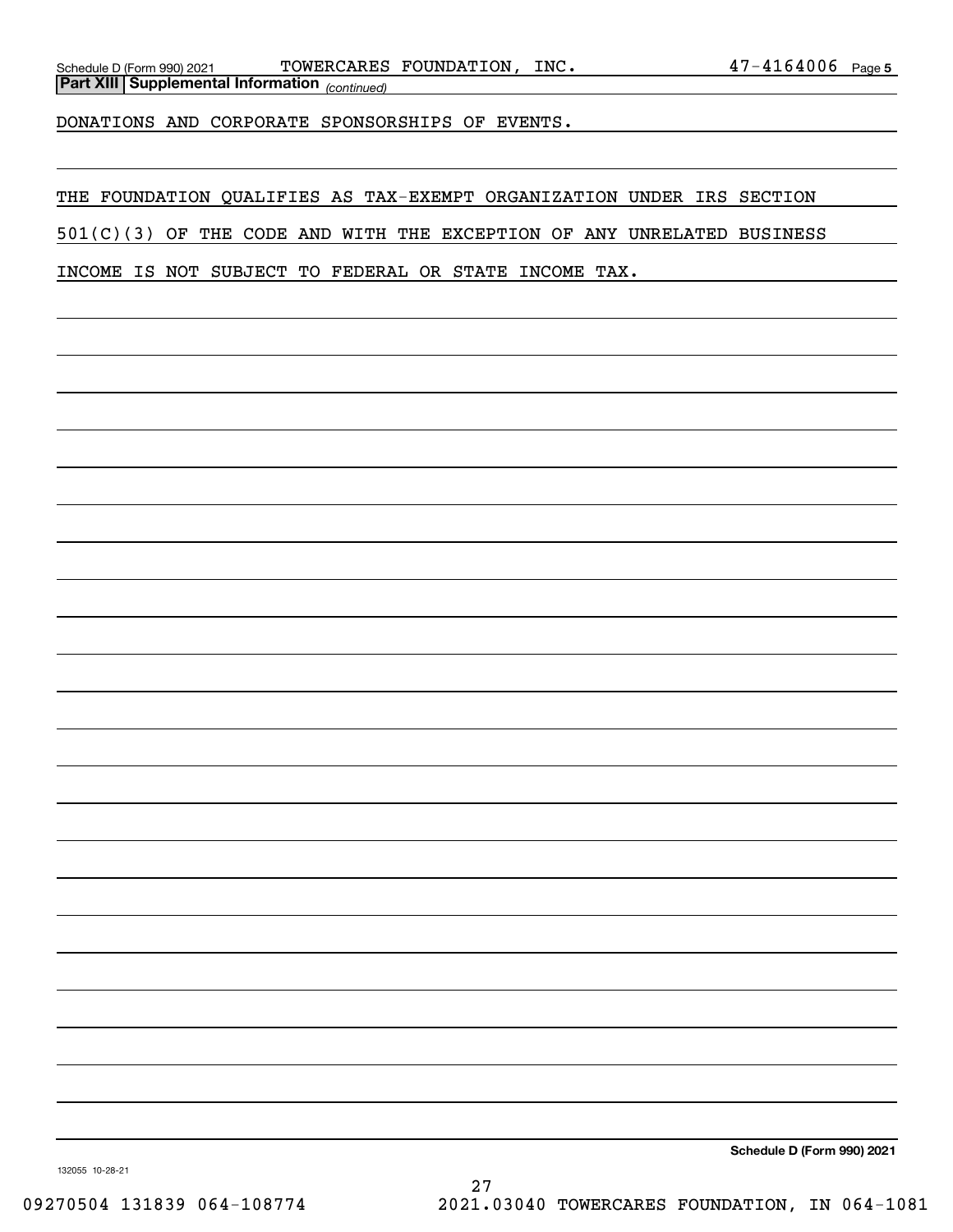**Part XIII Supplemental Information** *(continued)*

DONATIONS AND CORPORATE SPONSORSHIPS OF EVENTS.

THE FOUNDATION QUALIFIES AS TAX-EXEMPT ORGANIZATION UNDER IRS SECTION 501(C)(3) OF THE CODE AND WITH THE EXCEPTION OF ANY UNRELATED BUSINESS INCOME IS NOT SUBJECT TO FEDERAL OR STATE INCOME TAX.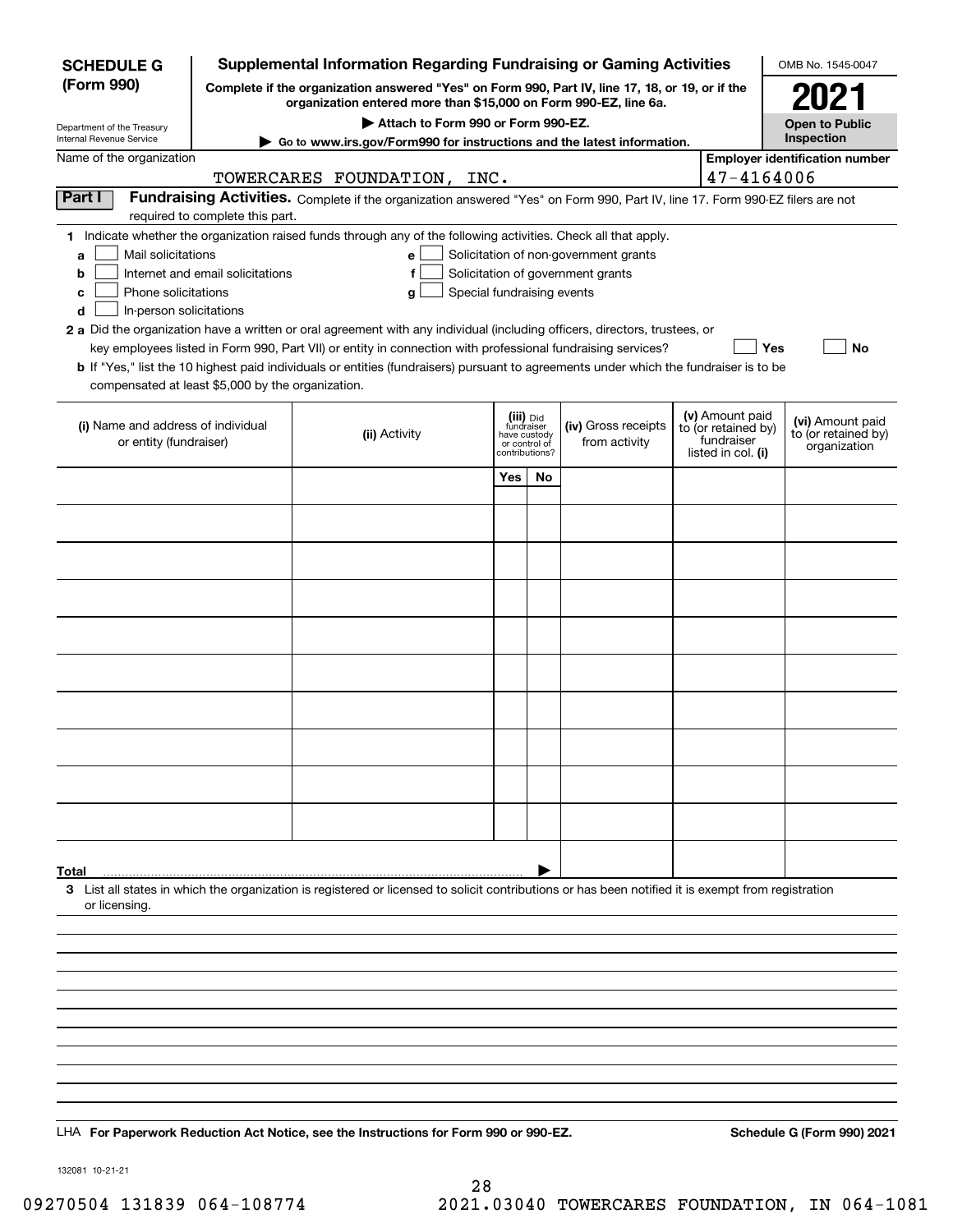**SCHEDULE G (Form 990)**

Department of the Treasury
Internal Revenue Service

# Supplemental Information Regarding Fundraising or Gaming Activities

**Complete if the organization answered "Yes" on Form 990, Part IV, line 17, 18, or 19, or if the organization entered more than $15,000 on Form 990-EZ, line 6a.**

**▶ Attach to Form 990 or Form 990-EZ.**

**▶ Go to www.irs.gov/Form990 for instructions and the latest information.**

OMB No. 1545-0047

**2021**

**Open to Public Inspection**

Name of the organization: TOWERCARES FOUNDATION, INC.

**Employer identification number:** 47-4164006

**Part I** **Fundraising Activities.** Complete if the organization answered "Yes" on Form 990, Part IV, line 17. Form 990-EZ filers are not required to complete this part.

**1** Indicate whether the organization raised funds through any of the following activities. Check all that apply.

- **a** ☐ Mail solicitations
- **b** ☐ Internet and email solicitations
- **c** ☐ Phone solicitations
- **d** ☐ In-person solicitations
- **e** ☐ Solicitation of non-government grants
- **f** ☐ Solicitation of government grants
- **g** ☐ Special fundraising events

**2 a** Did the organization have a written or oral agreement with any individual (including officers, directors, trustees, or key employees listed in Form 990, Part VII) or entity in connection with professional fundraising services? ☐ **Yes** ☐ **No**

**b** If "Yes," list the 10 highest paid individuals or entities (fundraisers) pursuant to agreements under which the fundraiser is to be compensated at least $5,000 by the organization.

| (i) Name and address of individual or entity (fundraiser) | (ii) Activity | (iii) Did fundraiser have custody or control of contributions? | | (iv) Gross receipts from activity | (v) Amount paid to (or retained by) fundraiser listed in col. (i) | (vi) Amount paid to (or retained by) organization |
|---|---|---|---|---|---|---|
| | | Yes | No | | | |
| | | | | | | |
| | | | | | | |
| | | | | | | |
| | | | | | | |
| | | | | | | |
| | | | | | | |
| | | | | | | |
| | | | | | | |
| | | | | | | |
| | | | | | | |
| **Total** ▶ | | | | | | |

**3** List all states in which the organization is registered or licensed to solicit contributions or has been notified it is exempt from registration or licensing.

LHA **For Paperwork Reduction Act Notice, see the Instructions for Form 990 or 990-EZ.** **Schedule G (Form 990) 2021**

132081 10-21-21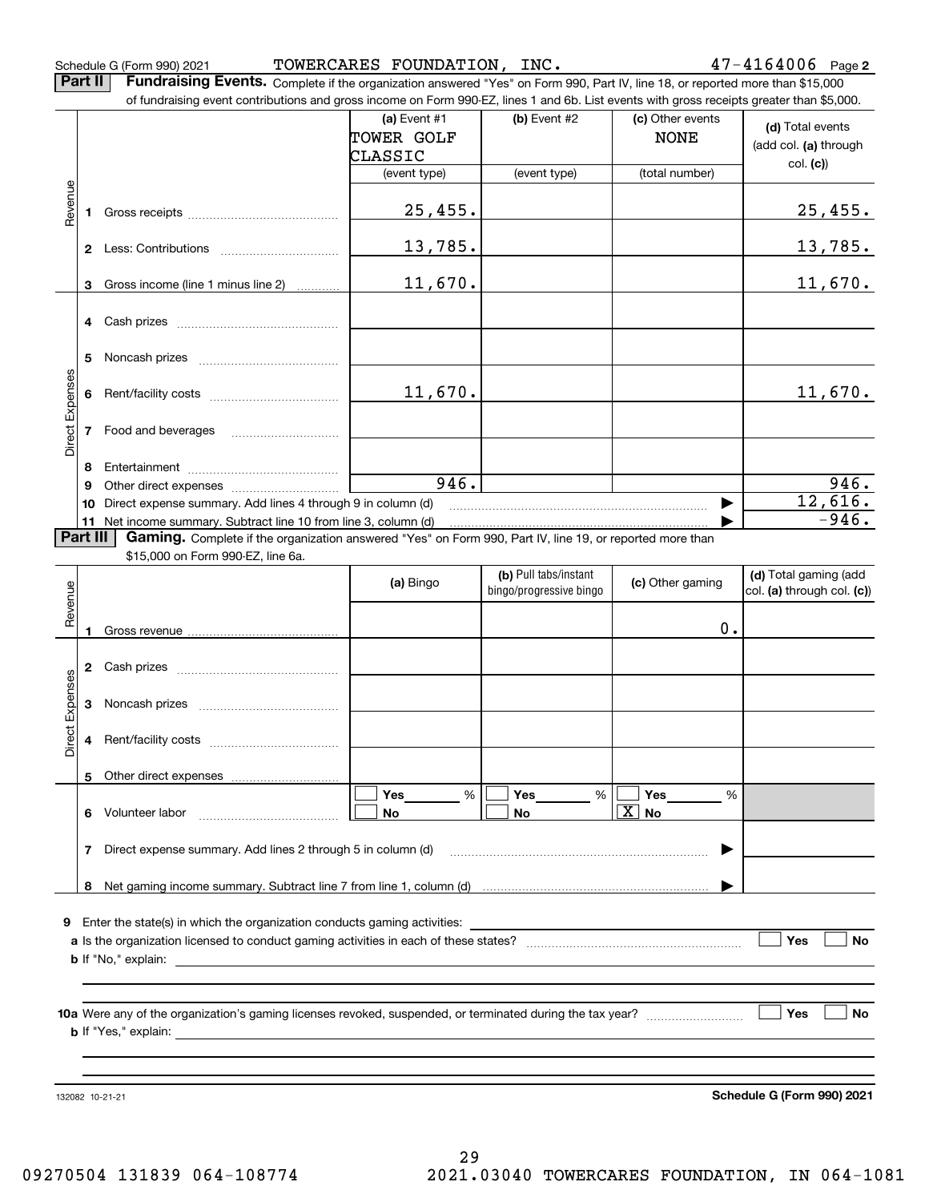Schedule G (Form 990) 2021 TOWERCARES FOUNDATION, INC. 47-4164006 Page 2

**Part II Fundraising Events.** Complete if the organization answered "Yes" on Form 990, Part IV, line 18, or reported more than $15,000 of fundraising event contributions and gross income on Form 990-EZ, lines 1 and 6b. List events with gross receipts greater than $5,000.

| | | (a) Event #1 TOWER GOLF CLASSIC (event type) | (b) Event #2 (event type) | (c) Other events NONE (total number) | (d) Total events (add col. (a) through col. (c)) |
|---|---|---|---|---|---|
| Revenue | 1 Gross receipts | 25,455. | | | 25,455. |
| | 2 Less: Contributions | 13,785. | | | 13,785. |
| | 3 Gross income (line 1 minus line 2) | 11,670. | | | 11,670. |
| Direct Expenses | 4 Cash prizes | | | | |
| | 5 Noncash prizes | | | | |
| | 6 Rent/facility costs | 11,670. | | | 11,670. |
| | 7 Food and beverages | | | | |
| | 8 Entertainment | | | | |
| | 9 Other direct expenses | 946. | | | 946. |
| | 10 Direct expense summary. Add lines 4 through 9 in column (d) | | | ▶ | 12,616. |
| | 11 Net income summary. Subtract line 10 from line 3, column (d) | | | ▶ | -946. |

**Part III Gaming.** Complete if the organization answered "Yes" on Form 990, Part IV, line 19, or reported more than $15,000 on Form 990-EZ, line 6a.

| | | (a) Bingo | (b) Pull tabs/instant bingo/progressive bingo | (c) Other gaming | (d) Total gaming (add col. (a) through col. (c)) |
|---|---|---|---|---|---|
| Revenue | 1 Gross revenue | | | 0. | |
| Direct Expenses | 2 Cash prizes | | | | |
| | 3 Noncash prizes | | | | |
| | 4 Rent/facility costs | | | | |
| | 5 Other direct expenses | | | | |
| | 6 Volunteer labor | ☐ Yes ___% ☐ No | ☐ Yes ___% ☐ No | ☐ Yes ___% ☒ No | |
| | 7 Direct expense summary. Add lines 2 through 5 in column (d) | | | ▶ | |
| | 8 Net gaming income summary. Subtract line 7 from line 1, column (d) | | | ▶ | |

9 Enter the state(s) in which the organization conducts gaming activities: ____________

a Is the organization licensed to conduct gaming activities in each of these states? ☐ Yes ☐ No

b If "No," explain: ____________

10a Were any of the organization's gaming licenses revoked, suspended, or terminated during the tax year? ☐ Yes ☐ No

b If "Yes," explain: ____________

132082 10-21-21 **Schedule G (Form 990) 2021**

09270504 131839 064-108774 2021.03040 TOWERCARES FOUNDATION, IN 064-1081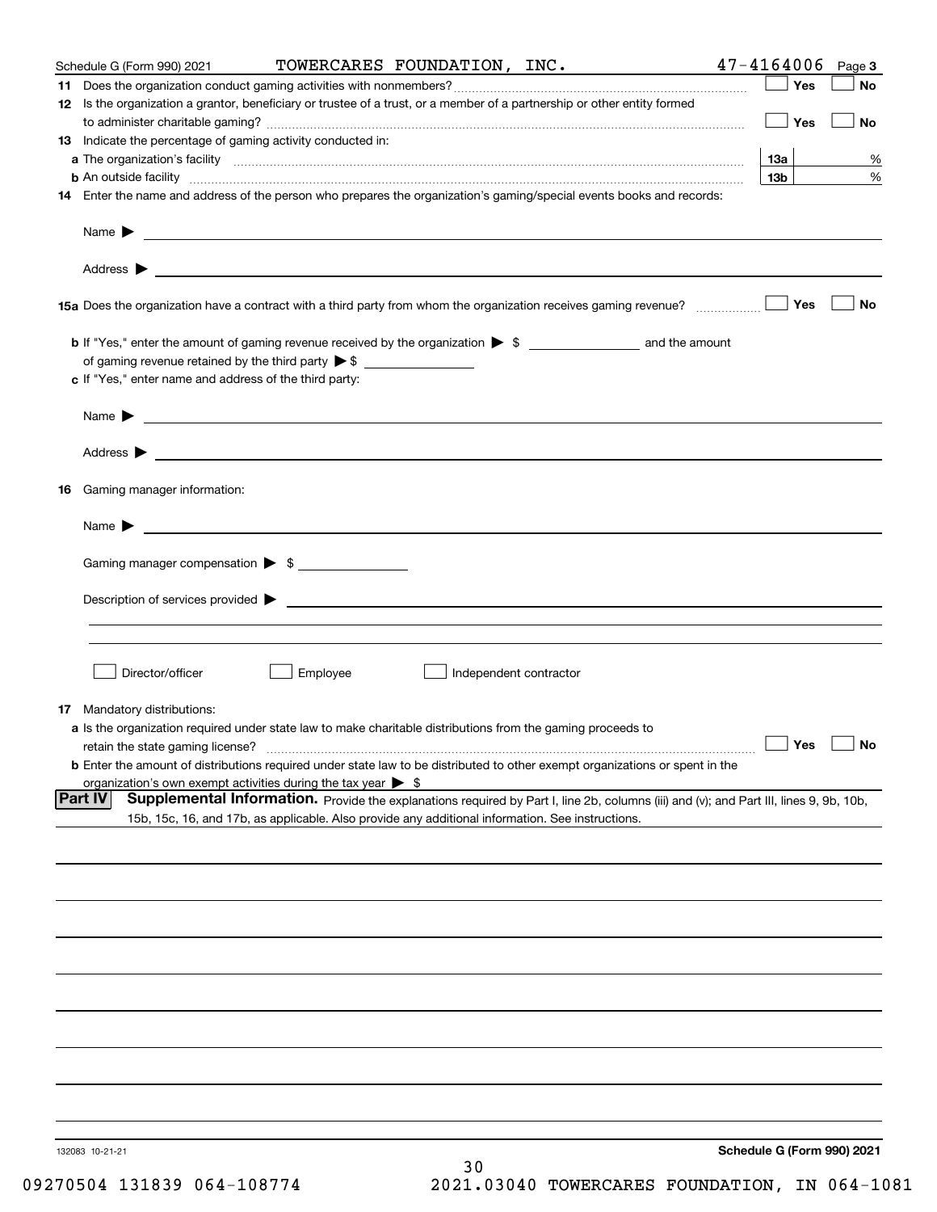Schedule G (Form 990) 2021 TOWERCARES FOUNDATION, INC. 47-4164006 Page 3

**11** Does the organization conduct gaming activities with nonmembers? ☐ Yes ☐ No

**12** Is the organization a grantor, beneficiary or trustee of a trust, or a member of a partnership or other entity formed to administer charitable gaming? ☐ Yes ☐ No

**13** Indicate the percentage of gaming activity conducted in:

**a** The organization's facility **13a** %

**b** An outside facility **13b** %

**14** Enter the name and address of the person who prepares the organization's gaming/special events books and records:

Name ▶

Address ▶

**15a** Does the organization have a contract with a third party from whom the organization receives gaming revenue? ☐ Yes ☐ No

**b** If "Yes," enter the amount of gaming revenue received by the organization ▶ $ \_\_\_\_\_\_\_\_ and the amount of gaming revenue retained by the third party ▶ $ \_\_\_\_\_\_\_\_

**c** If "Yes," enter name and address of the third party:

Name ▶

Address ▶

**16** Gaming manager information:

Name ▶

Gaming manager compensation ▶ $

Description of services provided ▶

☐ Director/officer ☐ Employee ☐ Independent contractor

**17** Mandatory distributions:

**a** Is the organization required under state law to make charitable distributions from the gaming proceeds to retain the state gaming license? ☐ Yes ☐ No

**b** Enter the amount of distributions required under state law to be distributed to other exempt organizations or spent in the organization's own exempt activities during the tax year ▶ $

**Part IV** **Supplemental Information.** Provide the explanations required by Part I, line 2b, columns (iii) and (v); and Part III, lines 9, 9b, 10b, 15b, 15c, 16, and 17b, as applicable. Also provide any additional information. See instructions.

132083 10-21-21 **Schedule G (Form 990) 2021**

09270504 131839 064-108774 2021.03040 TOWERCARES FOUNDATION, IN 064-1081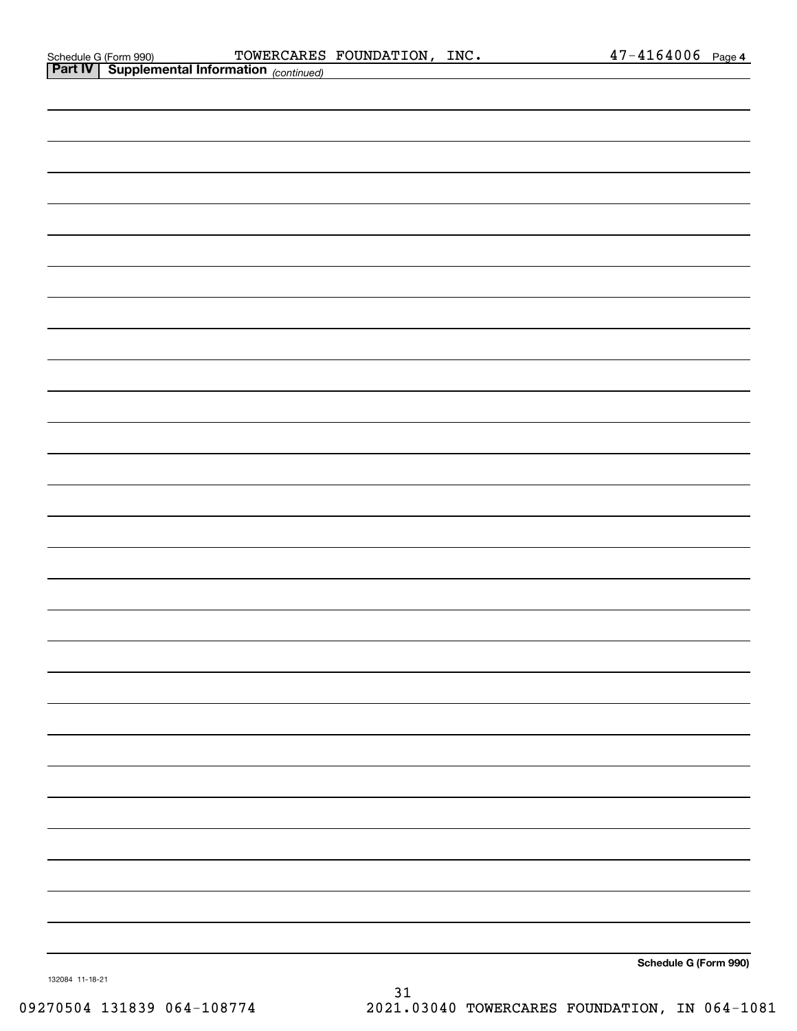Schedule G (Form 990) TOWERCARES FOUNDATION, INC. 47-4164006 Page 4

**Part IV | Supplemental Information** *(continued)*

**Schedule G (Form 990)**

132084 11-18-21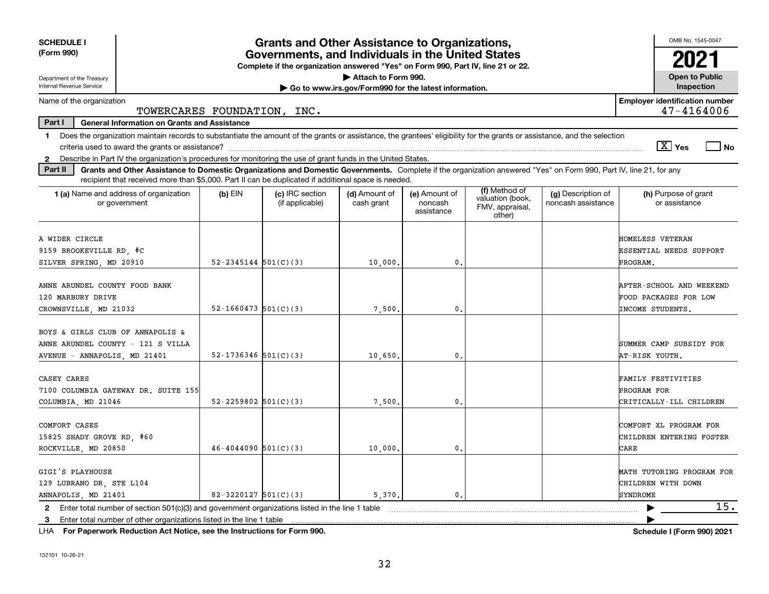**SCHEDULE I (Form 990)**

Department of the Treasury
Internal Revenue Service

# Grants and Other Assistance to Organizations, Governments, and Individuals in the United States

**Complete if the organization answered "Yes" on Form 990, Part IV, line 21 or 22.**

**▶ Attach to Form 990.**

**▶ Go to www.irs.gov/Form990 for the latest information.**

OMB No. 1545-0047

**2021**

**Open to Public Inspection**

Name of the organization: TOWERCARES FOUNDATION, INC.

Employer identification number: 47-4164006

**Part I — General Information on Grants and Assistance**

1 Does the organization maintain records to substantiate the amount of the grants or assistance, the grantees' eligibility for the grants or assistance, and the selection criteria used to award the grants or assistance? [X] Yes [ ] No

2 Describe in Part IV the organization's procedures for monitoring the use of grant funds in the United States.

**Part II — Grants and Other Assistance to Domestic Organizations and Domestic Governments.** Complete if the organization answered "Yes" on Form 990, Part IV, line 21, for any recipient that received more than $5,000. Part II can be duplicated if additional space is needed.

| 1 (a) Name and address of organization or government | (b) EIN | (c) IRC section (if applicable) | (d) Amount of cash grant | (e) Amount of noncash assistance | (f) Method of valuation (book, FMV, appraisal, other) | (g) Description of noncash assistance | (h) Purpose of grant or assistance |
|---|---|---|---|---|---|---|---|
| A WIDER CIRCLE<br>9159 BROOKEVILLE RD, #C<br>SILVER SPRING, MD 20910 | 52-2345144 | 501(C)(3) | 10,000. | 0. | | | HOMELESS VETERAN ESSENTIAL NEEDS SUPPORT PROGRAM. |
| ANNE ARUNDEL COUNTY FOOD BANK<br>120 MARBURY DRIVE<br>CROWNSVILLE, MD 21032 | 52-1660473 | 501(C)(3) | 7,500. | 0. | | | AFTER-SCHOOL AND WEEKEND FOOD PACKAGES FOR LOW INCOME STUDENTS. |
| BOYS & GIRLS CLUB OF ANNAPOLIS & ANNE ARUNDEL COUNTY - 121 S VILLA AVENUE - ANNAPOLIS, MD 21401 | 52-1736346 | 501(C)(3) | 10,650. | 0. | | | SUMMER CAMP SUBSIDY FOR AT-RISK YOUTH. |
| CASEY CARES<br>7100 COLUMBIA GATEWAY DR. SUITE 155<br>COLUMBIA, MD 21046 | 52-2259802 | 501(C)(3) | 7,500. | 0. | | | FAMILY FESTIVITIES PROGRAM FOR CRITICALLY-ILL CHILDREN |
| COMFORT CASES<br>15825 SHADY GROVE RD, #60<br>ROCKVILLE, MD 20850 | 46-4044090 | 501(C)(3) | 10,000. | 0. | | | COMFORT XL PROGRAM FOR CHILDREN ENTERING FOSTER CARE |
| GIGI'S PLAYHOUSE<br>129 LUBRANO DR, STE L104<br>ANNAPOLIS, MD 21401 | 82-3220127 | 501(C)(3) | 5,370. | 0. | | | MATH TUTORING PROGRAM FOR CHILDREN WITH DOWN SYNDROME |

2 Enter total number of section 501(c)(3) and government organizations listed in the line 1 table ▶ 15.

3 Enter total number of other organizations listed in the line 1 table ▶

LHA **For Paperwork Reduction Act Notice, see the Instructions for Form 990.** **Schedule I (Form 990) 2021**

132101 10-26-21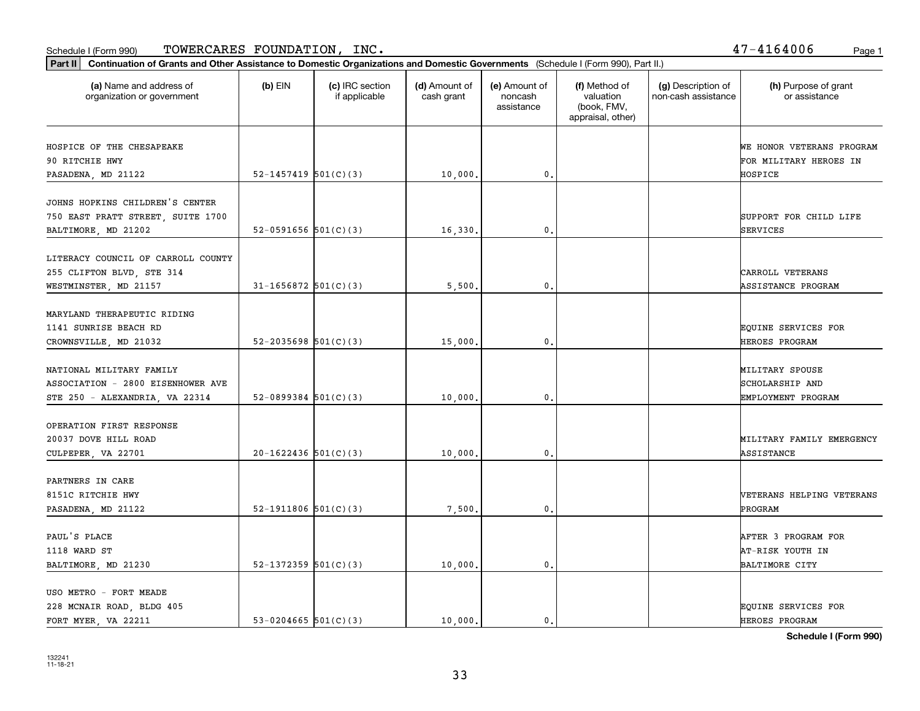Schedule I (Form 990) TOWERCARES FOUNDATION, INC. 47-4164006

**Part II** **Continuation of Grants and Other Assistance to Domestic Organizations and Domestic Governments** (Schedule I (Form 990), Part II.)

| (a) Name and address of organization or government | (b) EIN | (c) IRC section if applicable | (d) Amount of cash grant | (e) Amount of noncash assistance | (f) Method of valuation (book, FMV, appraisal, other) | (g) Description of non-cash assistance | (h) Purpose of grant or assistance |
|---|---|---|---|---|---|---|---|
| HOSPICE OF THE CHESAPEAKE<br>90 RITCHIE HWY<br>PASADENA, MD 21122 | 52-1457419 | 501(C)(3) | 10,000. | 0. | | | WE HONOR VETERANS PROGRAM FOR MILITARY HEROES IN HOSPICE |
| JOHNS HOPKINS CHILDREN'S CENTER<br>750 EAST PRATT STREET, SUITE 1700<br>BALTIMORE, MD 21202 | 52-0591656 | 501(C)(3) | 16,330. | 0. | | | SUPPORT FOR CHILD LIFE SERVICES |
| LITERACY COUNCIL OF CARROLL COUNTY<br>255 CLIFTON BLVD, STE 314<br>WESTMINSTER, MD 21157 | 31-1656872 | 501(C)(3) | 5,500. | 0. | | | CARROLL VETERANS ASSISTANCE PROGRAM |
| MARYLAND THERAPEUTIC RIDING<br>1141 SUNRISE BEACH RD<br>CROWNSVILLE, MD 21032 | 52-2035698 | 501(C)(3) | 15,000. | 0. | | | EQUINE SERVICES FOR HEROES PROGRAM |
| NATIONAL MILITARY FAMILY<br>ASSOCIATION - 2800 EISENHOWER AVE<br>STE 250 - ALEXANDRIA, VA 22314 | 52-0899384 | 501(C)(3) | 10,000. | 0. | | | MILITARY SPOUSE SCHOLARSHIP AND EMPLOYMENT PROGRAM |
| OPERATION FIRST RESPONSE<br>20037 DOVE HILL ROAD<br>CULPEPER, VA 22701 | 20-1622436 | 501(C)(3) | 10,000. | 0. | | | MILITARY FAMILY EMERGENCY ASSISTANCE |
| PARTNERS IN CARE<br>8151C RITCHIE HWY<br>PASADENA, MD 21122 | 52-1911806 | 501(C)(3) | 7,500. | 0. | | | VETERANS HELPING VETERANS PROGRAM |
| PAUL'S PLACE<br>1118 WARD ST<br>BALTIMORE, MD 21230 | 52-1372359 | 501(C)(3) | 10,000. | 0. | | | AFTER 3 PROGRAM FOR AT-RISK YOUTH IN BALTIMORE CITY |
| USO METRO - FORT MEADE<br>228 MCNAIR ROAD, BLDG 405<br>FORT MYER, VA 22211 | 53-0204665 | 501(C)(3) | 10,000. | 0. | | | EQUINE SERVICES FOR HEROES PROGRAM |

**Schedule I (Form 990)**

132241
11-18-21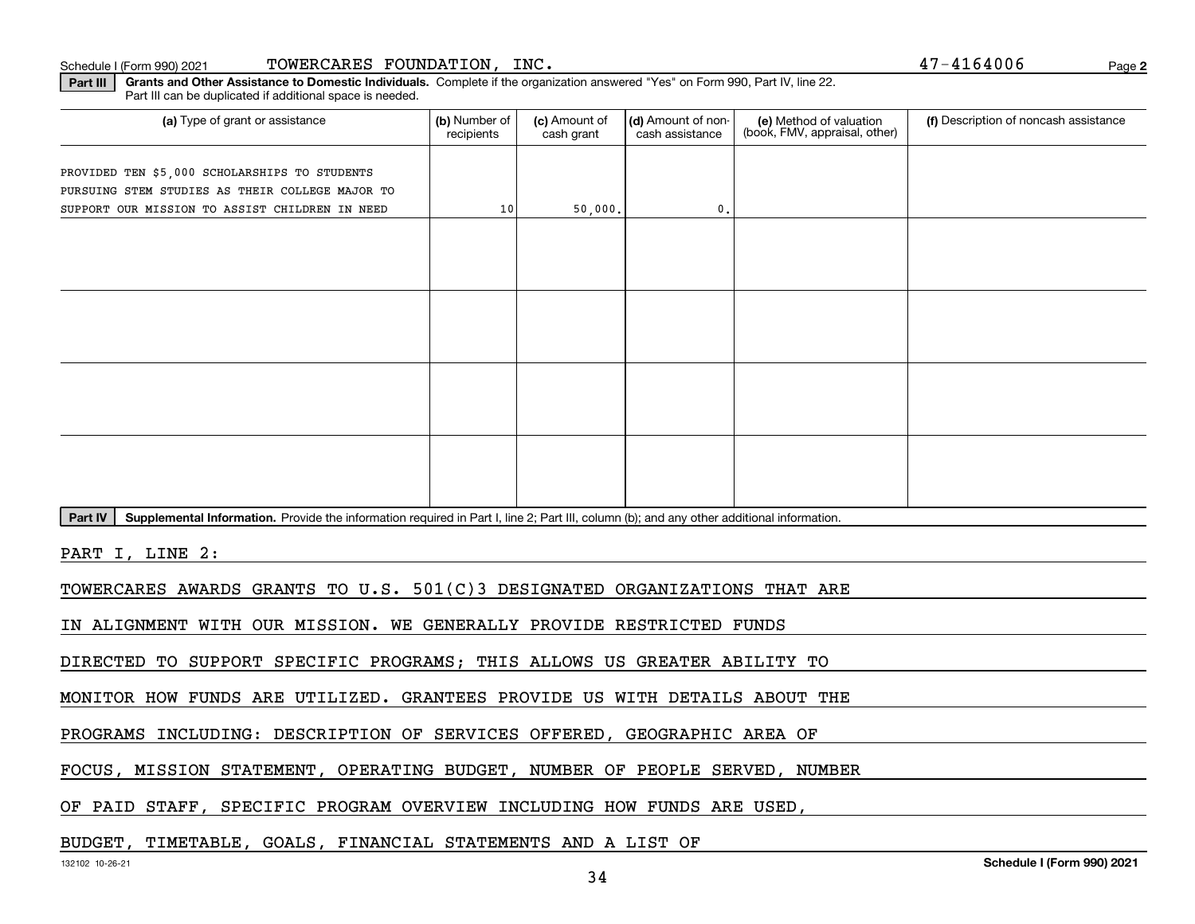Schedule I (Form 990) 2021 TOWERCARES FOUNDATION, INC. 47-4164006

**Part III** **Grants and Other Assistance to Domestic Individuals.** Complete if the organization answered "Yes" on Form 990, Part IV, line 22. Part III can be duplicated if additional space is needed.

| (a) Type of grant or assistance | (b) Number of recipients | (c) Amount of cash grant | (d) Amount of non-cash assistance | (e) Method of valuation (book, FMV, appraisal, other) | (f) Description of noncash assistance |
|---|---|---|---|---|---|
| PROVIDED TEN $5,000 SCHOLARSHIPS TO STUDENTS PURSUING STEM STUDIES AS THEIR COLLEGE MAJOR TO SUPPORT OUR MISSION TO ASSIST CHILDREN IN NEED | 10 | 50,000. | 0. | | |
| | | | | | |
| | | | | | |
| | | | | | |
| | | | | | |

**Part IV** **Supplemental Information.** Provide the information required in Part I, line 2; Part III, column (b); and any other additional information.

PART I, LINE 2:

TOWERCARES AWARDS GRANTS TO U.S. 501(C)3 DESIGNATED ORGANIZATIONS THAT ARE IN ALIGNMENT WITH OUR MISSION. WE GENERALLY PROVIDE RESTRICTED FUNDS DIRECTED TO SUPPORT SPECIFIC PROGRAMS; THIS ALLOWS US GREATER ABILITY TO MONITOR HOW FUNDS ARE UTILIZED. GRANTEES PROVIDE US WITH DETAILS ABOUT THE PROGRAMS INCLUDING: DESCRIPTION OF SERVICES OFFERED, GEOGRAPHIC AREA OF FOCUS, MISSION STATEMENT, OPERATING BUDGET, NUMBER OF PEOPLE SERVED, NUMBER OF PAID STAFF, SPECIFIC PROGRAM OVERVIEW INCLUDING HOW FUNDS ARE USED, BUDGET, TIMETABLE, GOALS, FINANCIAL STATEMENTS AND A LIST OF

132102 10-26-21 **Schedule I (Form 990) 2021**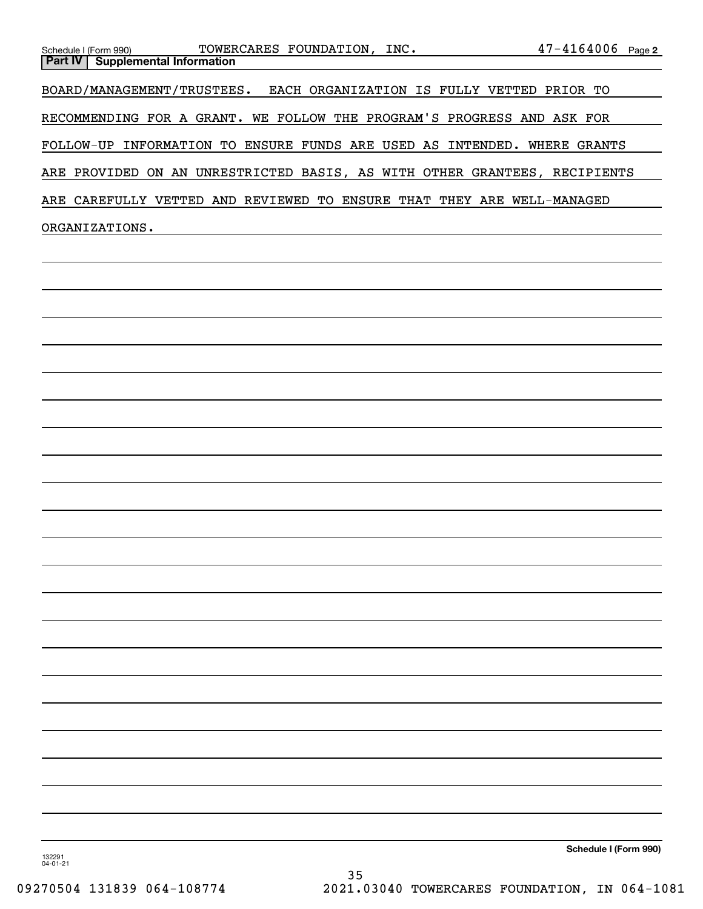## Part IV | Supplemental Information

BOARD/MANAGEMENT/TRUSTEES. EACH ORGANIZATION IS FULLY VETTED PRIOR TO RECOMMENDING FOR A GRANT. WE FOLLOW THE PROGRAM'S PROGRESS AND ASK FOR FOLLOW-UP INFORMATION TO ENSURE FUNDS ARE USED AS INTENDED. WHERE GRANTS ARE PROVIDED ON AN UNRESTRICTED BASIS, AS WITH OTHER GRANTEES, RECIPIENTS ARE CAREFULLY VETTED AND REVIEWED TO ENSURE THAT THEY ARE WELL-MANAGED ORGANIZATIONS.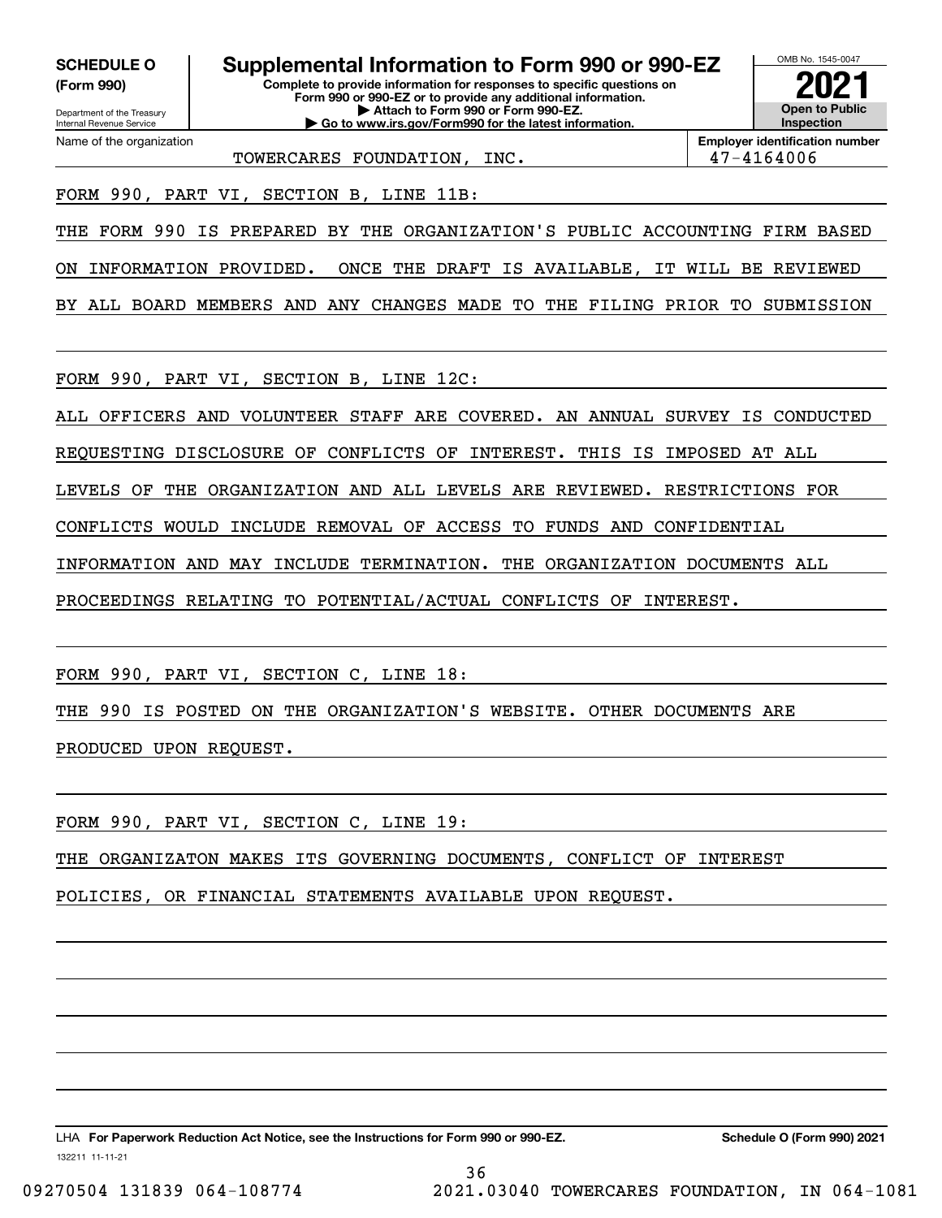**SCHEDULE O**
**(Form 990)**

Department of the Treasury
Internal Revenue Service

# Supplemental Information to Form 990 or 990-EZ

**Complete to provide information for responses to specific questions on Form 990 or 990-EZ or to provide any additional information.**
**▶ Attach to Form 990 or Form 990-EZ.**
**▶ Go to www.irs.gov/Form990 for the latest information.**

OMB No. 1545-0047

**2021**

**Open to Public Inspection**

Name of the organization: TOWERCARES FOUNDATION, INC.

**Employer identification number**: 47-4164006

FORM 990, PART VI, SECTION B, LINE 11B:

THE FORM 990 IS PREPARED BY THE ORGANIZATION'S PUBLIC ACCOUNTING FIRM BASED ON INFORMATION PROVIDED. ONCE THE DRAFT IS AVAILABLE, IT WILL BE REVIEWED BY ALL BOARD MEMBERS AND ANY CHANGES MADE TO THE FILING PRIOR TO SUBMISSION

FORM 990, PART VI, SECTION B, LINE 12C:

ALL OFFICERS AND VOLUNTEER STAFF ARE COVERED. AN ANNUAL SURVEY IS CONDUCTED REQUESTING DISCLOSURE OF CONFLICTS OF INTEREST. THIS IS IMPOSED AT ALL LEVELS OF THE ORGANIZATION AND ALL LEVELS ARE REVIEWED. RESTRICTIONS FOR CONFLICTS WOULD INCLUDE REMOVAL OF ACCESS TO FUNDS AND CONFIDENTIAL INFORMATION AND MAY INCLUDE TERMINATION. THE ORGANIZATION DOCUMENTS ALL PROCEEDINGS RELATING TO POTENTIAL/ACTUAL CONFLICTS OF INTEREST.

FORM 990, PART VI, SECTION C, LINE 18:

THE 990 IS POSTED ON THE ORGANIZATION'S WEBSITE. OTHER DOCUMENTS ARE PRODUCED UPON REQUEST.

FORM 990, PART VI, SECTION C, LINE 19:

THE ORGANIZATON MAKES ITS GOVERNING DOCUMENTS, CONFLICT OF INTEREST POLICIES, OR FINANCIAL STATEMENTS AVAILABLE UPON REQUEST.

LHA **For Paperwork Reduction Act Notice, see the Instructions for Form 990 or 990-EZ.** **Schedule O (Form 990) 2021**

132211 11-11-21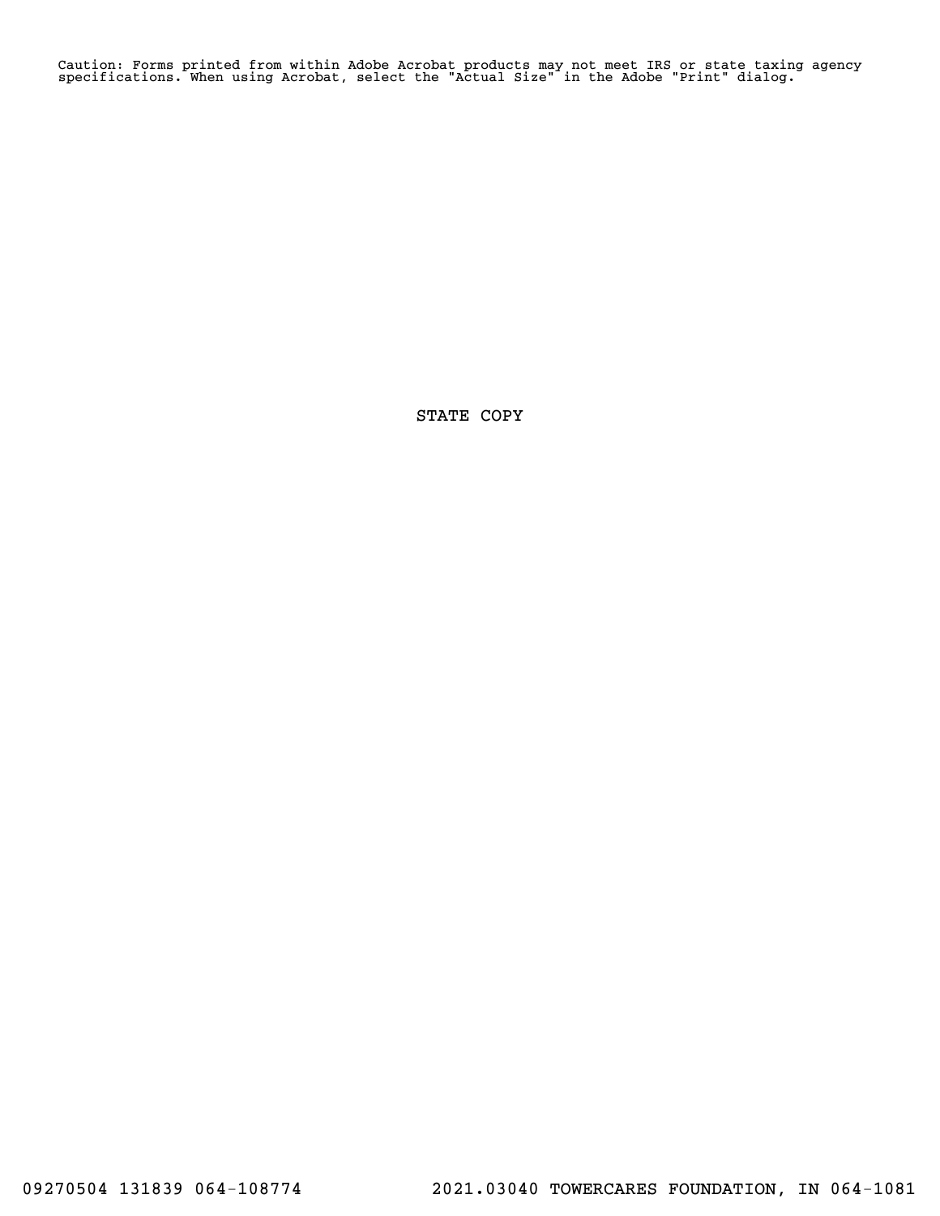Caution: Forms printed from within Adobe Acrobat products may not meet IRS or state taxing agency specifications. When using Acrobat, select the "Actual Size" in the Adobe "Print" dialog.

STATE COPY